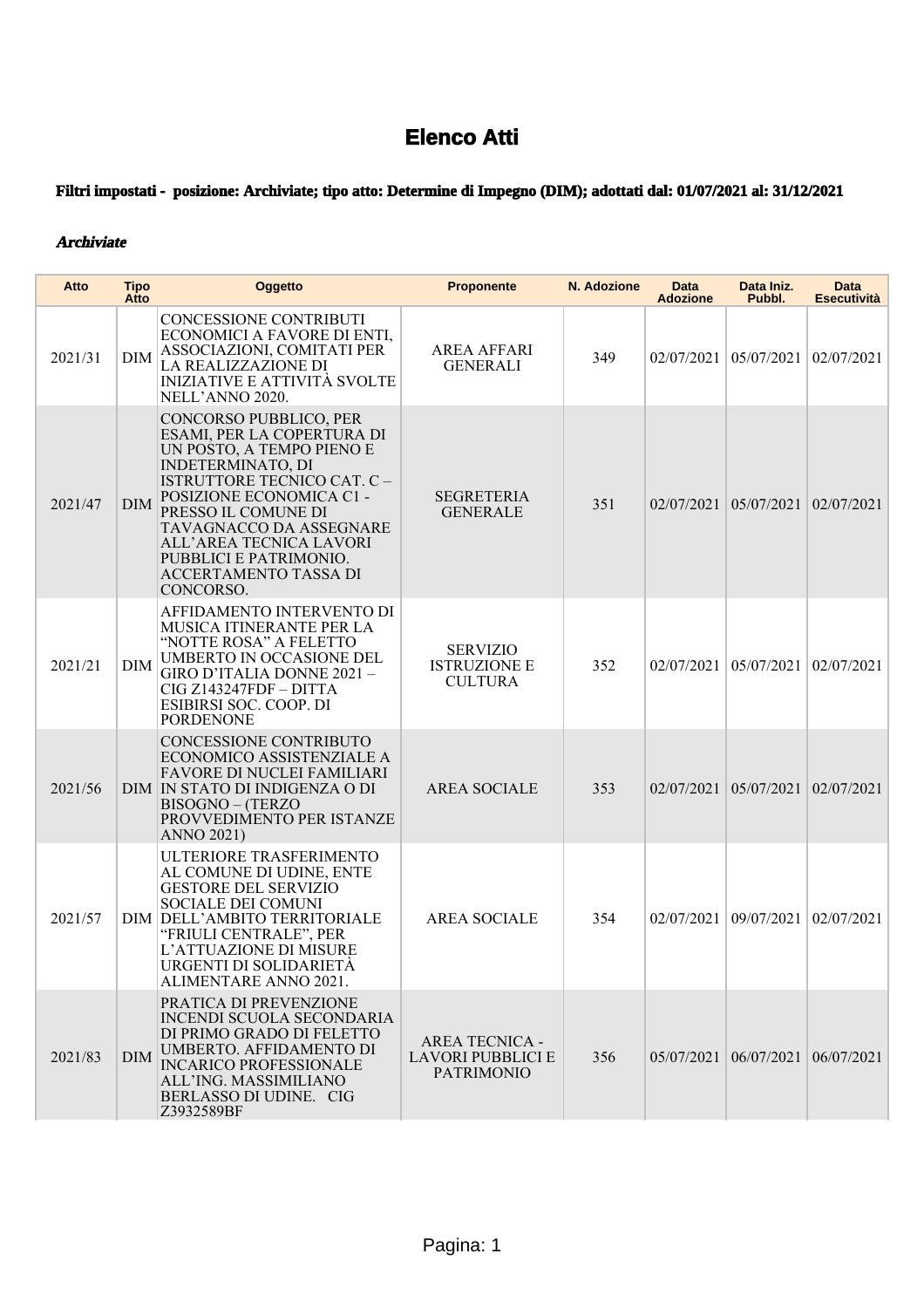# Elenco Atti

**Filtri impostati - posizione: Archiviate; tipo atto: Determine di Impegno (DIM); adottati dal: 01/07/2021 al: 31/12/2021**

***Archiviate***

| Atto | Tipo Atto | Oggetto | Proponente | N. Adozione | Data Adozione | Data Iniz. Pubbl. | Data Esecutività |
|---|---|---|---|---|---|---|---|
| 2021/31 | DIM | CONCESSIONE CONTRIBUTI ECONOMICI A FAVORE DI ENTI, ASSOCIAZIONI, COMITATI PER LA REALIZZAZIONE DI INIZIATIVE E ATTIVITÀ SVOLTE NELL'ANNO 2020. | AREA AFFARI GENERALI | 349 | 02/07/2021 | 05/07/2021 | 02/07/2021 |
| 2021/47 | DIM | CONCORSO PUBBLICO, PER ESAMI, PER LA COPERTURA DI UN POSTO, A TEMPO PIENO E INDETERMINATO, DI ISTRUTTORE TECNICO CAT. C – POSIZIONE ECONOMICA C1 - PRESSO IL COMUNE DI TAVAGNACCO DA ASSEGNARE ALL'AREA TECNICA LAVORI PUBBLICI E PATRIMONIO. ACCERTAMENTO TASSA DI CONCORSO. | SEGRETERIA GENERALE | 351 | 02/07/2021 | 05/07/2021 | 02/07/2021 |
| 2021/21 | DIM | AFFIDAMENTO INTERVENTO DI MUSICA ITINERANTE PER LA "NOTTE ROSA" A FELETTO UMBERTO IN OCCASIONE DEL GIRO D'ITALIA DONNE 2021 – CIG Z143247FDF – DITTA ESIBIRSI SOC. COOP. DI PORDENONE | SERVIZIO ISTRUZIONE E CULTURA | 352 | 02/07/2021 | 05/07/2021 | 02/07/2021 |
| 2021/56 | DIM | CONCESSIONE CONTRIBUTO ECONOMICO ASSISTENZIALE A FAVORE DI NUCLEI FAMILIARI IN STATO DI INDIGENZA O DI BISOGNO – (TERZO PROVVEDIMENTO PER ISTANZE ANNO 2021) | AREA SOCIALE | 353 | 02/07/2021 | 05/07/2021 | 02/07/2021 |
| 2021/57 | DIM | ULTERIORE TRASFERIMENTO AL COMUNE DI UDINE, ENTE GESTORE DEL SERVIZIO SOCIALE DEI COMUNI DELL'AMBITO TERRITORIALE "FRIULI CENTRALE", PER L'ATTUAZIONE DI MISURE URGENTI DI SOLIDARIETÀ ALIMENTARE ANNO 2021. | AREA SOCIALE | 354 | 02/07/2021 | 09/07/2021 | 02/07/2021 |
| 2021/83 | DIM | PRATICA DI PREVENZIONE INCENDI SCUOLA SECONDARIA DI PRIMO GRADO DI FELETTO UMBERTO. AFFIDAMENTO DI INCARICO PROFESSIONALE ALL'ING. MASSIMILIANO BERLASSO DI UDINE. CIG Z3932589BF | AREA TECNICA - LAVORI PUBBLICI E PATRIMONIO | 356 | 05/07/2021 | 06/07/2021 | 06/07/2021 |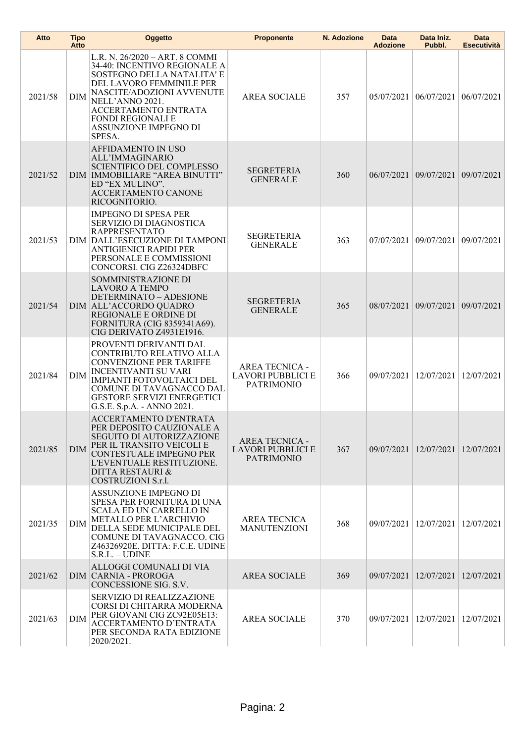| Atto | Tipo Atto | Oggetto | Proponente | N. Adozione | Data Adozione | Data Iniz. Pubbl. | Data Esecutività |
|---|---|---|---|---|---|---|---|
| 2021/58 | DIM | L.R. N. 26/2020 – ART. 8 COMMI 34-40: INCENTIVO REGIONALE A SOSTEGNO DELLA NATALITA' E DEL LAVORO FEMMINILE PER NASCITE/ADOZIONI AVVENUTE NELL'ANNO 2021. ACCERTAMENTO ENTRATA FONDI REGIONALI E ASSUNZIONE IMPEGNO DI SPESA. | AREA SOCIALE | 357 | 05/07/2021 | 06/07/2021 | 06/07/2021 |
| 2021/52 | DIM | AFFIDAMENTO IN USO ALL'IMMAGINARIO SCIENTIFICO DEL COMPLESSO IMMOBILIARE "AREA BINUTTI" ED "EX MULINO". ACCERTAMENTO CANONE RICOGNITORIO. | SEGRETERIA GENERALE | 360 | 06/07/2021 | 09/07/2021 | 09/07/2021 |
| 2021/53 | DIM | IMPEGNO DI SPESA PER SERVIZIO DI DIAGNOSTICA RAPPRESENTATO DALL'ESECUZIONE DI TAMPONI ANTIGIENICI RAPIDI PER PERSONALE E COMMISSIONI CONCORSI. CIG Z26324DBFC | SEGRETERIA GENERALE | 363 | 07/07/2021 | 09/07/2021 | 09/07/2021 |
| 2021/54 | DIM | SOMMINISTRAZIONE DI LAVORO A TEMPO DETERMINATO – ADESIONE ALL'ACCORDO QUADRO REGIONALE E ORDINE DI FORNITURA (CIG 8359341A69). CIG DERIVATO Z4931E1916. | SEGRETERIA GENERALE | 365 | 08/07/2021 | 09/07/2021 | 09/07/2021 |
| 2021/84 | DIM | PROVENTI DERIVANTI DAL CONTRIBUTO RELATIVO ALLA CONVENZIONE PER TARIFFE INCENTIVANTI SU VARI IMPIANTI FOTOVOLTAICI DEL COMUNE DI TAVAGNACCO DAL GESTORE SERVIZI ENERGETICI G.S.E. S.p.A. - ANNO 2021. | AREA TECNICA - LAVORI PUBBLICI E PATRIMONIO | 366 | 09/07/2021 | 12/07/2021 | 12/07/2021 |
| 2021/85 | DIM | ACCERTAMENTO D'ENTRATA PER DEPOSITO CAUZIONALE A SEGUITO DI AUTORIZZAZIONE PER IL TRANSITO VEICOLI E CONTESTUALE IMPEGNO PER L'EVENTUALE RESTITUZIONE. DITTA RESTAURI & COSTRUZIONI S.r.l. | AREA TECNICA - LAVORI PUBBLICI E PATRIMONIO | 367 | 09/07/2021 | 12/07/2021 | 12/07/2021 |
| 2021/35 | DIM | ASSUNZIONE IMPEGNO DI SPESA PER FORNITURA DI UNA SCALA ED UN CARRELLO IN METALLO PER L'ARCHIVIO DELLA SEDE MUNICIPALE DEL COMUNE DI TAVAGNACCO. CIG Z46326920E. DITTA: F.C.E. UDINE S.R.L. – UDINE | AREA TECNICA MANUTENZIONI | 368 | 09/07/2021 | 12/07/2021 | 12/07/2021 |
| 2021/62 | DIM | ALLOGGI COMUNALI DI VIA CARNIA - PROROGA CONCESSIONE SIG. S.V. | AREA SOCIALE | 369 | 09/07/2021 | 12/07/2021 | 12/07/2021 |
| 2021/63 | DIM | SERVIZIO DI REALIZZAZIONE CORSI DI CHITARRA MODERNA PER GIOVANI CIG ZC92E05E13: ACCERTAMENTO D'ENTRATA PER SECONDA RATA EDIZIONE 2020/2021. | AREA SOCIALE | 370 | 09/07/2021 | 12/07/2021 | 12/07/2021 |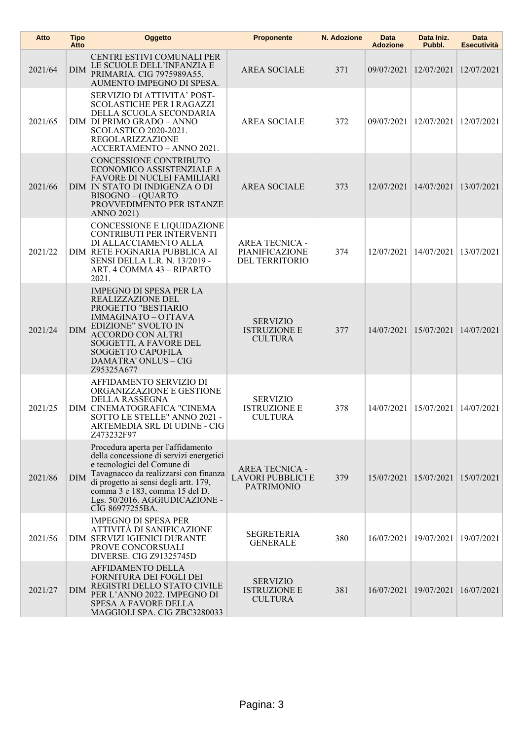| Atto | Tipo Atto | Oggetto | Proponente | N. Adozione | Data Adozione | Data Iniz. Pubbl. | Data Esecutività |
|---|---|---|---|---|---|---|---|
| 2021/64 | DIM | CENTRI ESTIVI COMUNALI PER LE SCUOLE DELL'INFANZIA E PRIMARIA. CIG 7975989A55. AUMENTO IMPEGNO DI SPESA. | AREA SOCIALE | 371 | 09/07/2021 | 12/07/2021 | 12/07/2021 |
| 2021/65 | DIM | SERVIZIO DI ATTIVITA' POST-SCOLASTICHE PER I RAGAZZI DELLA SCUOLA SECONDARIA DI PRIMO GRADO – ANNO SCOLASTICO 2020-2021. REGOLARIZZAZIONE ACCERTAMENTO – ANNO 2021. | AREA SOCIALE | 372 | 09/07/2021 | 12/07/2021 | 12/07/2021 |
| 2021/66 | DIM | CONCESSIONE CONTRIBUTO ECONOMICO ASSISTENZIALE A FAVORE DI NUCLEI FAMILIARI IN STATO DI INDIGENZA O DI BISOGNO – (QUARTO PROVVEDIMENTO PER ISTANZE ANNO 2021) | AREA SOCIALE | 373 | 12/07/2021 | 14/07/2021 | 13/07/2021 |
| 2021/22 | DIM | CONCESSIONE E LIQUIDAZIONE CONTRIBUTI PER INTERVENTI DI ALLACCIAMENTO ALLA RETE FOGNARIA PUBBLICA AI SENSI DELLA L.R. N. 13/2019 - ART. 4 COMMA 43 – RIPARTO 2021. | AREA TECNICA - PIANIFICAZIONE DEL TERRITORIO | 374 | 12/07/2021 | 14/07/2021 | 13/07/2021 |
| 2021/24 | DIM | IMPEGNO DI SPESA PER LA REALIZZAZIONE DEL PROGETTO "BESTIARIO IMMAGINATO – OTTAVA EDIZIONE" SVOLTO IN ACCORDO CON ALTRI SOGGETTI, A FAVORE DEL SOGGETTO CAPOFILA DAMATRA' ONLUS – CIG Z95325A677 | SERVIZIO ISTRUZIONE E CULTURA | 377 | 14/07/2021 | 15/07/2021 | 14/07/2021 |
| 2021/25 | DIM | AFFIDAMENTO SERVIZIO DI ORGANIZZAZIONE E GESTIONE DELLA RASSEGNA CINEMATOGRAFICA "CINEMA SOTTO LE STELLE" ANNO 2021 - ARTEMEDIA SRL DI UDINE - CIG Z473232F97 | SERVIZIO ISTRUZIONE E CULTURA | 378 | 14/07/2021 | 15/07/2021 | 14/07/2021 |
| 2021/86 | DIM | Procedura aperta per l'affidamento della concessione di servizi energetici e tecnologici del Comune di Tavagnacco da realizzarsi con finanza di progetto ai sensi degli artt. 179, comma 3 e 183, comma 15 del D. Lgs. 50/2016. AGGIUDICAZIONE - CIG 86977255BA. | AREA TECNICA - LAVORI PUBBLICI E PATRIMONIO | 379 | 15/07/2021 | 15/07/2021 | 15/07/2021 |
| 2021/56 | DIM | IMPEGNO DI SPESA PER ATTIVITÀ DI SANIFICAZIONE SERVIZI IGIENICI DURANTE PROVE CONCORSUALI DIVERSE. CIG Z91325745D | SEGRETERIA GENERALE | 380 | 16/07/2021 | 19/07/2021 | 19/07/2021 |
| 2021/27 | DIM | AFFIDAMENTO DELLA FORNITURA DEI FOGLI DEI REGISTRI DELLO STATO CIVILE PER L'ANNO 2022. IMPEGNO DI SPESA A FAVORE DELLA MAGGIOLI SPA. CIG ZBC3280033 | SERVIZIO ISTRUZIONE E CULTURA | 381 | 16/07/2021 | 19/07/2021 | 16/07/2021 |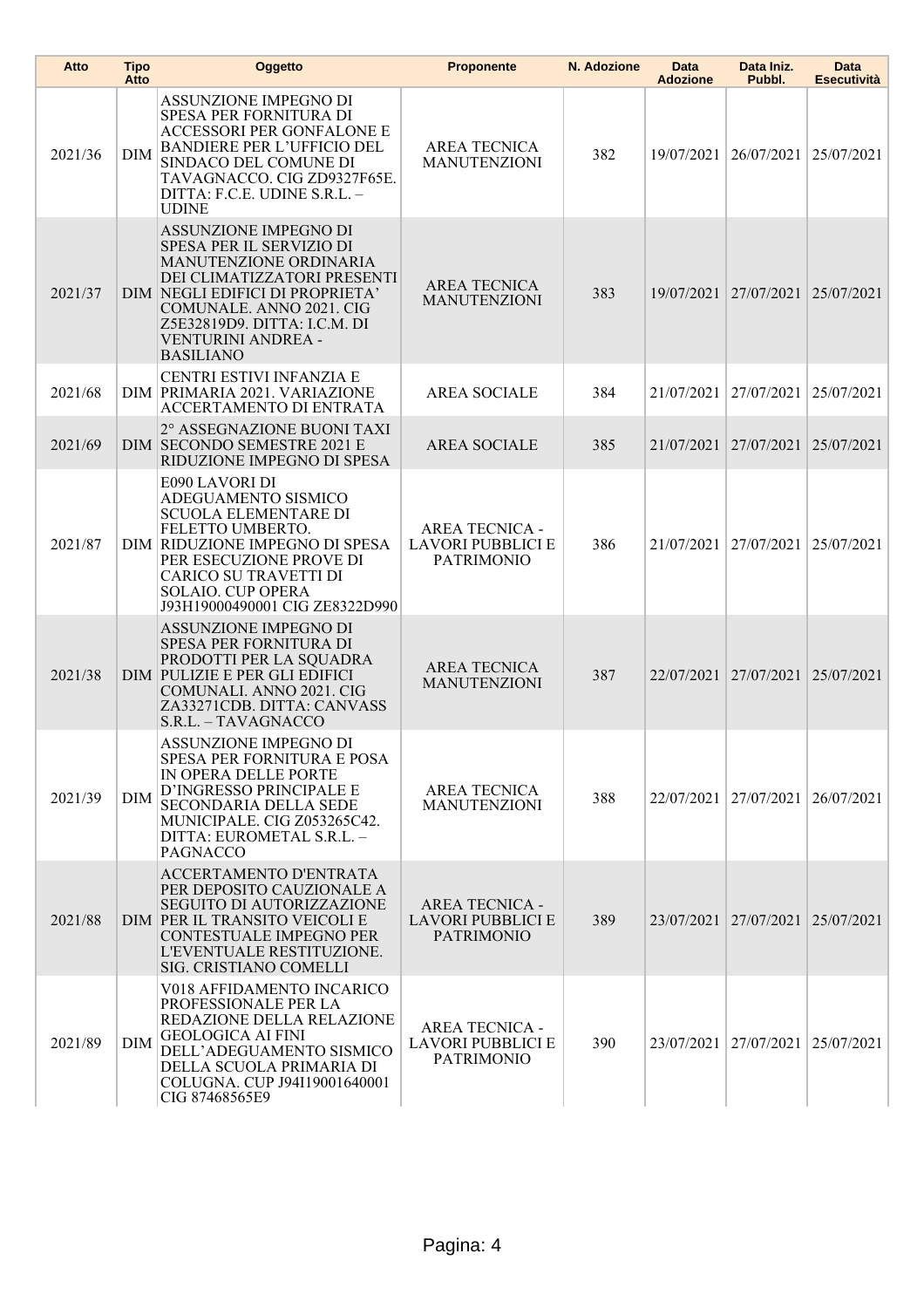| Atto | Tipo Atto | Oggetto | Proponente | N. Adozione | Data Adozione | Data Iniz. Pubbl. | Data Esecutività |
| --- | --- | --- | --- | --- | --- | --- | --- |
| 2021/36 | DIM | ASSUNZIONE IMPEGNO DI SPESA PER FORNITURA DI ACCESSORI PER GONFALONE E BANDIERE PER L'UFFICIO DEL SINDACO DEL COMUNE DI TAVAGNACCO. CIG ZD9327F65E. DITTA: F.C.E. UDINE S.R.L. – UDINE | AREA TECNICA MANUTENZIONI | 382 | 19/07/2021 | 26/07/2021 | 25/07/2021 |
| 2021/37 | DIM | ASSUNZIONE IMPEGNO DI SPESA PER IL SERVIZIO DI MANUTENZIONE ORDINARIA DEI CLIMATIZZATORI PRESENTI NEGLI EDIFICI DI PROPRIETA' COMUNALE. ANNO 2021. CIG Z5E32819D9. DITTA: I.C.M. DI VENTURINI ANDREA - BASILIANO | AREA TECNICA MANUTENZIONI | 383 | 19/07/2021 | 27/07/2021 | 25/07/2021 |
| 2021/68 | DIM | CENTRI ESTIVI INFANZIA E PRIMARIA 2021. VARIAZIONE ACCERTAMENTO DI ENTRATA | AREA SOCIALE | 384 | 21/07/2021 | 27/07/2021 | 25/07/2021 |
| 2021/69 | DIM | 2° ASSEGNAZIONE BUONI TAXI SECONDO SEMESTRE 2021 E RIDUZIONE IMPEGNO DI SPESA | AREA SOCIALE | 385 | 21/07/2021 | 27/07/2021 | 25/07/2021 |
| 2021/87 | DIM | E090 LAVORI DI ADEGUAMENTO SISMICO SCUOLA ELEMENTARE DI FELETTO UMBERTO. RIDUZIONE IMPEGNO DI SPESA PER ESECUZIONE PROVE DI CARICO SU TRAVETTI DI SOLAIO. CUP OPERA J93H19000490001 CIG ZE8322D990 | AREA TECNICA - LAVORI PUBBLICI E PATRIMONIO | 386 | 21/07/2021 | 27/07/2021 | 25/07/2021 |
| 2021/38 | DIM | ASSUNZIONE IMPEGNO DI SPESA PER FORNITURA DI PRODOTTI PER LA SQUADRA PULIZIE E PER GLI EDIFICI COMUNALI. ANNO 2021. CIG ZA33271CDB. DITTA: CANVASS S.R.L. – TAVAGNACCO | AREA TECNICA MANUTENZIONI | 387 | 22/07/2021 | 27/07/2021 | 25/07/2021 |
| 2021/39 | DIM | ASSUNZIONE IMPEGNO DI SPESA PER FORNITURA E POSA IN OPERA DELLE PORTE D'INGRESSO PRINCIPALE E SECONDARIA DELLA SEDE MUNICIPALE. CIG Z053265C42. DITTA: EUROMETAL S.R.L. – PAGNACCO | AREA TECNICA MANUTENZIONI | 388 | 22/07/2021 | 27/07/2021 | 26/07/2021 |
| 2021/88 | DIM | ACCERTAMENTO D'ENTRATA PER DEPOSITO CAUZIONALE A SEGUITO DI AUTORIZZAZIONE PER IL TRANSITO VEICOLI E CONTESTUALE IMPEGNO PER L'EVENTUALE RESTITUZIONE. SIG. CRISTIANO COMELLI | AREA TECNICA - LAVORI PUBBLICI E PATRIMONIO | 389 | 23/07/2021 | 27/07/2021 | 25/07/2021 |
| 2021/89 | DIM | V018 AFFIDAMENTO INCARICO PROFESSIONALE PER LA REDAZIONE DELLA RELAZIONE GEOLOGICA AI FINI DELL'ADEGUAMENTO SISMICO DELLA SCUOLA PRIMARIA DI COLUGNA. CUP J94I19001640001 CIG 87468565E9 | AREA TECNICA - LAVORI PUBBLICI E PATRIMONIO | 390 | 23/07/2021 | 27/07/2021 | 25/07/2021 |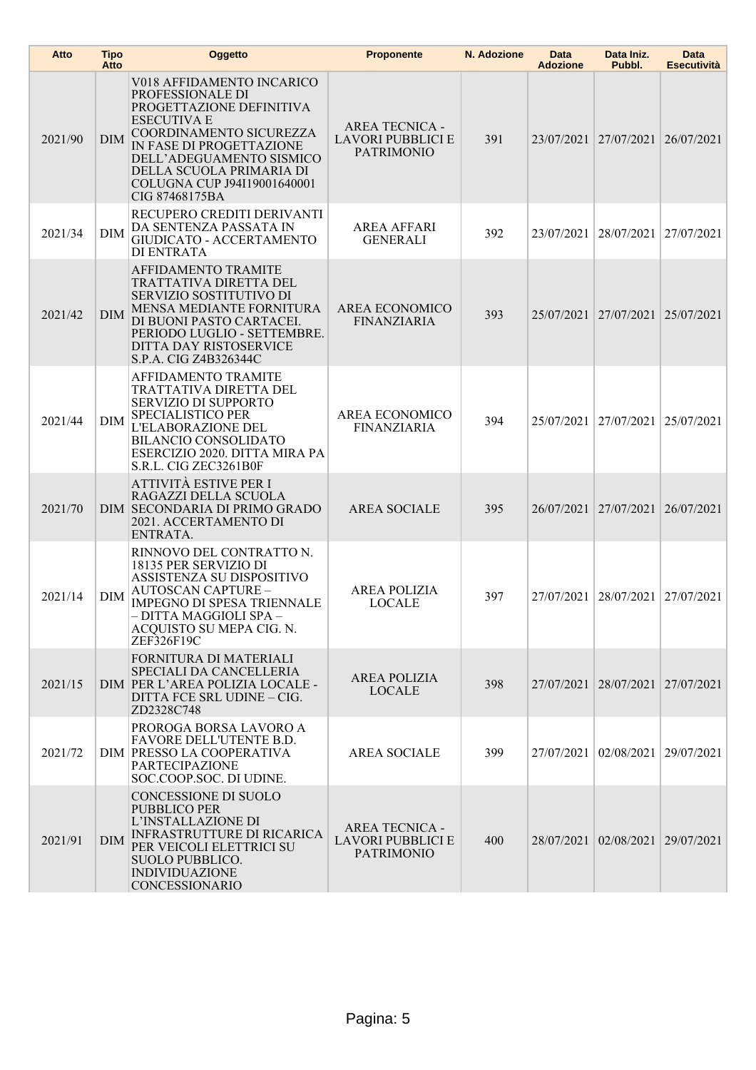| Atto | Tipo Atto | Oggetto | Proponente | N. Adozione | Data Adozione | Data Iniz. Pubbl. | Data Esecutività |
|---|---|---|---|---|---|---|---|
| 2021/90 | DIM | V018 AFFIDAMENTO INCARICO PROFESSIONALE DI PROGETTAZIONE DEFINITIVA ESECUTIVA E COORDINAMENTO SICUREZZA IN FASE DI PROGETTAZIONE DELL'ADEGUAMENTO SISMICO DELLA SCUOLA PRIMARIA DI COLUGNA CUP J94I19001640001 CIG 87468175BA | AREA TECNICA - LAVORI PUBBLICI E PATRIMONIO | 391 | 23/07/2021 | 27/07/2021 | 26/07/2021 |
| 2021/34 | DIM | RECUPERO CREDITI DERIVANTI DA SENTENZA PASSATA IN GIUDICATO - ACCERTAMENTO DI ENTRATA | AREA AFFARI GENERALI | 392 | 23/07/2021 | 28/07/2021 | 27/07/2021 |
| 2021/42 | DIM | AFFIDAMENTO TRAMITE TRATTATIVA DIRETTA DEL SERVIZIO SOSTITUTIVO DI MENSA MEDIANTE FORNITURA DI BUONI PASTO CARTACEI. PERIODO LUGLIO - SETTEMBRE. DITTA DAY RISTOSERVICE S.P.A. CIG Z4B326344C | AREA ECONOMICO FINANZIARIA | 393 | 25/07/2021 | 27/07/2021 | 25/07/2021 |
| 2021/44 | DIM | AFFIDAMENTO TRAMITE TRATTATIVA DIRETTA DEL SERVIZIO DI SUPPORTO SPECIALISTICO PER L'ELABORAZIONE DEL BILANCIO CONSOLIDATO ESERCIZIO 2020. DITTA MIRA PA S.R.L. CIG ZEC3261B0F | AREA ECONOMICO FINANZIARIA | 394 | 25/07/2021 | 27/07/2021 | 25/07/2021 |
| 2021/70 | DIM | ATTIVITÀ ESTIVE PER I RAGAZZI DELLA SCUOLA SECONDARIA DI PRIMO GRADO 2021. ACCERTAMENTO DI ENTRATA. | AREA SOCIALE | 395 | 26/07/2021 | 27/07/2021 | 26/07/2021 |
| 2021/14 | DIM | RINNOVO DEL CONTRATTO N. 18135 PER SERVIZIO DI ASSISTENZA SU DISPOSITIVO AUTOSCAN CAPTURE – IMPEGNO DI SPESA TRIENNALE – DITTA MAGGIOLI SPA – ACQUISTO SU MEPA CIG. N. ZEF326F19C | AREA POLIZIA LOCALE | 397 | 27/07/2021 | 28/07/2021 | 27/07/2021 |
| 2021/15 | DIM | FORNITURA DI MATERIALI SPECIALI DA CANCELLERIA PER L'AREA POLIZIA LOCALE - DITTA FCE SRL UDINE – CIG. ZD2328C748 | AREA POLIZIA LOCALE | 398 | 27/07/2021 | 28/07/2021 | 27/07/2021 |
| 2021/72 | DIM | PROROGA BORSA LAVORO A FAVORE DELL'UTENTE B.D. PRESSO LA COOPERATIVA PARTECIPAZIONE SOC.COOP.SOC. DI UDINE. | AREA SOCIALE | 399 | 27/07/2021 | 02/08/2021 | 29/07/2021 |
| 2021/91 | DIM | CONCESSIONE DI SUOLO PUBBLICO PER L'INSTALLAZIONE DI INFRASTRUTTURE DI RICARICA PER VEICOLI ELETTRICI SU SUOLO PUBBLICO. INDIVIDUAZIONE CONCESSIONARIO | AREA TECNICA - LAVORI PUBBLICI E PATRIMONIO | 400 | 28/07/2021 | 02/08/2021 | 29/07/2021 |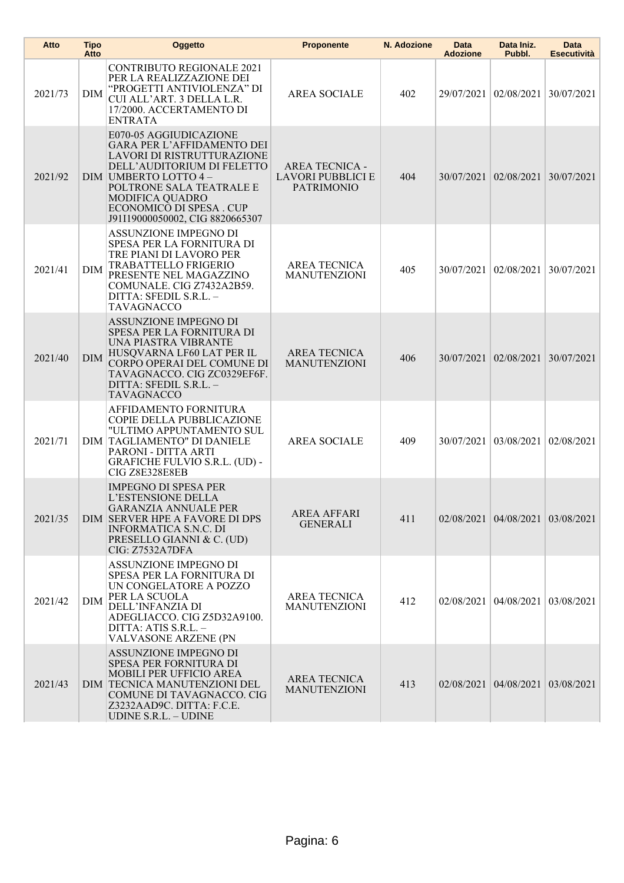| Atto | Tipo Atto | Oggetto | Proponente | N. Adozione | Data Adozione | Data Iniz. Pubbl. | Data Esecutività |
| --- | --- | --- | --- | --- | --- | --- | --- |
| 2021/73 | DIM | CONTRIBUTO REGIONALE 2021 PER LA REALIZZAZIONE DEI “PROGETTI ANTIVIOLENZA” DI CUI ALL’ART. 3 DELLA L.R. 17/2000. ACCERTAMENTO DI ENTRATA | AREA SOCIALE | 402 | 29/07/2021 | 02/08/2021 | 30/07/2021 |
| 2021/92 | DIM | E070-05 AGGIUDICAZIONE GARA PER L’AFFIDAMENTO DEI LAVORI DI RISTRUTTURAZIONE DELL’AUDITORIUM DI FELETTO UMBERTO LOTTO 4 – POLTRONE SALA TEATRALE E MODIFICA QUADRO ECONOMICO DI SPESA . CUP J91I19000050002, CIG 8820665307 | AREA TECNICA - LAVORI PUBBLICI E PATRIMONIO | 404 | 30/07/2021 | 02/08/2021 | 30/07/2021 |
| 2021/41 | DIM | ASSUNZIONE IMPEGNO DI SPESA PER LA FORNITURA DI TRE PIANI DI LAVORO PER TRABATTELLO FRIGERIO PRESENTE NEL MAGAZZINO COMUNALE. CIG Z7432A2B59. DITTA: SFEDIL S.R.L. – TAVAGNACCO | AREA TECNICA MANUTENZIONI | 405 | 30/07/2021 | 02/08/2021 | 30/07/2021 |
| 2021/40 | DIM | ASSUNZIONE IMPEGNO DI SPESA PER LA FORNITURA DI UNA PIASTRA VIBRANTE HUSQVARNA LF60 LAT PER IL CORPO OPERAI DEL COMUNE DI TAVAGNACCO. CIG ZC0329EF6F. DITTA: SFEDIL S.R.L. – TAVAGNACCO | AREA TECNICA MANUTENZIONI | 406 | 30/07/2021 | 02/08/2021 | 30/07/2021 |
| 2021/71 | DIM | AFFIDAMENTO FORNITURA COPIE DELLA PUBBLICAZIONE "ULTIMO APPUNTAMENTO SUL TAGLIAMENTO" DI DANIELE PARONI - DITTA ARTI GRAFICHE FULVIO S.R.L. (UD) - CIG Z8E328E8EB | AREA SOCIALE | 409 | 30/07/2021 | 03/08/2021 | 02/08/2021 |
| 2021/35 | DIM | IMPEGNO DI SPESA PER L’ESTENSIONE DELLA GARANZIA ANNUALE PER SERVER HPE A FAVORE DI DPS INFORMATICA S.N.C. DI PRESELLO GIANNI & C. (UD) CIG: Z7532A7DFA | AREA AFFARI GENERALI | 411 | 02/08/2021 | 04/08/2021 | 03/08/2021 |
| 2021/42 | DIM | ASSUNZIONE IMPEGNO DI SPESA PER LA FORNITURA DI UN CONGELATORE A POZZO PER LA SCUOLA DELL’INFANZIA DI ADEGLIACCO. CIG Z5D32A9100. DITTA: ATIS S.R.L. – VALVASONE ARZENE (PN | AREA TECNICA MANUTENZIONI | 412 | 02/08/2021 | 04/08/2021 | 03/08/2021 |
| 2021/43 | DIM | ASSUNZIONE IMPEGNO DI SPESA PER FORNITURA DI MOBILI PER UFFICIO AREA TECNICA MANUTENZIONI DEL COMUNE DI TAVAGNACCO. CIG Z3232AAD9C. DITTA: F.C.E. UDINE S.R.L. – UDINE | AREA TECNICA MANUTENZIONI | 413 | 02/08/2021 | 04/08/2021 | 03/08/2021 |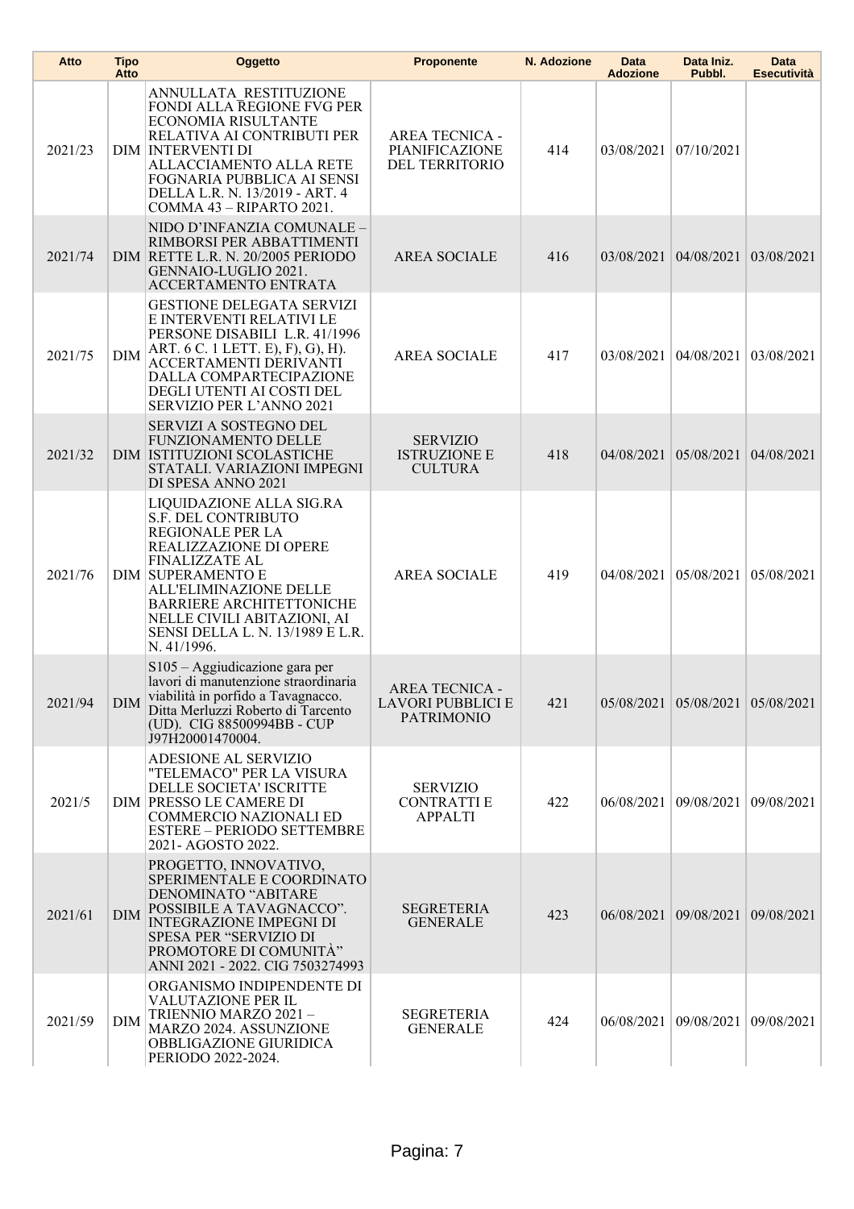| Atto | Tipo Atto | Oggetto | Proponente | N. Adozione | Data Adozione | Data Iniz. Pubbl. | Data Esecutività |
|---|---|---|---|---|---|---|---|
| 2021/23 | DIM | ANNULLATA_RESTITUZIONE FONDI ALLA REGIONE FVG PER ECONOMIA RISULTANTE RELATIVA AI CONTRIBUTI PER INTERVENTI DI ALLACCIAMENTO ALLA RETE FOGNARIA PUBBLICA AI SENSI DELLA L.R. N. 13/2019 - ART. 4 COMMA 43 – RIPARTO 2021. | AREA TECNICA - PIANIFICAZIONE DEL TERRITORIO | 414 | 03/08/2021 | 07/10/2021 | |
| 2021/74 | DIM | NIDO D'INFANZIA COMUNALE – RIMBORSI PER ABBATTIMENTI RETTE L.R. N. 20/2005 PERIODO GENNAIO-LUGLIO 2021. ACCERTAMENTO ENTRATA | AREA SOCIALE | 416 | 03/08/2021 | 04/08/2021 | 03/08/2021 |
| 2021/75 | DIM | GESTIONE DELEGATA SERVIZI E INTERVENTI RELATIVI LE PERSONE DISABILI L.R. 41/1996 ART. 6 C. 1 LETT. E), F), G), H). ACCERTAMENTI DERIVANTI DALLA COMPARTECIPAZIONE DEGLI UTENTI AI COSTI DEL SERVIZIO PER L'ANNO 2021 | AREA SOCIALE | 417 | 03/08/2021 | 04/08/2021 | 03/08/2021 |
| 2021/32 | DIM | SERVIZI A SOSTEGNO DEL FUNZIONAMENTO DELLE ISTITUZIONI SCOLASTICHE STATALI. VARIAZIONI IMPEGNI DI SPESA ANNO 2021 | SERVIZIO ISTRUZIONE E CULTURA | 418 | 04/08/2021 | 05/08/2021 | 04/08/2021 |
| 2021/76 | DIM | LIQUIDAZIONE ALLA SIG.RA S.F. DEL CONTRIBUTO REGIONALE PER LA REALIZZAZIONE DI OPERE FINALIZZATE AL SUPERAMENTO E ALL'ELIMINAZIONE DELLE BARRIERE ARCHITETTONICHE NELLE CIVILI ABITAZIONI, AI SENSI DELLA L. N. 13/1989 E L.R. N. 41/1996. | AREA SOCIALE | 419 | 04/08/2021 | 05/08/2021 | 05/08/2021 |
| 2021/94 | DIM | S105 – Aggiudicazione gara per lavori di manutenzione straordinaria viabilità in porfido a Tavagnacco. Ditta Merluzzi Roberto di Tarcento (UD). CIG 88500994BB - CUP J97H20001470004. | AREA TECNICA - LAVORI PUBBLICI E PATRIMONIO | 421 | 05/08/2021 | 05/08/2021 | 05/08/2021 |
| 2021/5 | DIM | ADESIONE AL SERVIZIO "TELEMACO" PER LA VISURA DELLE SOCIETA' ISCRITTE PRESSO LE CAMERE DI COMMERCIO NAZIONALI ED ESTERE – PERIODO SETTEMBRE 2021- AGOSTO 2022. | SERVIZIO CONTRATTI E APPALTI | 422 | 06/08/2021 | 09/08/2021 | 09/08/2021 |
| 2021/61 | DIM | PROGETTO, INNOVATIVO, SPERIMENTALE E COORDINATO DENOMINATO "ABITARE POSSIBILE A TAVAGNACCO". INTEGRAZIONE IMPEGNI DI SPESA PER "SERVIZIO DI PROMOTORE DI COMUNITÀ" ANNI 2021 - 2022. CIG 7503274993 | SEGRETERIA GENERALE | 423 | 06/08/2021 | 09/08/2021 | 09/08/2021 |
| 2021/59 | DIM | ORGANISMO INDIPENDENTE DI VALUTAZIONE PER IL TRIENNIO MARZO 2021 – MARZO 2024. ASSUNZIONE OBBLIGAZIONE GIURIDICA PERIODO 2022-2024. | SEGRETERIA GENERALE | 424 | 06/08/2021 | 09/08/2021 | 09/08/2021 |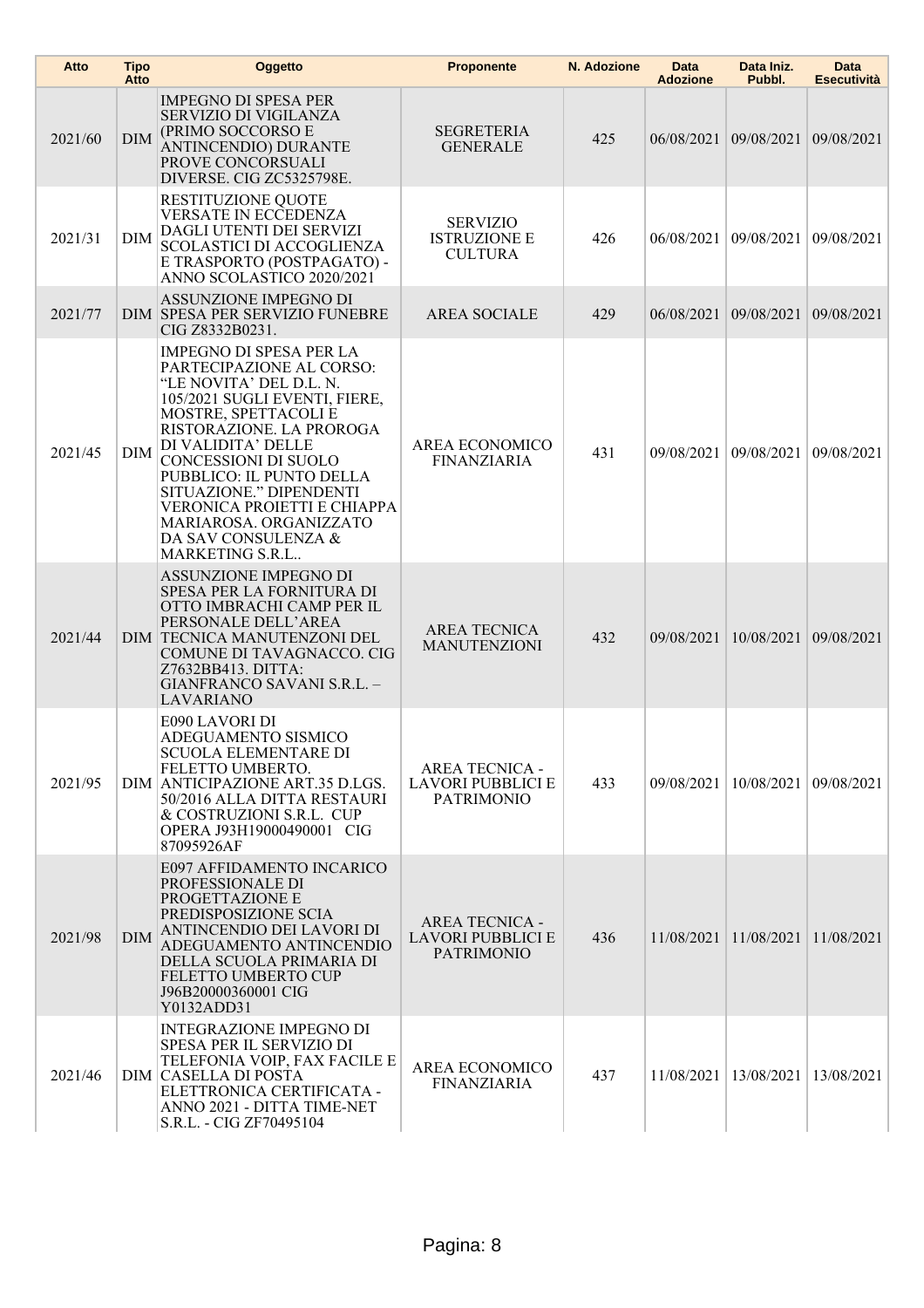| Atto | Tipo Atto | Oggetto | Proponente | N. Adozione | Data Adozione | Data Iniz. Pubbl. | Data Esecutività |
|---|---|---|---|---|---|---|---|
| 2021/60 | DIM | IMPEGNO DI SPESA PER SERVIZIO DI VIGILANZA (PRIMO SOCCORSO E ANTINCENDIO) DURANTE PROVE CONCORSUALI DIVERSE. CIG ZC5325798E. | SEGRETERIA GENERALE | 425 | 06/08/2021 | 09/08/2021 | 09/08/2021 |
| 2021/31 | DIM | RESTITUZIONE QUOTE VERSATE IN ECCEDENZA DAGLI UTENTI DEI SERVIZI SCOLASTICI DI ACCOGLIENZA E TRASPORTO (POSTPAGATO) - ANNO SCOLASTICO 2020/2021 | SERVIZIO ISTRUZIONE E CULTURA | 426 | 06/08/2021 | 09/08/2021 | 09/08/2021 |
| 2021/77 | DIM | ASSUNZIONE IMPEGNO DI SPESA PER SERVIZIO FUNEBRE CIG Z8332B0231. | AREA SOCIALE | 429 | 06/08/2021 | 09/08/2021 | 09/08/2021 |
| 2021/45 | DIM | IMPEGNO DI SPESA PER LA PARTECIPAZIONE AL CORSO: "LE NOVITA' DEL D.L. N. 105/2021 SUGLI EVENTI, FIERE, MOSTRE, SPETTACOLI E RISTORAZIONE. LA PROROGA DI VALIDITA' DELLE CONCESSIONI DI SUOLO PUBBLICO: IL PUNTO DELLA SITUAZIONE." DIPENDENTI VERONICA PROIETTI E CHIAPPA MARIAROSA. ORGANIZZATO DA SAV CONSULENZA & MARKETING S.R.L.. | AREA ECONOMICO FINANZIARIA | 431 | 09/08/2021 | 09/08/2021 | 09/08/2021 |
| 2021/44 | DIM | ASSUNZIONE IMPEGNO DI SPESA PER LA FORNITURA DI OTTO IMBRACHI CAMP PER IL PERSONALE DELL'AREA TECNICA MANUTENZONI DEL COMUNE DI TAVAGNACCO. CIG Z7632BB413. DITTA: GIANFRANCO SAVANI S.R.L. – LAVARIANO | AREA TECNICA MANUTENZIONI | 432 | 09/08/2021 | 10/08/2021 | 09/08/2021 |
| 2021/95 | DIM | E090 LAVORI DI ADEGUAMENTO SISMICO SCUOLA ELEMENTARE DI FELETTO UMBERTO. ANTICIPAZIONE ART.35 D.LGS. 50/2016 ALLA DITTA RESTAURI & COSTRUZIONI S.R.L. CUP OPERA J93H19000490001 CIG 87095926AF | AREA TECNICA - LAVORI PUBBLICI E PATRIMONIO | 433 | 09/08/2021 | 10/08/2021 | 09/08/2021 |
| 2021/98 | DIM | E097 AFFIDAMENTO INCARICO PROFESSIONALE DI PROGETTAZIONE E PREDISPOSIZIONE SCIA ANTINCENDIO DEI LAVORI DI ADEGUAMENTO ANTINCENDIO DELLA SCUOLA PRIMARIA DI FELETTO UMBERTO CUP J96B20000360001 CIG Y0132ADD31 | AREA TECNICA - LAVORI PUBBLICI E PATRIMONIO | 436 | 11/08/2021 | 11/08/2021 | 11/08/2021 |
| 2021/46 | DIM | INTEGRAZIONE IMPEGNO DI SPESA PER IL SERVIZIO DI TELEFONIA VOIP, FAX FACILE E CASELLA DI POSTA ELETTRONICA CERTIFICATA - ANNO 2021 - DITTA TIME-NET S.R.L. - CIG ZF70495104 | AREA ECONOMICO FINANZIARIA | 437 | 11/08/2021 | 13/08/2021 | 13/08/2021 |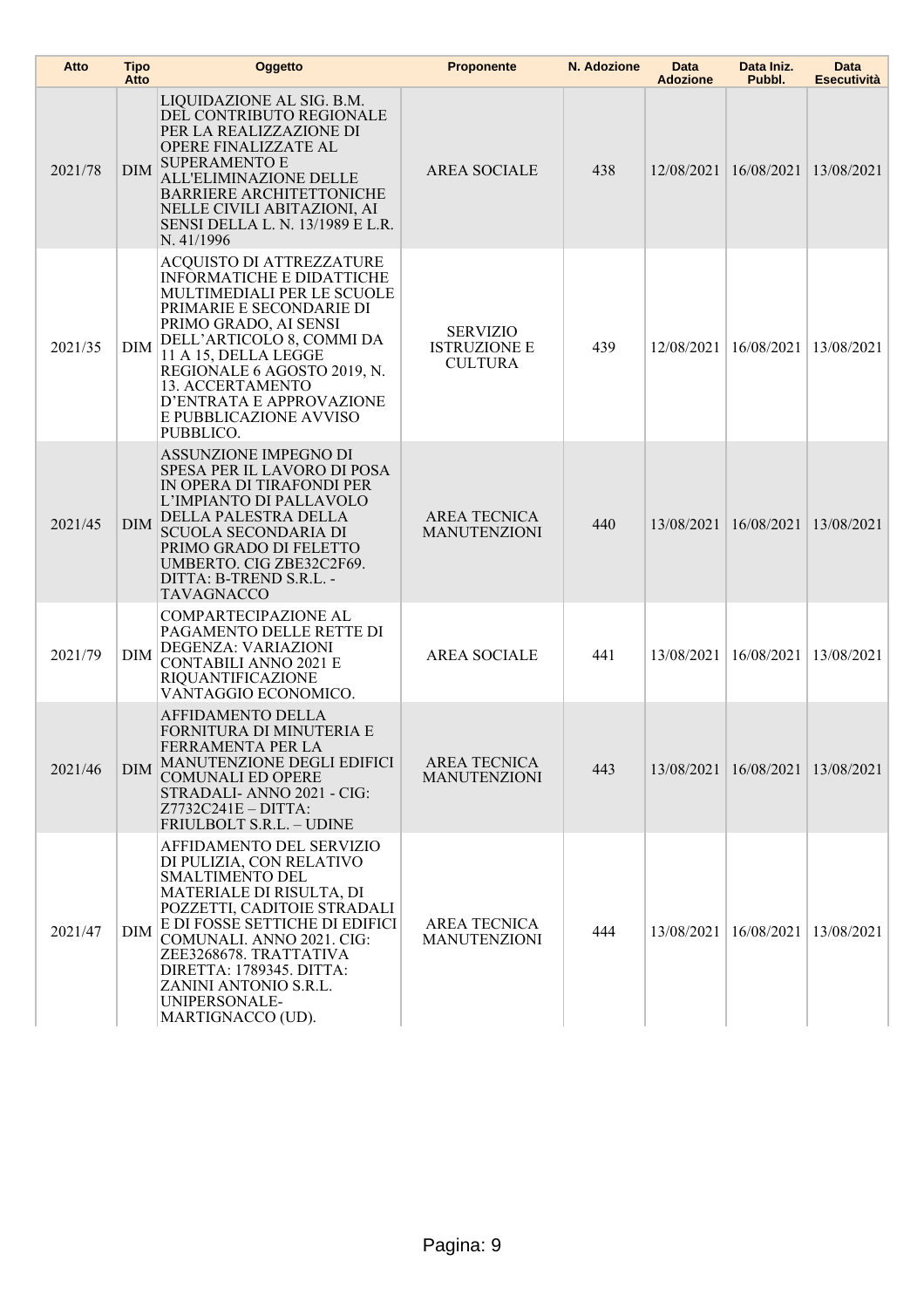| Atto | Tipo Atto | Oggetto | Proponente | N. Adozione | Data Adozione | Data Iniz. Pubbl. | Data Esecutività |
|---|---|---|---|---|---|---|---|
| 2021/78 | DIM | LIQUIDAZIONE AL SIG. B.M. DEL CONTRIBUTO REGIONALE PER LA REALIZZAZIONE DI OPERE FINALIZZATE AL SUPERAMENTO E ALL'ELIMINAZIONE DELLE BARRIERE ARCHITETTONICHE NELLE CIVILI ABITAZIONI, AI SENSI DELLA L. N. 13/1989 E L.R. N. 41/1996 | AREA SOCIALE | 438 | 12/08/2021 | 16/08/2021 | 13/08/2021 |
| 2021/35 | DIM | ACQUISTO DI ATTREZZATURE INFORMATICHE E DIDATTICHE MULTIMEDIALI PER LE SCUOLE PRIMARIE E SECONDARIE DI PRIMO GRADO, AI SENSI DELL'ARTICOLO 8, COMMI DA 11 A 15, DELLA LEGGE REGIONALE 6 AGOSTO 2019, N. 13. ACCERTAMENTO D'ENTRATA E APPROVAZIONE E PUBBLICAZIONE AVVISO PUBBLICO. | SERVIZIO ISTRUZIONE E CULTURA | 439 | 12/08/2021 | 16/08/2021 | 13/08/2021 |
| 2021/45 | DIM | ASSUNZIONE IMPEGNO DI SPESA PER IL LAVORO DI POSA IN OPERA DI TIRAFONDI PER L'IMPIANTO DI PALLAVOLO DELLA PALESTRA DELLA SCUOLA SECONDARIA DI PRIMO GRADO DI FELETTO UMBERTO. CIG ZBE32C2F69. DITTA: B-TREND S.R.L. - TAVAGNACCO | AREA TECNICA MANUTENZIONI | 440 | 13/08/2021 | 16/08/2021 | 13/08/2021 |
| 2021/79 | DIM | COMPARTECIPAZIONE AL PAGAMENTO DELLE RETTE DI DEGENZA: VARIAZIONI CONTABILI ANNO 2021 E RIQUANTIFICAZIONE VANTAGGIO ECONOMICO. | AREA SOCIALE | 441 | 13/08/2021 | 16/08/2021 | 13/08/2021 |
| 2021/46 | DIM | AFFIDAMENTO DELLA FORNITURA DI MINUTERIA E FERRAMENTA PER LA MANUTENZIONE DEGLI EDIFICI COMUNALI ED OPERE STRADALI- ANNO 2021 - CIG: Z7732C241E – DITTA: FRIULBOLT S.R.L. – UDINE | AREA TECNICA MANUTENZIONI | 443 | 13/08/2021 | 16/08/2021 | 13/08/2021 |
| 2021/47 | DIM | AFFIDAMENTO DEL SERVIZIO DI PULIZIA, CON RELATIVO SMALTIMENTO DEL MATERIALE DI RISULTA, DI POZZETTI, CADITOIE STRADALI E DI FOSSE SETTICHE DI EDIFICI COMUNALI. ANNO 2021. CIG: ZEE3268678. TRATTATIVA DIRETTA: 1789345. DITTA: ZANINI ANTONIO S.R.L. UNIPERSONALE- MARTIGNACCO (UD). | AREA TECNICA MANUTENZIONI | 444 | 13/08/2021 | 16/08/2021 | 13/08/2021 |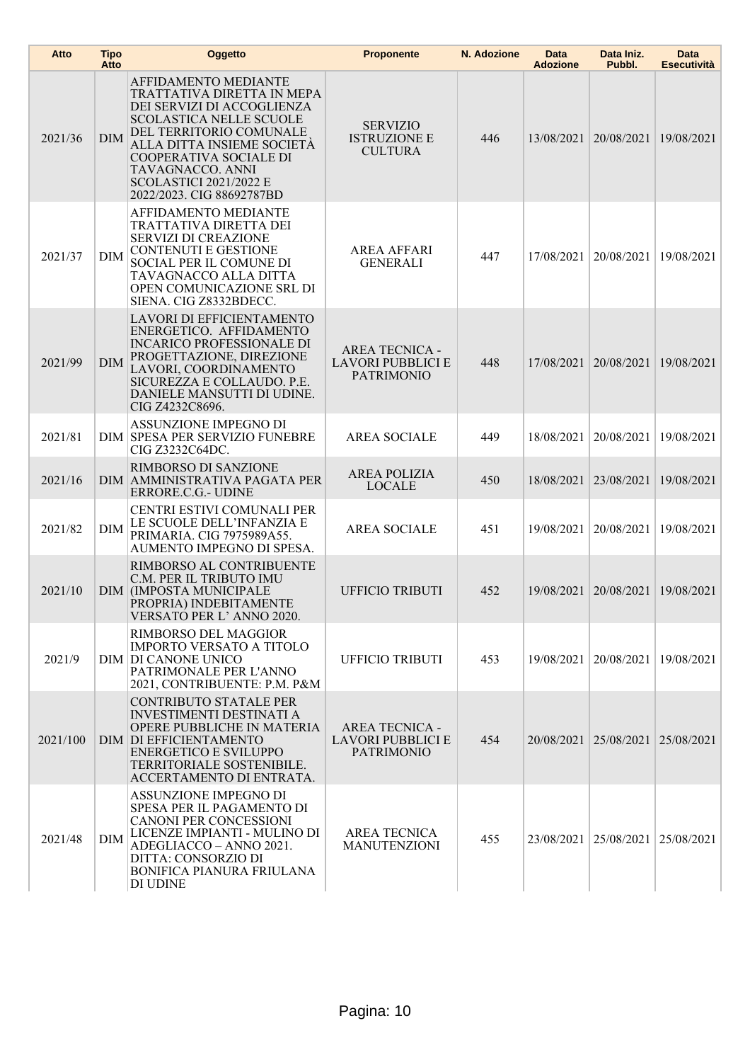| Atto | Tipo Atto | Oggetto | Proponente | N. Adozione | Data Adozione | Data Iniz. Pubbl. | Data Esecutività |
|---|---|---|---|---|---|---|---|
| 2021/36 | DIM | AFFIDAMENTO MEDIANTE TRATTATIVA DIRETTA IN MEPA DEI SERVIZI DI ACCOGLIENZA SCOLASTICA NELLE SCUOLE DEL TERRITORIO COMUNALE ALLA DITTA INSIEME SOCIETÀ COOPERATIVA SOCIALE DI TAVAGNACCO. ANNI SCOLASTICI 2021/2022 E 2022/2023. CIG 88692787BD | SERVIZIO ISTRUZIONE E CULTURA | 446 | 13/08/2021 | 20/08/2021 | 19/08/2021 |
| 2021/37 | DIM | AFFIDAMENTO MEDIANTE TRATTATIVA DIRETTA DEI SERVIZI DI CREAZIONE CONTENUTI E GESTIONE SOCIAL PER IL COMUNE DI TAVAGNACCO ALLA DITTA OPEN COMUNICAZIONE SRL DI SIENA. CIG Z8332BDECC. | AREA AFFARI GENERALI | 447 | 17/08/2021 | 20/08/2021 | 19/08/2021 |
| 2021/99 | DIM | LAVORI DI EFFICIENTAMENTO ENERGETICO. AFFIDAMENTO INCARICO PROFESSIONALE DI PROGETTAZIONE, DIREZIONE LAVORI, COORDINAMENTO SICUREZZA E COLLAUDO. P.E. DANIELE MANSUTTI DI UDINE. CIG Z4232C8696. | AREA TECNICA - LAVORI PUBBLICI E PATRIMONIO | 448 | 17/08/2021 | 20/08/2021 | 19/08/2021 |
| 2021/81 | DIM | ASSUNZIONE IMPEGNO DI SPESA PER SERVIZIO FUNEBRE CIG Z3232C64DC. | AREA SOCIALE | 449 | 18/08/2021 | 20/08/2021 | 19/08/2021 |
| 2021/16 | DIM | RIMBORSO DI SANZIONE AMMINISTRATIVA PAGATA PER ERRORE.C.G.- UDINE | AREA POLIZIA LOCALE | 450 | 18/08/2021 | 23/08/2021 | 19/08/2021 |
| 2021/82 | DIM | CENTRI ESTIVI COMUNALI PER LE SCUOLE DELL'INFANZIA E PRIMARIA. CIG 7975989A55. AUMENTO IMPEGNO DI SPESA. | AREA SOCIALE | 451 | 19/08/2021 | 20/08/2021 | 19/08/2021 |
| 2021/10 | DIM | RIMBORSO AL CONTRIBUENTE C.M. PER IL TRIBUTO IMU (IMPOSTA MUNICIPALE PROPRIA) INDEBITAMENTE VERSATO PER L' ANNO 2020. | UFFICIO TRIBUTI | 452 | 19/08/2021 | 20/08/2021 | 19/08/2021 |
| 2021/9 | DIM | RIMBORSO DEL MAGGIOR IMPORTO VERSATO A TITOLO DI CANONE UNICO PATRIMONALE PER L'ANNO 2021, CONTRIBUENTE: P.M. P&M | UFFICIO TRIBUTI | 453 | 19/08/2021 | 20/08/2021 | 19/08/2021 |
| 2021/100 | DIM | CONTRIBUTO STATALE PER INVESTIMENTI DESTINATI A OPERE PUBBLICHE IN MATERIA DI EFFICIENTAMENTO ENERGETICO E SVILUPPO TERRITORIALE SOSTENIBILE. ACCERTAMENTO DI ENTRATA. | AREA TECNICA - LAVORI PUBBLICI E PATRIMONIO | 454 | 20/08/2021 | 25/08/2021 | 25/08/2021 |
| 2021/48 | DIM | ASSUNZIONE IMPEGNO DI SPESA PER IL PAGAMENTO DI CANONI PER CONCESSIONI LICENZE IMPIANTI - MULINO DI ADEGLIACCO – ANNO 2021. DITTA: CONSORZIO DI BONIFICA PIANURA FRIULANA DI UDINE | AREA TECNICA MANUTENZIONI | 455 | 23/08/2021 | 25/08/2021 | 25/08/2021 |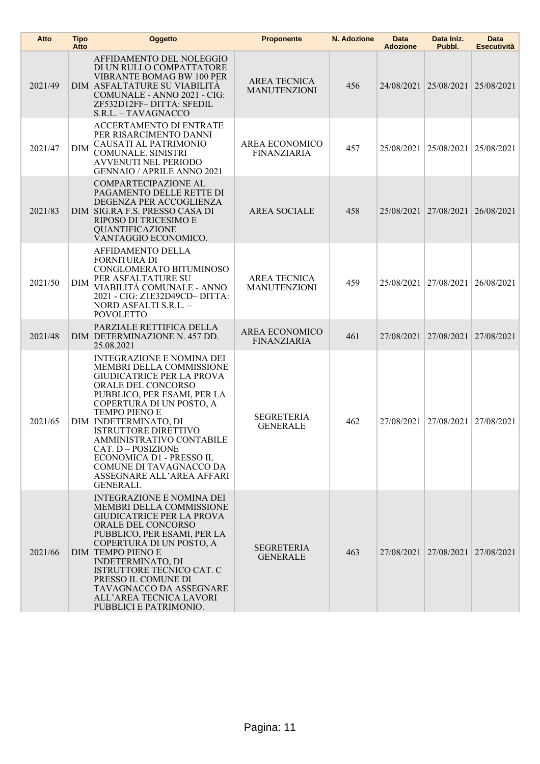| Atto | Tipo Atto | Oggetto | Proponente | N. Adozione | Data Adozione | Data Iniz. Pubbl. | Data Esecutività |
|---|---|---|---|---|---|---|---|
| 2021/49 | DIM | AFFIDAMENTO DEL NOLEGGIO DI UN RULLO COMPATTATORE VIBRANTE BOMAG BW 100 PER ASFALTATURE SU VIABILITÀ COMUNALE - ANNO 2021 - CIG: ZF532D12FF– DITTA: SFEDIL S.R.L. – TAVAGNACCO | AREA TECNICA MANUTENZIONI | 456 | 24/08/2021 | 25/08/2021 | 25/08/2021 |
| 2021/47 | DIM | ACCERTAMENTO DI ENTRATE PER RISARCIMENTO DANNI CAUSATI AL PATRIMONIO COMUNALE. SINISTRI AVVENUTI NEL PERIODO GENNAIO / APRILE ANNO 2021 | AREA ECONOMICO FINANZIARIA | 457 | 25/08/2021 | 25/08/2021 | 25/08/2021 |
| 2021/83 | DIM | COMPARTECIPAZIONE AL PAGAMENTO DELLE RETTE DI DEGENZA PER ACCOGLIENZA SIG.RA F.S. PRESSO CASA DI RIPOSO DI TRICESIMO E QUANTIFICAZIONE VANTAGGIO ECONOMICO. | AREA SOCIALE | 458 | 25/08/2021 | 27/08/2021 | 26/08/2021 |
| 2021/50 | DIM | AFFIDAMENTO DELLA FORNITURA DI CONGLOMERATO BITUMINOSO PER ASFALTATURE SU VIABILITÀ COMUNALE - ANNO 2021 - CIG: Z1E32D49CD– DITTA: NORD ASFALTI S.R.L. – POVOLETTO | AREA TECNICA MANUTENZIONI | 459 | 25/08/2021 | 27/08/2021 | 26/08/2021 |
| 2021/48 | DIM | PARZIALE RETTIFICA DELLA DETERMINAZIONE N. 457 DD. 25.08.2021 | AREA ECONOMICO FINANZIARIA | 461 | 27/08/2021 | 27/08/2021 | 27/08/2021 |
| 2021/65 | DIM | INTEGRAZIONE E NOMINA DEI MEMBRI DELLA COMMISSIONE GIUDICATRICE PER LA PROVA ORALE DEL CONCORSO PUBBLICO, PER ESAMI, PER LA COPERTURA DI UN POSTO, A TEMPO PIENO E INDETERMINATO, DI ISTRUTTORE DIRETTIVO AMMINISTRATIVO CONTABILE CAT. D – POSIZIONE ECONOMICA D1 - PRESSO IL COMUNE DI TAVAGNACCO DA ASSEGNARE ALL'AREA AFFARI GENERALI. | SEGRETERIA GENERALE | 462 | 27/08/2021 | 27/08/2021 | 27/08/2021 |
| 2021/66 | DIM | INTEGRAZIONE E NOMINA DEI MEMBRI DELLA COMMISSIONE GIUDICATRICE PER LA PROVA ORALE DEL CONCORSO PUBBLICO, PER ESAMI, PER LA COPERTURA DI UN POSTO, A TEMPO PIENO E INDETERMINATO, DI ISTRUTTORE TECNICO CAT. C PRESSO IL COMUNE DI TAVAGNACCO DA ASSEGNARE ALL'AREA TECNICA LAVORI PUBBLICI E PATRIMONIO. | SEGRETERIA GENERALE | 463 | 27/08/2021 | 27/08/2021 | 27/08/2021 |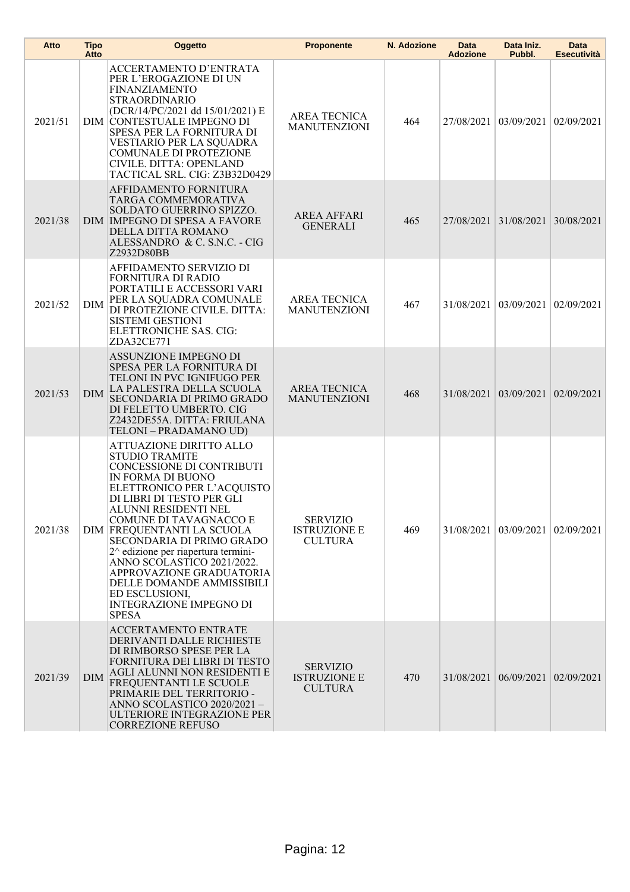| Atto | Tipo Atto | Oggetto | Proponente | N. Adozione | Data Adozione | Data Iniz. Pubbl. | Data Esecutività |
|---|---|---|---|---|---|---|---|
| 2021/51 | DIM | ACCERTAMENTO D'ENTRATA PER L'EROGAZIONE DI UN FINANZIAMENTO STRAORDINARIO (DCR/14/PC/2021 dd 15/01/2021) E CONTESTUALE IMPEGNO DI SPESA PER LA FORNITURA DI VESTIARIO PER LA SQUADRA COMUNALE DI PROTEZIONE CIVILE. DITTA: OPENLAND TACTICAL SRL. CIG: Z3B32D0429 | AREA TECNICA MANUTENZIONI | 464 | 27/08/2021 | 03/09/2021 | 02/09/2021 |
| 2021/38 | DIM | AFFIDAMENTO FORNITURA TARGA COMMEMORATIVA SOLDATO GUERRINO SPIZZO. IMPEGNO DI SPESA A FAVORE DELLA DITTA ROMANO ALESSANDRO & C. S.N.C. - CIG Z2932D80BB | AREA AFFARI GENERALI | 465 | 27/08/2021 | 31/08/2021 | 30/08/2021 |
| 2021/52 | DIM | AFFIDAMENTO SERVIZIO DI FORNITURA DI RADIO PORTATILI E ACCESSORI VARI PER LA SQUADRA COMUNALE DI PROTEZIONE CIVILE. DITTA: SISTEMI GESTIONI ELETTRONICHE SAS. CIG: ZDA32CE771 | AREA TECNICA MANUTENZIONI | 467 | 31/08/2021 | 03/09/2021 | 02/09/2021 |
| 2021/53 | DIM | ASSUNZIONE IMPEGNO DI SPESA PER LA FORNITURA DI TELONI IN PVC IGNIFUGO PER LA PALESTRA DELLA SCUOLA SECONDARIA DI PRIMO GRADO DI FELETTO UMBERTO. CIG Z2432DE55A. DITTA: FRIULANA TELONI – PRADAMANO UD) | AREA TECNICA MANUTENZIONI | 468 | 31/08/2021 | 03/09/2021 | 02/09/2021 |
| 2021/38 | DIM | ATTUAZIONE DIRITTO ALLO STUDIO TRAMITE CONCESSIONE DI CONTRIBUTI IN FORMA DI BUONO ELETTRONICO PER L'ACQUISTO DI LIBRI DI TESTO PER GLI ALUNNI RESIDENTI NEL COMUNE DI TAVAGNACCO E FREQUENTANTI LA SCUOLA SECONDARIA DI PRIMO GRADO 2^ edizione per riapertura termini- ANNO SCOLASTICO 2021/2022. APPROVAZIONE GRADUATORIA DELLE DOMANDE AMMISSIBILI ED ESCLUSIONI, INTEGRAZIONE IMPEGNO DI SPESA | SERVIZIO ISTRUZIONE E CULTURA | 469 | 31/08/2021 | 03/09/2021 | 02/09/2021 |
| 2021/39 | DIM | ACCERTAMENTO ENTRATE DERIVANTI DALLE RICHIESTE DI RIMBORSO SPESE PER LA FORNITURA DEI LIBRI DI TESTO AGLI ALUNNI NON RESIDENTI E FREQUENTANTI LE SCUOLE PRIMARIE DEL TERRITORIO - ANNO SCOLASTICO 2020/2021 – ULTERIORE INTEGRAZIONE PER CORREZIONE REFUSO | SERVIZIO ISTRUZIONE E CULTURA | 470 | 31/08/2021 | 06/09/2021 | 02/09/2021 |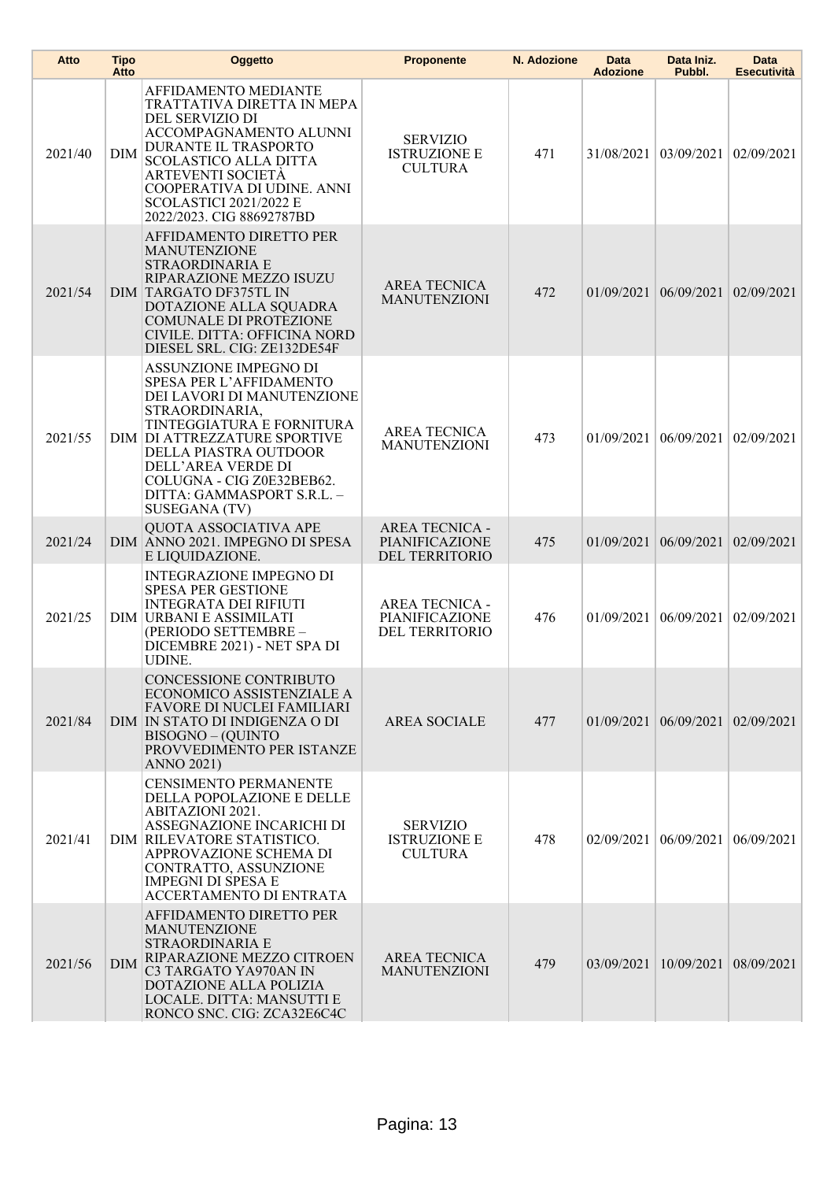| Atto | Tipo Atto | Oggetto | Proponente | N. Adozione | Data Adozione | Data Iniz. Pubbl. | Data Esecutività |
|---|---|---|---|---|---|---|---|
| 2021/40 | DIM | AFFIDAMENTO MEDIANTE TRATTATIVA DIRETTA IN MEPA DEL SERVIZIO DI ACCOMPAGNAMENTO ALUNNI DURANTE IL TRASPORTO SCOLASTICO ALLA DITTA ARTEVENTI SOCIETÀ COOPERATIVA DI UDINE. ANNI SCOLASTICI 2021/2022 E 2022/2023. CIG 88692787BD | SERVIZIO ISTRUZIONE E CULTURA | 471 | 31/08/2021 | 03/09/2021 | 02/09/2021 |
| 2021/54 | DIM | AFFIDAMENTO DIRETTO PER MANUTENZIONE STRAORDINARIA E RIPARAZIONE MEZZO ISUZU TARGATO DF375TL IN DOTAZIONE ALLA SQUADRA COMUNALE DI PROTEZIONE CIVILE. DITTA: OFFICINA NORD DIESEL SRL. CIG: ZE132DE54F | AREA TECNICA MANUTENZIONI | 472 | 01/09/2021 | 06/09/2021 | 02/09/2021 |
| 2021/55 | DIM | ASSUNZIONE IMPEGNO DI SPESA PER L'AFFIDAMENTO DEI LAVORI DI MANUTENZIONE STRAORDINARIA, TINTEGGIATURA E FORNITURA DI ATTREZZATURE SPORTIVE DELLA PIASTRA OUTDOOR DELL'AREA VERDE DI COLUGNA - CIG Z0E32BEB62. DITTA: GAMMASPORT S.R.L. – SUSEGANA (TV) | AREA TECNICA MANUTENZIONI | 473 | 01/09/2021 | 06/09/2021 | 02/09/2021 |
| 2021/24 | DIM | QUOTA ASSOCIATIVA APE ANNO 2021. IMPEGNO DI SPESA E LIQUIDAZIONE. | AREA TECNICA - PIANIFICAZIONE DEL TERRITORIO | 475 | 01/09/2021 | 06/09/2021 | 02/09/2021 |
| 2021/25 | DIM | INTEGRAZIONE IMPEGNO DI SPESA PER GESTIONE INTEGRATA DEI RIFIUTI URBANI E ASSIMILATI (PERIODO SETTEMBRE – DICEMBRE 2021) - NET SPA DI UDINE. | AREA TECNICA - PIANIFICAZIONE DEL TERRITORIO | 476 | 01/09/2021 | 06/09/2021 | 02/09/2021 |
| 2021/84 | DIM | CONCESSIONE CONTRIBUTO ECONOMICO ASSISTENZIALE A FAVORE DI NUCLEI FAMILIARI IN STATO DI INDIGENZA O DI BISOGNO – (QUINTO PROVVEDIMENTO PER ISTANZE ANNO 2021) | AREA SOCIALE | 477 | 01/09/2021 | 06/09/2021 | 02/09/2021 |
| 2021/41 | DIM | CENSIMENTO PERMANENTE DELLA POPOLAZIONE E DELLE ABITAZIONI 2021. ASSEGNAZIONE INCARICHI DI RILEVATORE STATISTICO. APPROVAZIONE SCHEMA DI CONTRATTO, ASSUNZIONE IMPEGNI DI SPESA E ACCERTAMENTO DI ENTRATA | SERVIZIO ISTRUZIONE E CULTURA | 478 | 02/09/2021 | 06/09/2021 | 06/09/2021 |
| 2021/56 | DIM | AFFIDAMENTO DIRETTO PER MANUTENZIONE STRAORDINARIA E RIPARAZIONE MEZZO CITROEN C3 TARGATO YA970AN IN DOTAZIONE ALLA POLIZIA LOCALE. DITTA: MANSUTTI E RONCO SNC. CIG: ZCA32E6C4C | AREA TECNICA MANUTENZIONI | 479 | 03/09/2021 | 10/09/2021 | 08/09/2021 |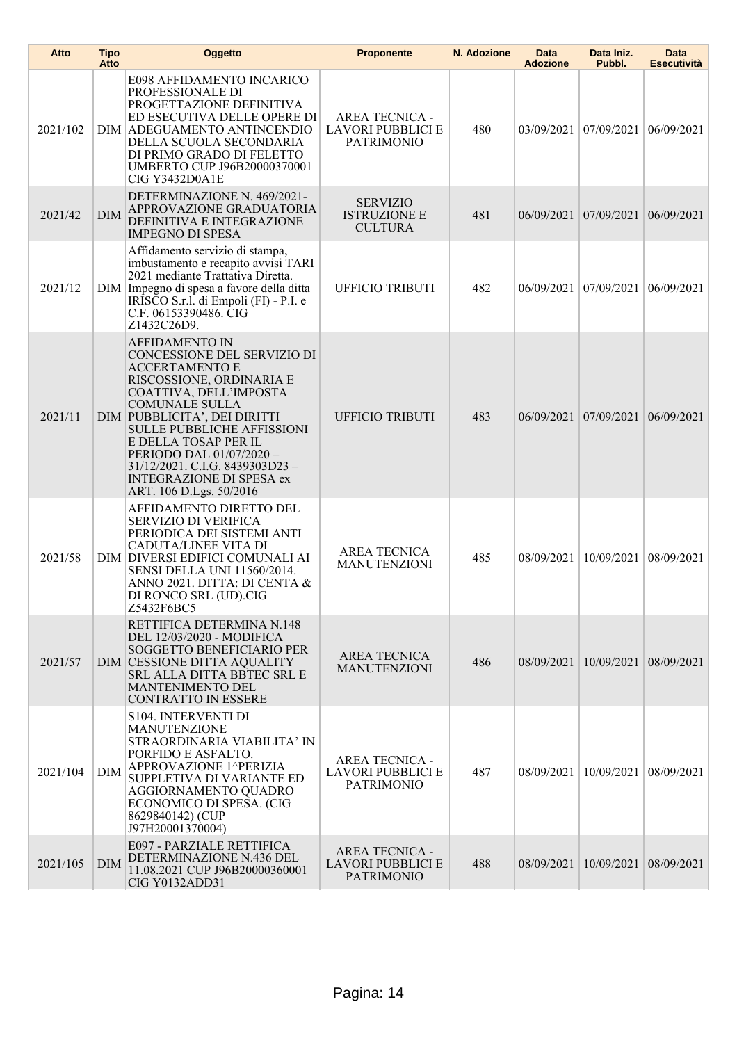| Atto | Tipo Atto | Oggetto | Proponente | N. Adozione | Data Adozione | Data Iniz. Pubbl. | Data Esecutività |
|---|---|---|---|---|---|---|---|
| 2021/102 | DIM | E098 AFFIDAMENTO INCARICO PROFESSIONALE DI PROGETTAZIONE DEFINITIVA ED ESECUTIVA DELLE OPERE DI ADEGUAMENTO ANTINCENDIO DELLA SCUOLA SECONDARIA DI PRIMO GRADO DI FELETTO UMBERTO CUP J96B20000370001 CIG Y3432D0A1E | AREA TECNICA - LAVORI PUBBLICI E PATRIMONIO | 480 | 03/09/2021 | 07/09/2021 | 06/09/2021 |
| 2021/42 | DIM | DETERMINAZIONE N. 469/2021- APPROVAZIONE GRADUATORIA DEFINITIVA E INTEGRAZIONE IMPEGNO DI SPESA | SERVIZIO ISTRUZIONE E CULTURA | 481 | 06/09/2021 | 07/09/2021 | 06/09/2021 |
| 2021/12 | DIM | Affidamento servizio di stampa, imbustamento e recapito avvisi TARI 2021 mediante Trattativa Diretta. Impegno di spesa a favore della ditta IRISCO S.r.l. di Empoli (FI) - P.I. e C.F. 06153390486. CIG Z1432C26D9. | UFFICIO TRIBUTI | 482 | 06/09/2021 | 07/09/2021 | 06/09/2021 |
| 2021/11 | DIM | AFFIDAMENTO IN CONCESSIONE DEL SERVIZIO DI ACCERTAMENTO E RISCOSSIONE, ORDINARIA E COATTIVA, DELL'IMPOSTA COMUNALE SULLA PUBBLICITA', DEI DIRITTI SULLE PUBBLICHE AFFISSIONI E DELLA TOSAP PER IL PERIODO DAL 01/07/2020 – 31/12/2021. C.I.G. 8439303D23 – INTEGRAZIONE DI SPESA ex ART. 106 D.Lgs. 50/2016 | UFFICIO TRIBUTI | 483 | 06/09/2021 | 07/09/2021 | 06/09/2021 |
| 2021/58 | DIM | AFFIDAMENTO DIRETTO DEL SERVIZIO DI VERIFICA PERIODICA DEI SISTEMI ANTI CADUTA/LINEE VITA DI DIVERSI EDIFICI COMUNALI AI SENSI DELLA UNI 11560/2014. ANNO 2021. DITTA: DI CENTA & DI RONCO SRL (UD).CIG Z5432F6BC5 | AREA TECNICA MANUTENZIONI | 485 | 08/09/2021 | 10/09/2021 | 08/09/2021 |
| 2021/57 | DIM | RETTIFICA DETERMINA N.148 DEL 12/03/2020 - MODIFICA SOGGETTO BENEFICIARIO PER CESSIONE DITTA AQUALITY SRL ALLA DITTA BBTEC SRL E MANTENIMENTO DEL CONTRATTO IN ESSERE | AREA TECNICA MANUTENZIONI | 486 | 08/09/2021 | 10/09/2021 | 08/09/2021 |
| 2021/104 | DIM | S104. INTERVENTI DI MANUTENZIONE STRAORDINARIA VIABILITA' IN PORFIDO E ASFALTO. APPROVAZIONE 1^PERIZIA SUPPLETIVA DI VARIANTE ED AGGIORNAMENTO QUADRO ECONOMICO DI SPESA. (CIG 8629840142) (CUP J97H20001370004) | AREA TECNICA - LAVORI PUBBLICI E PATRIMONIO | 487 | 08/09/2021 | 10/09/2021 | 08/09/2021 |
| 2021/105 | DIM | E097 - PARZIALE RETTIFICA DETERMINAZIONE N.436 DEL 11.08.2021 CUP J96B20000360001 CIG Y0132ADD31 | AREA TECNICA - LAVORI PUBBLICI E PATRIMONIO | 488 | 08/09/2021 | 10/09/2021 | 08/09/2021 |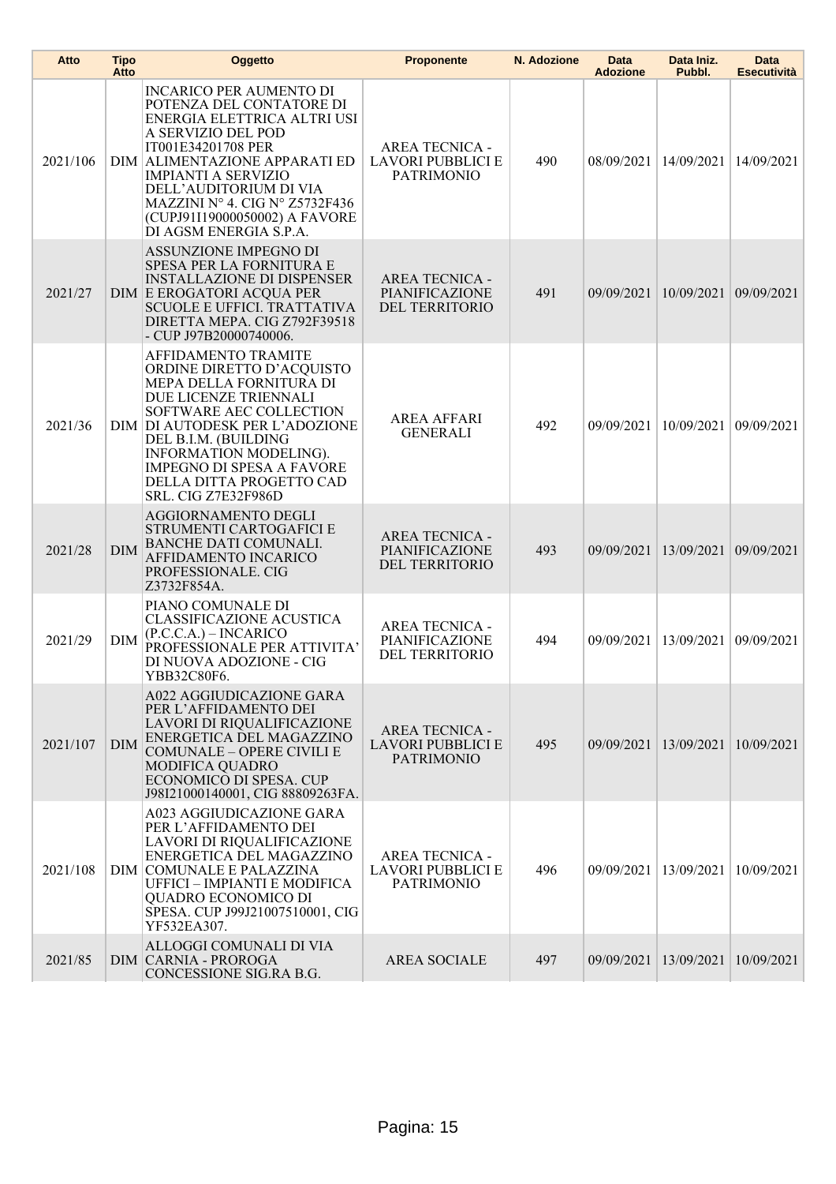| Atto | Tipo Atto | Oggetto | Proponente | N. Adozione | Data Adozione | Data Iniz. Pubbl. | Data Esecutività |
|---|---|---|---|---|---|---|---|
| 2021/106 | DIM | INCARICO PER AUMENTO DI POTENZA DEL CONTATORE DI ENERGIA ELETTRICA ALTRI USI A SERVIZIO DEL POD IT001E34201708 PER ALIMENTAZIONE APPARATI ED IMPIANTI A SERVIZIO DELL'AUDITORIUM DI VIA MAZZINI N° 4. CIG N° Z5732F436 (CUPJ91I19000050002) A FAVORE DI AGSM ENERGIA S.P.A. | AREA TECNICA - LAVORI PUBBLICI E PATRIMONIO | 490 | 08/09/2021 | 14/09/2021 | 14/09/2021 |
| 2021/27 | DIM | ASSUNZIONE IMPEGNO DI SPESA PER LA FORNITURA E INSTALLAZIONE DI DISPENSER E EROGATORI ACQUA PER SCUOLE E UFFICI. TRATTATIVA DIRETTA MEPA. CIG Z792F39518 - CUP J97B20000740006. | AREA TECNICA - PIANIFICAZIONE DEL TERRITORIO | 491 | 09/09/2021 | 10/09/2021 | 09/09/2021 |
| 2021/36 | DIM | AFFIDAMENTO TRAMITE ORDINE DIRETTO D'ACQUISTO MEPA DELLA FORNITURA DI DUE LICENZE TRIENNALI SOFTWARE AEC COLLECTION DI AUTODESK PER L'ADOZIONE DEL B.I.M. (BUILDING INFORMATION MODELING). IMPEGNO DI SPESA A FAVORE DELLA DITTA PROGETTO CAD SRL. CIG Z7E32F986D | AREA AFFARI GENERALI | 492 | 09/09/2021 | 10/09/2021 | 09/09/2021 |
| 2021/28 | DIM | AGGIORNAMENTO DEGLI STRUMENTI CARTOGAFICI E BANCHE DATI COMUNALI. AFFIDAMENTO INCARICO PROFESSIONALE. CIG Z3732F854A. | AREA TECNICA - PIANIFICAZIONE DEL TERRITORIO | 493 | 09/09/2021 | 13/09/2021 | 09/09/2021 |
| 2021/29 | DIM | PIANO COMUNALE DI CLASSIFICAZIONE ACUSTICA (P.C.C.A.) – INCARICO PROFESSIONALE PER ATTIVITA' DI NUOVA ADOZIONE - CIG YBB32C80F6. | AREA TECNICA - PIANIFICAZIONE DEL TERRITORIO | 494 | 09/09/2021 | 13/09/2021 | 09/09/2021 |
| 2021/107 | DIM | A022 AGGIUDICAZIONE GARA PER L'AFFIDAMENTO DEI LAVORI DI RIQUALIFICAZIONE ENERGETICA DEL MAGAZZINO COMUNALE – OPERE CIVILI E MODIFICA QUADRO ECONOMICO DI SPESA. CUP J98I21000140001, CIG 88809263FA. | AREA TECNICA - LAVORI PUBBLICI E PATRIMONIO | 495 | 09/09/2021 | 13/09/2021 | 10/09/2021 |
| 2021/108 | DIM | A023 AGGIUDICAZIONE GARA PER L'AFFIDAMENTO DEI LAVORI DI RIQUALIFICAZIONE ENERGETICA DEL MAGAZZINO COMUNALE E PALAZZINA UFFICI – IMPIANTI E MODIFICA QUADRO ECONOMICO DI SPESA. CUP J99J21007510001, CIG YF532EA307. | AREA TECNICA - LAVORI PUBBLICI E PATRIMONIO | 496 | 09/09/2021 | 13/09/2021 | 10/09/2021 |
| 2021/85 | DIM | ALLOGGI COMUNALI DI VIA CARNIA - PROROGA CONCESSIONE SIG.RA B.G. | AREA SOCIALE | 497 | 09/09/2021 | 13/09/2021 | 10/09/2021 |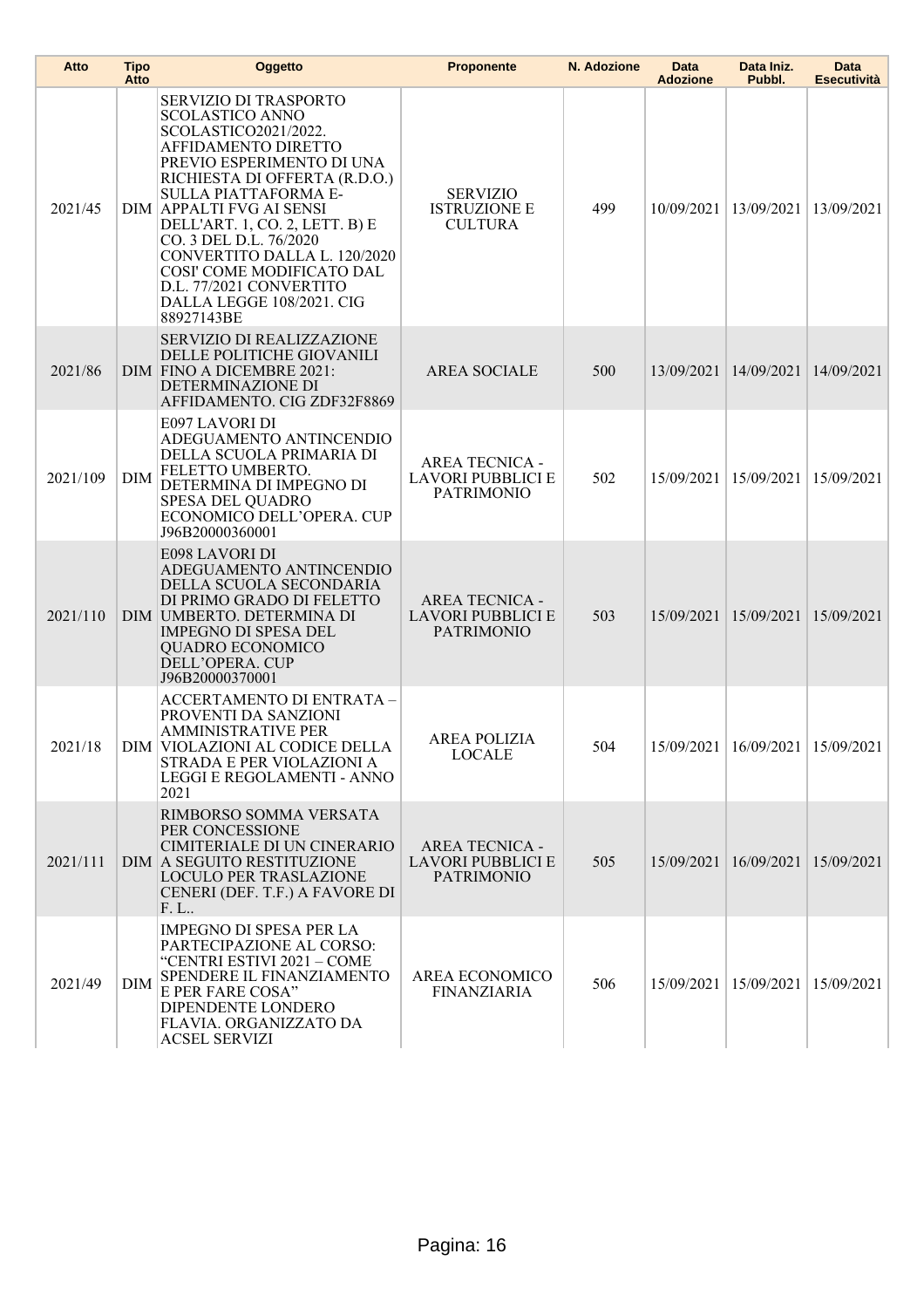| Atto | Tipo Atto | Oggetto | Proponente | N. Adozione | Data Adozione | Data Iniz. Pubbl. | Data Esecutività |
|---|---|---|---|---|---|---|---|
| 2021/45 | DIM | SERVIZIO DI TRASPORTO SCOLASTICO ANNO SCOLASTICO2021/2022. AFFIDAMENTO DIRETTO PREVIO ESPERIMENTO DI UNA RICHIESTA DI OFFERTA (R.D.O.) SULLA PIATTAFORMA E-APPALTI FVG AI SENSI DELL'ART. 1, CO. 2, LETT. B) E CO. 3 DEL D.L. 76/2020 CONVERTITO DALLA L. 120/2020 COSI' COME MODIFICATO DAL D.L. 77/2021 CONVERTITO DALLA LEGGE 108/2021. CIG 88927143BE | SERVIZIO ISTRUZIONE E CULTURA | 499 | 10/09/2021 | 13/09/2021 | 13/09/2021 |
| 2021/86 | DIM | SERVIZIO DI REALIZZAZIONE DELLE POLITICHE GIOVANILI FINO A DICEMBRE 2021: DETERMINAZIONE DI AFFIDAMENTO. CIG ZDF32F8869 | AREA SOCIALE | 500 | 13/09/2021 | 14/09/2021 | 14/09/2021 |
| 2021/109 | DIM | E097 LAVORI DI ADEGUAMENTO ANTINCENDIO DELLA SCUOLA PRIMARIA DI FELETTO UMBERTO. DETERMINA DI IMPEGNO DI SPESA DEL QUADRO ECONOMICO DELL'OPERA. CUP J96B20000360001 | AREA TECNICA - LAVORI PUBBLICI E PATRIMONIO | 502 | 15/09/2021 | 15/09/2021 | 15/09/2021 |
| 2021/110 | DIM | E098 LAVORI DI ADEGUAMENTO ANTINCENDIO DELLA SCUOLA SECONDARIA DI PRIMO GRADO DI FELETTO UMBERTO. DETERMINA DI IMPEGNO DI SPESA DEL QUADRO ECONOMICO DELL'OPERA. CUP J96B20000370001 | AREA TECNICA - LAVORI PUBBLICI E PATRIMONIO | 503 | 15/09/2021 | 15/09/2021 | 15/09/2021 |
| 2021/18 | DIM | ACCERTAMENTO DI ENTRATA – PROVENTI DA SANZIONI AMMINISTRATIVE PER VIOLAZIONI AL CODICE DELLA STRADA E PER VIOLAZIONI A LEGGI E REGOLAMENTI - ANNO 2021 | AREA POLIZIA LOCALE | 504 | 15/09/2021 | 16/09/2021 | 15/09/2021 |
| 2021/111 | DIM | RIMBORSO SOMMA VERSATA PER CONCESSIONE CIMITERIALE DI UN CINERARIO A SEGUITO RESTITUZIONE LOCULO PER TRASLAZIONE CENERI (DEF. T.F.) A FAVORE DI F. L.. | AREA TECNICA - LAVORI PUBBLICI E PATRIMONIO | 505 | 15/09/2021 | 16/09/2021 | 15/09/2021 |
| 2021/49 | DIM | IMPEGNO DI SPESA PER LA PARTECIPAZIONE AL CORSO: "CENTRI ESTIVI 2021 – COME SPENDERE IL FINANZIAMENTO E PER FARE COSA" DIPENDENTE LONDERO FLAVIA. ORGANIZZATO DA ACSEL SERVIZI | AREA ECONOMICO FINANZIARIA | 506 | 15/09/2021 | 15/09/2021 | 15/09/2021 |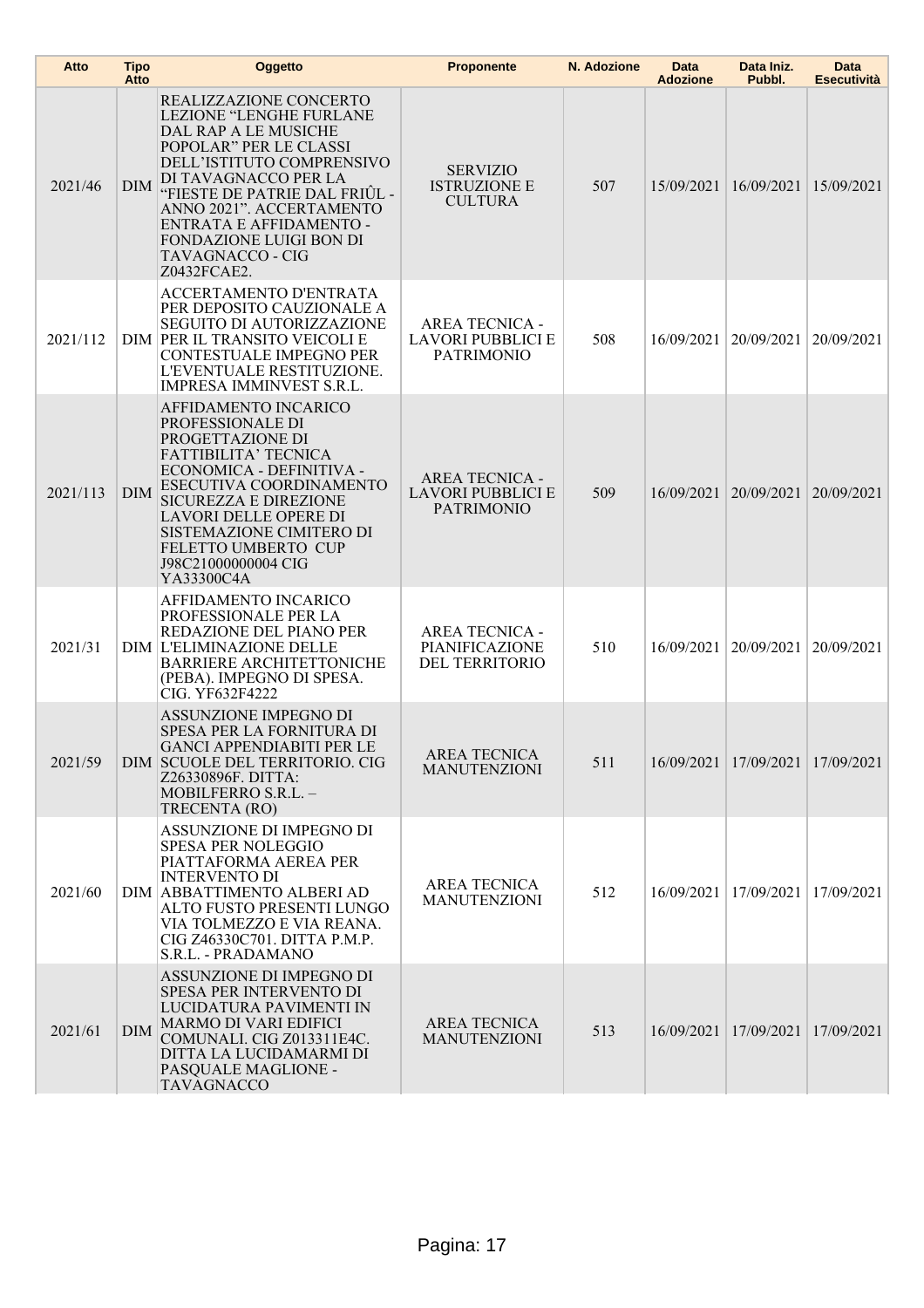| Atto | Tipo Atto | Oggetto | Proponente | N. Adozione | Data Adozione | Data Iniz. Pubbl. | Data Esecutività |
|---|---|---|---|---|---|---|---|
| 2021/46 | DIM | REALIZZAZIONE CONCERTO LEZIONE "LENGHE FURLANE DAL RAP A LE MUSICHE POPOLAR" PER LE CLASSI DELL'ISTITUTO COMPRENSIVO DI TAVAGNACCO PER LA "FIESTE DE PATRIE DAL FRIÛL - ANNO 2021". ACCERTAMENTO ENTRATA E AFFIDAMENTO - FONDAZIONE LUIGI BON DI TAVAGNACCO - CIG Z0432FCAE2. | SERVIZIO ISTRUZIONE E CULTURA | 507 | 15/09/2021 | 16/09/2021 | 15/09/2021 |
| 2021/112 | DIM | ACCERTAMENTO D'ENTRATA PER DEPOSITO CAUZIONALE A SEGUITO DI AUTORIZZAZIONE PER IL TRANSITO VEICOLI E CONTESTUALE IMPEGNO PER L'EVENTUALE RESTITUZIONE. IMPRESA IMMINVEST S.R.L. | AREA TECNICA - LAVORI PUBBLICI E PATRIMONIO | 508 | 16/09/2021 | 20/09/2021 | 20/09/2021 |
| 2021/113 | DIM | AFFIDAMENTO INCARICO PROFESSIONALE DI PROGETTAZIONE DI FATTIBILITA' TECNICA ECONOMICA - DEFINITIVA - ESECUTIVA COORDINAMENTO SICUREZZA E DIREZIONE LAVORI DELLE OPERE DI SISTEMAZIONE CIMITERO DI FELETTO UMBERTO CUP J98C21000000004 CIG YA33300C4A | AREA TECNICA - LAVORI PUBBLICI E PATRIMONIO | 509 | 16/09/2021 | 20/09/2021 | 20/09/2021 |
| 2021/31 | DIM | AFFIDAMENTO INCARICO PROFESSIONALE PER LA REDAZIONE DEL PIANO PER L'ELIMINAZIONE DELLE BARRIERE ARCHITETTONICHE (PEBA). IMPEGNO DI SPESA. CIG. YF632F4222 | AREA TECNICA - PIANIFICAZIONE DEL TERRITORIO | 510 | 16/09/2021 | 20/09/2021 | 20/09/2021 |
| 2021/59 | DIM | ASSUNZIONE IMPEGNO DI SPESA PER LA FORNITURA DI GANCI APPENDIABITI PER LE SCUOLE DEL TERRITORIO. CIG Z26330896F. DITTA: MOBILFERRO S.R.L. – TRECENTA (RO) | AREA TECNICA MANUTENZIONI | 511 | 16/09/2021 | 17/09/2021 | 17/09/2021 |
| 2021/60 | DIM | ASSUNZIONE DI IMPEGNO DI SPESA PER NOLEGGIO PIATTAFORMA AEREA PER INTERVENTO DI ABBATTIMENTO ALBERI AD ALTO FUSTO PRESENTI LUNGO VIA TOLMEZZO E VIA REANA. CIG Z46330C701. DITTA P.M.P. S.R.L. - PRADAMANO | AREA TECNICA MANUTENZIONI | 512 | 16/09/2021 | 17/09/2021 | 17/09/2021 |
| 2021/61 | DIM | ASSUNZIONE DI IMPEGNO DI SPESA PER INTERVENTO DI LUCIDATURA PAVIMENTI IN MARMO DI VARI EDIFICI COMUNALI. CIG Z013311E4C. DITTA LA LUCIDAMARMI DI PASQUALE MAGLIONE - TAVAGNACCO | AREA TECNICA MANUTENZIONI | 513 | 16/09/2021 | 17/09/2021 | 17/09/2021 |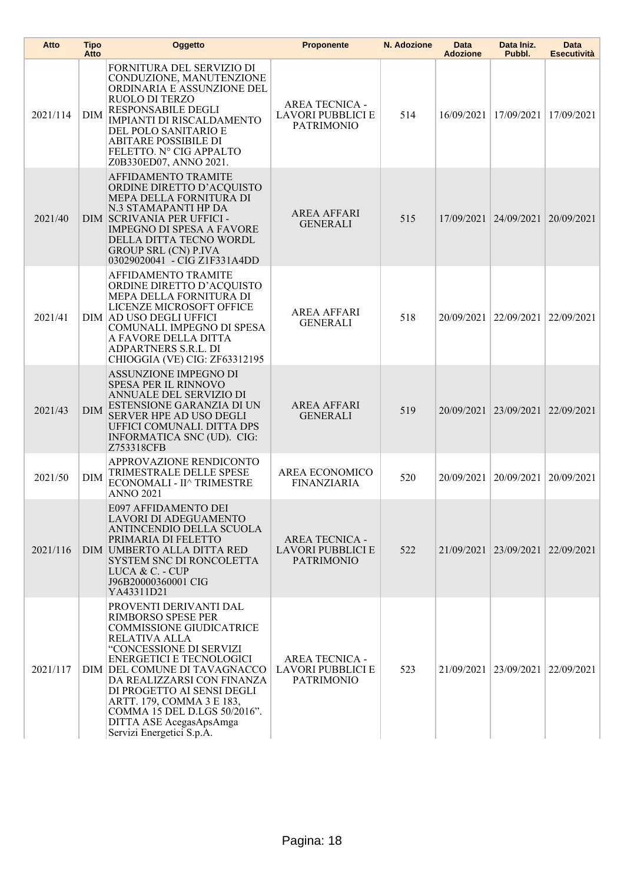| Atto | Tipo Atto | Oggetto | Proponente | N. Adozione | Data Adozione | Data Iniz. Pubbl. | Data Esecutività |
|---|---|---|---|---|---|---|---|
| 2021/114 | DIM | FORNITURA DEL SERVIZIO DI CONDUZIONE, MANUTENZIONE ORDINARIA E ASSUNZIONE DEL RUOLO DI TERZO RESPONSABILE DEGLI IMPIANTI DI RISCALDAMENTO DEL POLO SANITARIO E ABITARE POSSIBILE DI FELETTO. N° CIG APPALTO Z0B330ED07, ANNO 2021. | AREA TECNICA - LAVORI PUBBLICI E PATRIMONIO | 514 | 16/09/2021 | 17/09/2021 | 17/09/2021 |
| 2021/40 | DIM | AFFIDAMENTO TRAMITE ORDINE DIRETTO D'ACQUISTO MEPA DELLA FORNITURA DI N.3 STAMAPANTI HP DA SCRIVANIA PER UFFICI - IMPEGNO DI SPESA A FAVORE DELLA DITTA TECNO WORDL GROUP SRL (CN) P.IVA 03029020041 - CIG Z1F331A4DD | AREA AFFARI GENERALI | 515 | 17/09/2021 | 24/09/2021 | 20/09/2021 |
| 2021/41 | DIM | AFFIDAMENTO TRAMITE ORDINE DIRETTO D'ACQUISTO MEPA DELLA FORNITURA DI LICENZE MICROSOFT OFFICE AD USO DEGLI UFFICI COMUNALI. IMPEGNO DI SPESA A FAVORE DELLA DITTA ADPARTNERS S.R.L. DI CHIOGGIA (VE) CIG: ZF63312195 | AREA AFFARI GENERALI | 518 | 20/09/2021 | 22/09/2021 | 22/09/2021 |
| 2021/43 | DIM | ASSUNZIONE IMPEGNO DI SPESA PER IL RINNOVO ANNUALE DEL SERVIZIO DI ESTENSIONE GARANZIA DI UN SERVER HPE AD USO DEGLI UFFICI COMUNALI. DITTA DPS INFORMATICA SNC (UD). CIG: Z753318CFB | AREA AFFARI GENERALI | 519 | 20/09/2021 | 23/09/2021 | 22/09/2021 |
| 2021/50 | DIM | APPROVAZIONE RENDICONTO TRIMESTRALE DELLE SPESE ECONOMALI - II^ TRIMESTRE ANNO 2021 | AREA ECONOMICO FINANZIARIA | 520 | 20/09/2021 | 20/09/2021 | 20/09/2021 |
| 2021/116 | DIM | E097 AFFIDAMENTO DEI LAVORI DI ADEGUAMENTO ANTINCENDIO DELLA SCUOLA PRIMARIA DI FELETTO UMBERTO ALLA DITTA RED SYSTEM SNC DI RONCOLETTA LUCA & C. - CUP J96B20000360001 CIG YA43311D21 | AREA TECNICA - LAVORI PUBBLICI E PATRIMONIO | 522 | 21/09/2021 | 23/09/2021 | 22/09/2021 |
| 2021/117 | DIM | PROVENTI DERIVANTI DAL RIMBORSO SPESE PER COMMISSIONE GIUDICATRICE RELATIVA ALLA "CONCESSIONE DI SERVIZI ENERGETICI E TECNOLOGICI DEL COMUNE DI TAVAGNACCO DA REALIZZARSI CON FINANZA DI PROGETTO AI SENSI DEGLI ARTT. 179, COMMA 3 E 183, COMMA 15 DEL D.LGS 50/2016". DITTA ASE AcegasApsAmga Servizi Energetici S.p.A. | AREA TECNICA - LAVORI PUBBLICI E PATRIMONIO | 523 | 21/09/2021 | 23/09/2021 | 22/09/2021 |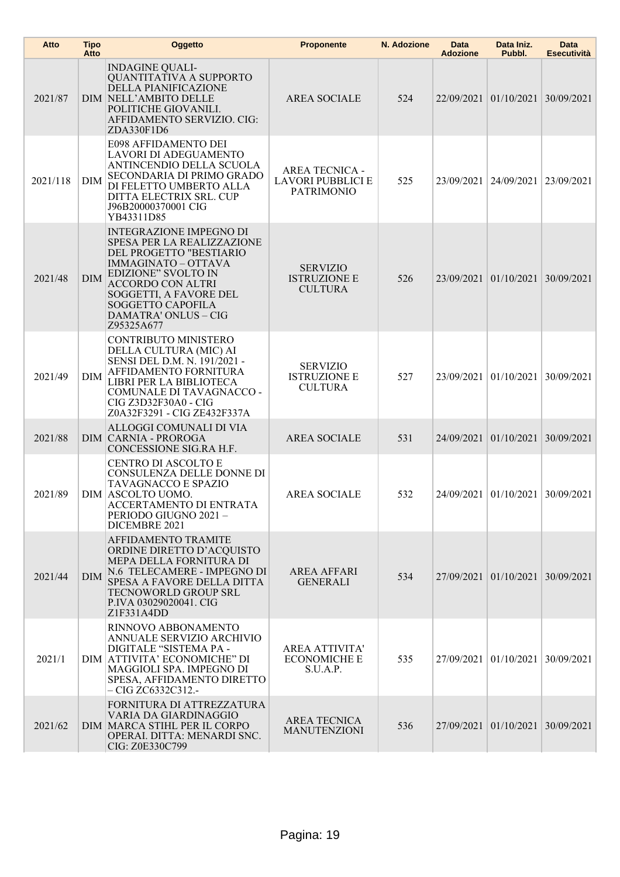| Atto | Tipo Atto | Oggetto | Proponente | N. Adozione | Data Adozione | Data Iniz. Pubbl. | Data Esecutività |
|---|---|---|---|---|---|---|---|
| 2021/87 | DIM | INDAGINE QUALI-QUANTITATIVA A SUPPORTO DELLA PIANIFICAZIONE NELL'AMBITO DELLE POLITICHE GIOVANILI. AFFIDAMENTO SERVIZIO. CIG: ZDA330F1D6 | AREA SOCIALE | 524 | 22/09/2021 | 01/10/2021 | 30/09/2021 |
| 2021/118 | DIM | E098 AFFIDAMENTO DEI LAVORI DI ADEGUAMENTO ANTINCENDIO DELLA SCUOLA SECONDARIA DI PRIMO GRADO DI FELETTO UMBERTO ALLA DITTA ELECTRIX SRL. CUP J96B20000370001 CIG YB43311D85 | AREA TECNICA - LAVORI PUBBLICI E PATRIMONIO | 525 | 23/09/2021 | 24/09/2021 | 23/09/2021 |
| 2021/48 | DIM | INTEGRAZIONE IMPEGNO DI SPESA PER LA REALIZZAZIONE DEL PROGETTO "BESTIARIO IMMAGINATO – OTTAVA EDIZIONE" SVOLTO IN ACCORDO CON ALTRI SOGGETTI, A FAVORE DEL SOGGETTO CAPOFILA DAMATRA' ONLUS – CIG Z95325A677 | SERVIZIO ISTRUZIONE E CULTURA | 526 | 23/09/2021 | 01/10/2021 | 30/09/2021 |
| 2021/49 | DIM | CONTRIBUTO MINISTERO DELLA CULTURA (MIC) AI SENSI DEL D.M. N. 191/2021 - AFFIDAMENTO FORNITURA LIBRI PER LA BIBLIOTECA COMUNALE DI TAVAGNACCO - CIG Z3D32F30A0 - CIG Z0A32F3291 - CIG ZE432F337A | SERVIZIO ISTRUZIONE E CULTURA | 527 | 23/09/2021 | 01/10/2021 | 30/09/2021 |
| 2021/88 | DIM | ALLOGGI COMUNALI DI VIA CARNIA - PROROGA CONCESSIONE SIG.RA H.F. | AREA SOCIALE | 531 | 24/09/2021 | 01/10/2021 | 30/09/2021 |
| 2021/89 | DIM | CENTRO DI ASCOLTO E CONSULENZA DELLE DONNE DI TAVAGNACCO E SPAZIO ASCOLTO UOMO. ACCERTAMENTO DI ENTRATA PERIODO GIUGNO 2021 – DICEMBRE 2021 | AREA SOCIALE | 532 | 24/09/2021 | 01/10/2021 | 30/09/2021 |
| 2021/44 | DIM | AFFIDAMENTO TRAMITE ORDINE DIRETTO D'ACQUISTO MEPA DELLA FORNITURA DI N.6 TELECAMERE - IMPEGNO DI SPESA A FAVORE DELLA DITTA TECNOWORLD GROUP SRL P.IVA 03029020041. CIG Z1F331A4DD | AREA AFFARI GENERALI | 534 | 27/09/2021 | 01/10/2021 | 30/09/2021 |
| 2021/1 | DIM | RINNOVO ABBONAMENTO ANNUALE SERVIZIO ARCHIVIO DIGITALE "SISTEMA PA - ATTIVITA' ECONOMICHE" DI MAGGIOLI SPA. IMPEGNO DI SPESA, AFFIDAMENTO DIRETTO – CIG ZC6332C312.- | AREA ATTIVITA' ECONOMICHE E S.U.A.P. | 535 | 27/09/2021 | 01/10/2021 | 30/09/2021 |
| 2021/62 | DIM | FORNITURA DI ATTREZZATURA VARIA DA GIARDINAGGIO MARCA STIHL PER IL CORPO OPERAI. DITTA: MENARDI SNC. CIG: Z0E330C799 | AREA TECNICA MANUTENZIONI | 536 | 27/09/2021 | 01/10/2021 | 30/09/2021 |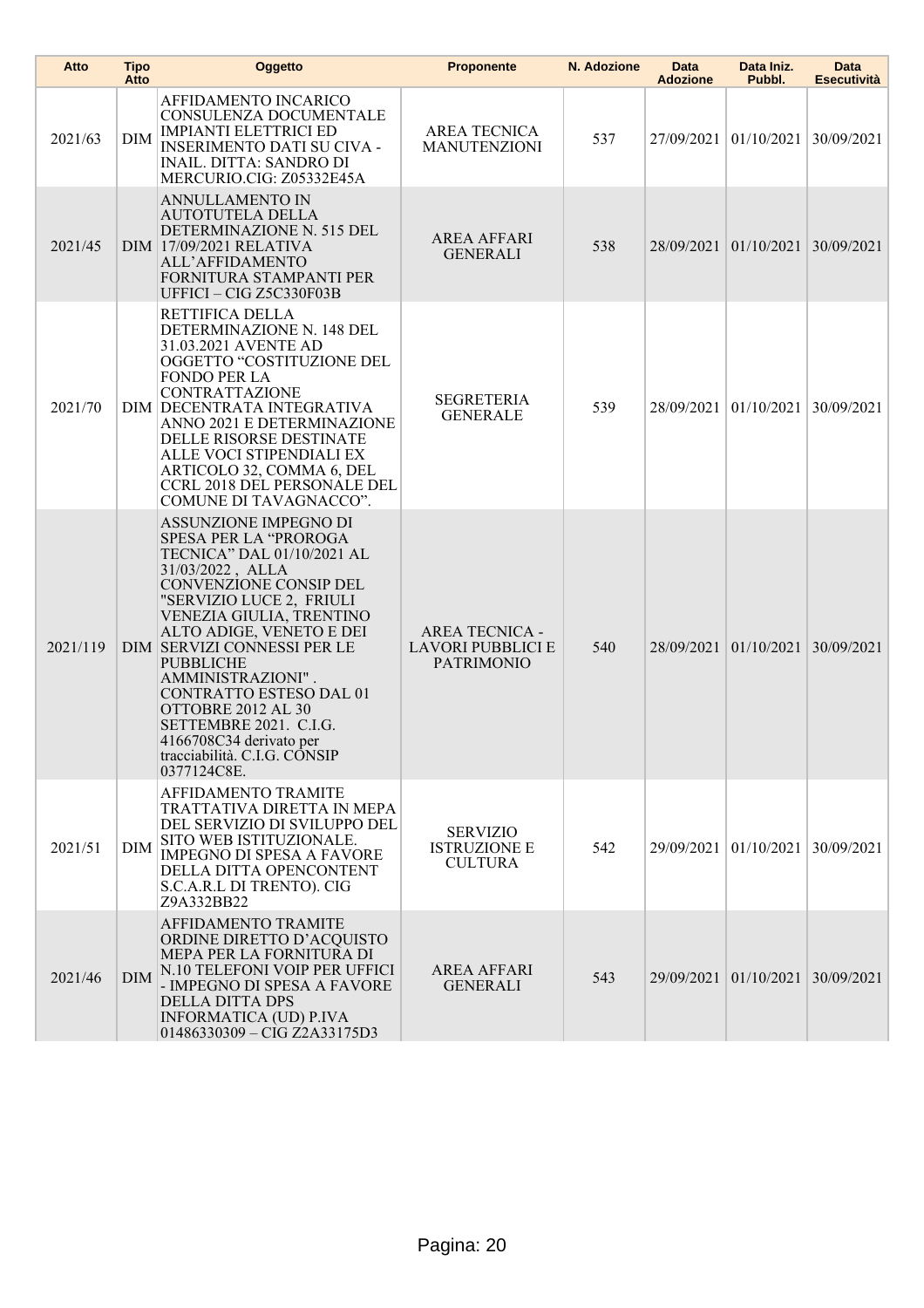| Atto | Tipo Atto | Oggetto | Proponente | N. Adozione | Data Adozione | Data Iniz. Pubbl. | Data Esecutività |
|---|---|---|---|---|---|---|---|
| 2021/63 | DIM | AFFIDAMENTO INCARICO CONSULENZA DOCUMENTALE IMPIANTI ELETTRICI ED INSERIMENTO DATI SU CIVA - INAIL. DITTA: SANDRO DI MERCURIO.CIG: Z05332E45A | AREA TECNICA MANUTENZIONI | 537 | 27/09/2021 | 01/10/2021 | 30/09/2021 |
| 2021/45 | DIM | ANNULLAMENTO IN AUTOTUTELA DELLA DETERMINAZIONE N. 515 DEL 17/09/2021 RELATIVA ALL'AFFIDAMENTO FORNITURA STAMPANTI PER UFFICI – CIG Z5C330F03B | AREA AFFARI GENERALI | 538 | 28/09/2021 | 01/10/2021 | 30/09/2021 |
| 2021/70 | DIM | RETTIFICA DELLA DETERMINAZIONE N. 148 DEL 31.03.2021 AVENTE AD OGGETTO "COSTITUZIONE DEL FONDO PER LA CONTRATTAZIONE DECENTRATA INTEGRATIVA ANNO 2021 E DETERMINAZIONE DELLE RISORSE DESTINATE ALLE VOCI STIPENDIALI EX ARTICOLO 32, COMMA 6, DEL CCRL 2018 DEL PERSONALE DEL COMUNE DI TAVAGNACCO". | SEGRETERIA GENERALE | 539 | 28/09/2021 | 01/10/2021 | 30/09/2021 |
| 2021/119 | DIM | ASSUNZIONE IMPEGNO DI SPESA PER LA "PROROGA TECNICA" DAL 01/10/2021 AL 31/03/2022 , ALLA CONVENZIONE CONSIP DEL "SERVIZIO LUCE 2, FRIULI VENEZIA GIULIA, TRENTINO ALTO ADIGE, VENETO E DEI SERVIZI CONNESSI PER LE PUBBLICHE AMMINISTRAZIONI" . CONTRATTO ESTESO DAL 01 OTTOBRE 2012 AL 30 SETTEMBRE 2021. C.I.G. 4166708C34 derivato per tracciabilità. C.I.G. CONSIP 0377124C8E. | AREA TECNICA - LAVORI PUBBLICI E PATRIMONIO | 540 | 28/09/2021 | 01/10/2021 | 30/09/2021 |
| 2021/51 | DIM | AFFIDAMENTO TRAMITE TRATTATIVA DIRETTA IN MEPA DEL SERVIZIO DI SVILUPPO DEL SITO WEB ISTITUZIONALE. IMPEGNO DI SPESA A FAVORE DELLA DITTA OPENCONTENT S.C.A.R.L DI TRENTO). CIG Z9A332BB22 | SERVIZIO ISTRUZIONE E CULTURA | 542 | 29/09/2021 | 01/10/2021 | 30/09/2021 |
| 2021/46 | DIM | AFFIDAMENTO TRAMITE ORDINE DIRETTO D'ACQUISTO MEPA PER LA FORNITURA DI N.10 TELEFONI VOIP PER UFFICI - IMPEGNO DI SPESA A FAVORE DELLA DITTA DPS INFORMATICA (UD) P.IVA 01486330309 – CIG Z2A33175D3 | AREA AFFARI GENERALI | 543 | 29/09/2021 | 01/10/2021 | 30/09/2021 |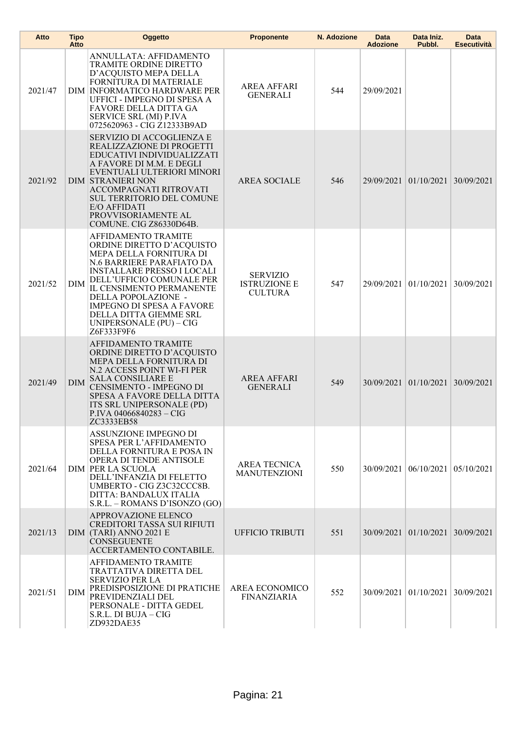| Atto | Tipo Atto | Oggetto | Proponente | N. Adozione | Data Adozione | Data Iniz. Pubbl. | Data Esecutività |
|---|---|---|---|---|---|---|---|
| 2021/47 | DIM | ANNULLATA: AFFIDAMENTO TRAMITE ORDINE DIRETTO D'ACQUISTO MEPA DELLA FORNITURA DI MATERIALE INFORMATICO HARDWARE PER UFFICI - IMPEGNO DI SPESA A FAVORE DELLA DITTA GA SERVICE SRL (MI) P.IVA 0725620963 - CIG Z12333B9AD | AREA AFFARI GENERALI | 544 | 29/09/2021 | | |
| 2021/92 | DIM | SERVIZIO DI ACCOGLIENZA E REALIZZAZIONE DI PROGETTI EDUCATIVI INDIVIDUALIZZATI A FAVORE DI M.M. E DEGLI EVENTUALI ULTERIORI MINORI STRANIERI NON ACCOMPAGNATI RITROVATI SUL TERRITORIO DEL COMUNE E/O AFFIDATI PROVVISORIAMENTE AL COMUNE. CIG Z86330D64B. | AREA SOCIALE | 546 | 29/09/2021 | 01/10/2021 | 30/09/2021 |
| 2021/52 | DIM | AFFIDAMENTO TRAMITE ORDINE DIRETTO D'ACQUISTO MEPA DELLA FORNITURA DI N.6 BARRIERE PARAFIATO DA INSTALLARE PRESSO I LOCALI DELL'UFFICIO COMUNALE PER IL CENSIMENTO PERMANENTE DELLA POPOLAZIONE - IMPEGNO DI SPESA A FAVORE DELLA DITTA GIEMME SRL UNIPERSONALE (PU) – CIG Z6F333F9F6 | SERVIZIO ISTRUZIONE E CULTURA | 547 | 29/09/2021 | 01/10/2021 | 30/09/2021 |
| 2021/49 | DIM | AFFIDAMENTO TRAMITE ORDINE DIRETTO D'ACQUISTO MEPA DELLA FORNITURA DI N.2 ACCESS POINT WI-FI PER SALA CONSILIARE E CENSIMENTO - IMPEGNO DI SPESA A FAVORE DELLA DITTA ITS SRL UNIPERSONALE (PD) P.IVA 04066840283 – CIG ZC3333EB58 | AREA AFFARI GENERALI | 549 | 30/09/2021 | 01/10/2021 | 30/09/2021 |
| 2021/64 | DIM | ASSUNZIONE IMPEGNO DI SPESA PER L'AFFIDAMENTO DELLA FORNITURA E POSA IN OPERA DI TENDE ANTISOLE PER LA SCUOLA DELL'INFANZIA DI FELETTO UMBERTO - CIG Z3C32CCC8B. DITTA: BANDALUX ITALIA S.R.L. – ROMANS D'ISONZO (GO) | AREA TECNICA MANUTENZIONI | 550 | 30/09/2021 | 06/10/2021 | 05/10/2021 |
| 2021/13 | DIM | APPROVAZIONE ELENCO CREDITORI TASSA SUI RIFIUTI (TARI) ANNO 2021 E CONSEGUENTE ACCERTAMENTO CONTABILE. | UFFICIO TRIBUTI | 551 | 30/09/2021 | 01/10/2021 | 30/09/2021 |
| 2021/51 | DIM | AFFIDAMENTO TRAMITE TRATTATIVA DIRETTA DEL SERVIZIO PER LA PREDISPOSIZIONE DI PRATICHE PREVIDENZIALI DEL PERSONALE - DITTA GEDEL S.R.L. DI BUJA – CIG ZD932DAE35 | AREA ECONOMICO FINANZIARIA | 552 | 30/09/2021 | 01/10/2021 | 30/09/2021 |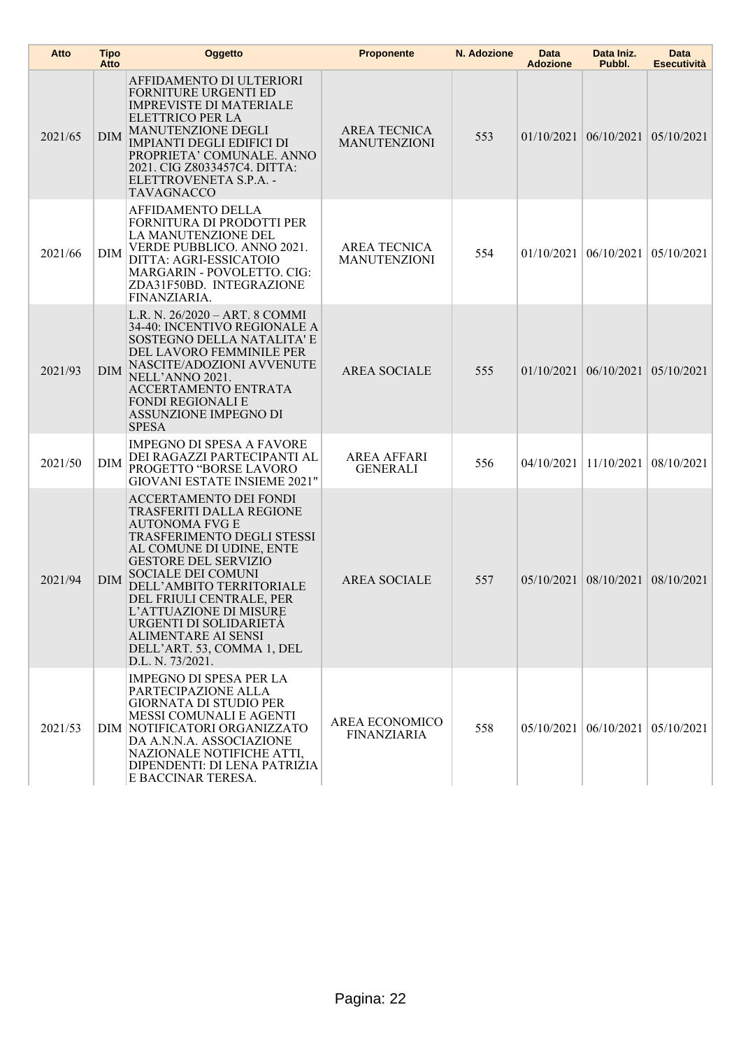| Atto | Tipo Atto | Oggetto | Proponente | N. Adozione | Data Adozione | Data Iniz. Pubbl. | Data Esecutività |
|---|---|---|---|---|---|---|---|
| 2021/65 | DIM | AFFIDAMENTO DI ULTERIORI FORNITURE URGENTI ED IMPREVISTE DI MATERIALE ELETTRICO PER LA MANUTENZIONE DEGLI IMPIANTI DEGLI EDIFICI DI PROPRIETA' COMUNALE. ANNO 2021. CIG Z8033457C4. DITTA: ELETTROVENETA S.P.A. - TAVAGNACCO | AREA TECNICA MANUTENZIONI | 553 | 01/10/2021 | 06/10/2021 | 05/10/2021 |
| 2021/66 | DIM | AFFIDAMENTO DELLA FORNITURA DI PRODOTTI PER LA MANUTENZIONE DEL VERDE PUBBLICO. ANNO 2021. DITTA: AGRI-ESSICATOIO MARGARIN - POVOLETTO. CIG: ZDA31F50BD. INTEGRAZIONE FINANZIARIA. | AREA TECNICA MANUTENZIONI | 554 | 01/10/2021 | 06/10/2021 | 05/10/2021 |
| 2021/93 | DIM | L.R. N. 26/2020 – ART. 8 COMMI 34-40: INCENTIVO REGIONALE A SOSTEGNO DELLA NATALITA' E DEL LAVORO FEMMINILE PER NASCITE/ADOZIONI AVVENUTE NELL'ANNO 2021. ACCERTAMENTO ENTRATA FONDI REGIONALI E ASSUNZIONE IMPEGNO DI SPESA | AREA SOCIALE | 555 | 01/10/2021 | 06/10/2021 | 05/10/2021 |
| 2021/50 | DIM | IMPEGNO DI SPESA A FAVORE DEI RAGAZZI PARTECIPANTI AL PROGETTO "BORSE LAVORO GIOVANI ESTATE INSIEME 2021" | AREA AFFARI GENERALI | 556 | 04/10/2021 | 11/10/2021 | 08/10/2021 |
| 2021/94 | DIM | ACCERTAMENTO DEI FONDI TRASFERITI DALLA REGIONE AUTONOMA FVG E TRASFERIMENTO DEGLI STESSI AL COMUNE DI UDINE, ENTE GESTORE DEL SERVIZIO SOCIALE DEI COMUNI DELL'AMBITO TERRITORIALE DEL FRIULI CENTRALE, PER L'ATTUAZIONE DI MISURE URGENTI DI SOLIDARIETÀ ALIMENTARE AI SENSI DELL'ART. 53, COMMA 1, DEL D.L. N. 73/2021. | AREA SOCIALE | 557 | 05/10/2021 | 08/10/2021 | 08/10/2021 |
| 2021/53 | DIM | IMPEGNO DI SPESA PER LA PARTECIPAZIONE ALLA GIORNATA DI STUDIO PER MESSI COMUNALI E AGENTI NOTIFICATORI ORGANIZZATO DA A.N.N.A. ASSOCIAZIONE NAZIONALE NOTIFICHE ATTI, DIPENDENTI: DI LENA PATRIZIA E BACCINAR TERESA. | AREA ECONOMICO FINANZIARIA | 558 | 05/10/2021 | 06/10/2021 | 05/10/2021 |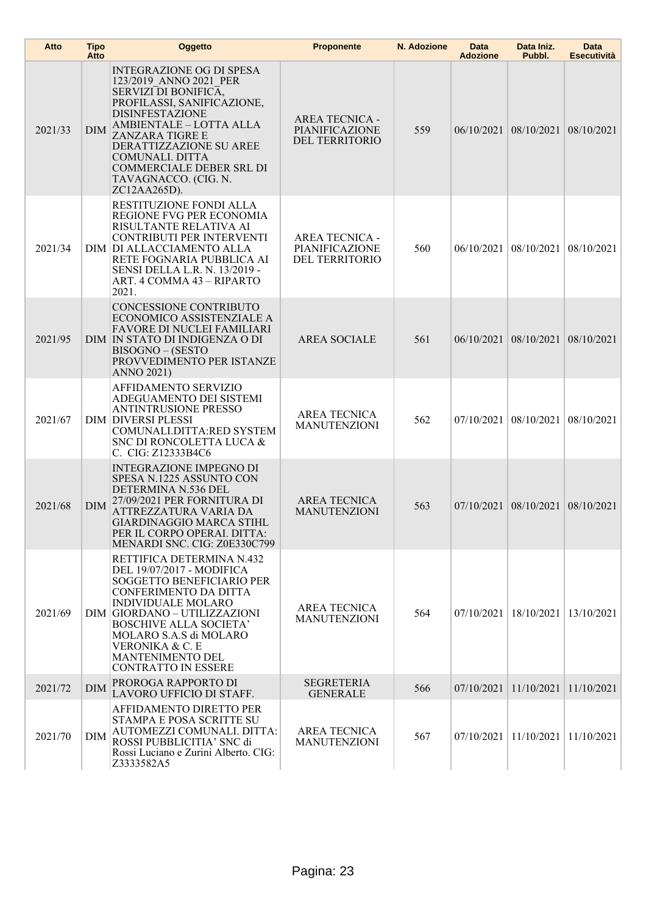| Atto | Tipo Atto | Oggetto | Proponente | N. Adozione | Data Adozione | Data Iniz. Pubbl. | Data Esecutività |
|---|---|---|---|---|---|---|---|
| 2021/33 | DIM | INTEGRAZIONE OG DI SPESA 123/2019_ANNO 2021_PER SERVIZI DI BONIFICA, PROFILASSI, SANIFICAZIONE, DISINFESTAZIONE AMBIENTALE – LOTTA ALLA ZANZARA TIGRE E DERATTIZZAZIONE SU AREE COMUNALI. DITTA COMMERCIALE DEBER SRL DI TAVAGNACCO. (CIG. N. ZC12AA265D). | AREA TECNICA - PIANIFICAZIONE DEL TERRITORIO | 559 | 06/10/2021 | 08/10/2021 | 08/10/2021 |
| 2021/34 | DIM | RESTITUZIONE FONDI ALLA REGIONE FVG PER ECONOMIA RISULTANTE RELATIVA AI CONTRIBUTI PER INTERVENTI DI ALLACCIAMENTO ALLA RETE FOGNARIA PUBBLICA AI SENSI DELLA L.R. N. 13/2019 - ART. 4 COMMA 43 – RIPARTO 2021. | AREA TECNICA - PIANIFICAZIONE DEL TERRITORIO | 560 | 06/10/2021 | 08/10/2021 | 08/10/2021 |
| 2021/95 | DIM | CONCESSIONE CONTRIBUTO ECONOMICO ASSISTENZIALE A FAVORE DI NUCLEI FAMILIARI IN STATO DI INDIGENZA O DI BISOGNO – (SESTO PROVVEDIMENTO PER ISTANZE ANNO 2021) | AREA SOCIALE | 561 | 06/10/2021 | 08/10/2021 | 08/10/2021 |
| 2021/67 | DIM | AFFIDAMENTO SERVIZIO ADEGUAMENTO DEI SISTEMI ANTINTRUSIONE PRESSO DIVERSI PLESSI COMUNALI.DITTA:RED SYSTEM SNC DI RONCOLETTA LUCA & C. CIG: Z12333B4C6 | AREA TECNICA MANUTENZIONI | 562 | 07/10/2021 | 08/10/2021 | 08/10/2021 |
| 2021/68 | DIM | INTEGRAZIONE IMPEGNO DI SPESA N.1225 ASSUNTO CON DETERMINA N.536 DEL 27/09/2021 PER FORNITURA DI ATTREZZATURA VARIA DA GIARDINAGGIO MARCA STIHL PER IL CORPO OPERAI. DITTA: MENARDI SNC. CIG: Z0E330C799 | AREA TECNICA MANUTENZIONI | 563 | 07/10/2021 | 08/10/2021 | 08/10/2021 |
| 2021/69 | DIM | RETTIFICA DETERMINA N.432 DEL 19/07/2017 - MODIFICA SOGGETTO BENEFICIARIO PER CONFERIMENTO DA DITTA INDIVIDUALE MOLARO GIORDANO – UTILIZZAZIONI BOSCHIVE ALLA SOCIETA' MOLARO S.A.S di MOLARO VERONIKA & C. E MANTENIMENTO DEL CONTRATTO IN ESSERE | AREA TECNICA MANUTENZIONI | 564 | 07/10/2021 | 18/10/2021 | 13/10/2021 |
| 2021/72 | DIM | PROROGA RAPPORTO DI LAVORO UFFICIO DI STAFF. | SEGRETERIA GENERALE | 566 | 07/10/2021 | 11/10/2021 | 11/10/2021 |
| 2021/70 | DIM | AFFIDAMENTO DIRETTO PER STAMPA E POSA SCRITTE SU AUTOMEZZI COMUNALI. DITTA: ROSSI PUBBLICITIA' SNC di Rossi Luciano e Zurini Alberto. CIG: Z3333582A5 | AREA TECNICA MANUTENZIONI | 567 | 07/10/2021 | 11/10/2021 | 11/10/2021 |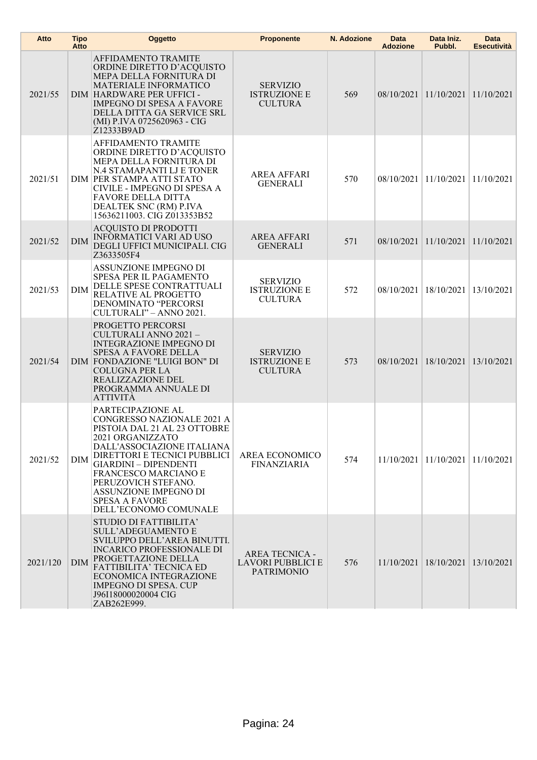| Atto | Tipo Atto | Oggetto | Proponente | N. Adozione | Data Adozione | Data Iniz. Pubbl. | Data Esecutività |
|---|---|---|---|---|---|---|---|
| 2021/55 | DIM | AFFIDAMENTO TRAMITE ORDINE DIRETTO D'ACQUISTO MEPA DELLA FORNITURA DI MATERIALE INFORMATICO HARDWARE PER UFFICI - IMPEGNO DI SPESA A FAVORE DELLA DITTA GA SERVICE SRL (MI) P.IVA 0725620963 - CIG Z12333B9AD | SERVIZIO ISTRUZIONE E CULTURA | 569 | 08/10/2021 | 11/10/2021 | 11/10/2021 |
| 2021/51 | DIM | AFFIDAMENTO TRAMITE ORDINE DIRETTO D'ACQUISTO MEPA DELLA FORNITURA DI N.4 STAMAPANTI LJ E TONER PER STAMPA ATTI STATO CIVILE - IMPEGNO DI SPESA A FAVORE DELLA DITTA DEALTEK SNC (RM) P.IVA 15636211003. CIG Z013353B52 | AREA AFFARI GENERALI | 570 | 08/10/2021 | 11/10/2021 | 11/10/2021 |
| 2021/52 | DIM | ACQUISTO DI PRODOTTI INFORMATICI VARI AD USO DEGLI UFFICI MUNICIPALI. CIG Z3633505F4 | AREA AFFARI GENERALI | 571 | 08/10/2021 | 11/10/2021 | 11/10/2021 |
| 2021/53 | DIM | ASSUNZIONE IMPEGNO DI SPESA PER IL PAGAMENTO DELLE SPESE CONTRATTUALI RELATIVE AL PROGETTO DENOMINATO "PERCORSI CULTURALI" – ANNO 2021. | SERVIZIO ISTRUZIONE E CULTURA | 572 | 08/10/2021 | 18/10/2021 | 13/10/2021 |
| 2021/54 | DIM | PROGETTO PERCORSI CULTURALI ANNO 2021 – INTEGRAZIONE IMPEGNO DI SPESA A FAVORE DELLA FONDAZIONE "LUIGI BON" DI COLUGNA PER LA REALIZZAZIONE DEL PROGRAMMA ANNUALE DI ATTIVITÀ | SERVIZIO ISTRUZIONE E CULTURA | 573 | 08/10/2021 | 18/10/2021 | 13/10/2021 |
| 2021/52 | DIM | PARTECIPAZIONE AL CONGRESSO NAZIONALE 2021 A PISTOIA DAL 21 AL 23 OTTOBRE 2021 ORGANIZZATO DALL'ASSOCIAZIONE ITALIANA DIRETTORI E TECNICI PUBBLICI GIARDINI – DIPENDENTI FRANCESCO MARCIANO E PERUZOVICH STEFANO. ASSUNZIONE IMPEGNO DI SPESA A FAVORE DELL'ECONOMO COMUNALE | AREA ECONOMICO FINANZIARIA | 574 | 11/10/2021 | 11/10/2021 | 11/10/2021 |
| 2021/120 | DIM | STUDIO DI FATTIBILITA' SULL'ADEGUAMENTO E SVILUPPO DELL'AREA BINUTTI. INCARICO PROFESSIONALE DI PROGETTAZIONE DELLA FATTIBILITA' TECNICA ED ECONOMICA INTEGRAZIONE IMPEGNO DI SPESA. CUP J96I18000020004 CIG ZAB262E999. | AREA TECNICA - LAVORI PUBBLICI E PATRIMONIO | 576 | 11/10/2021 | 18/10/2021 | 13/10/2021 |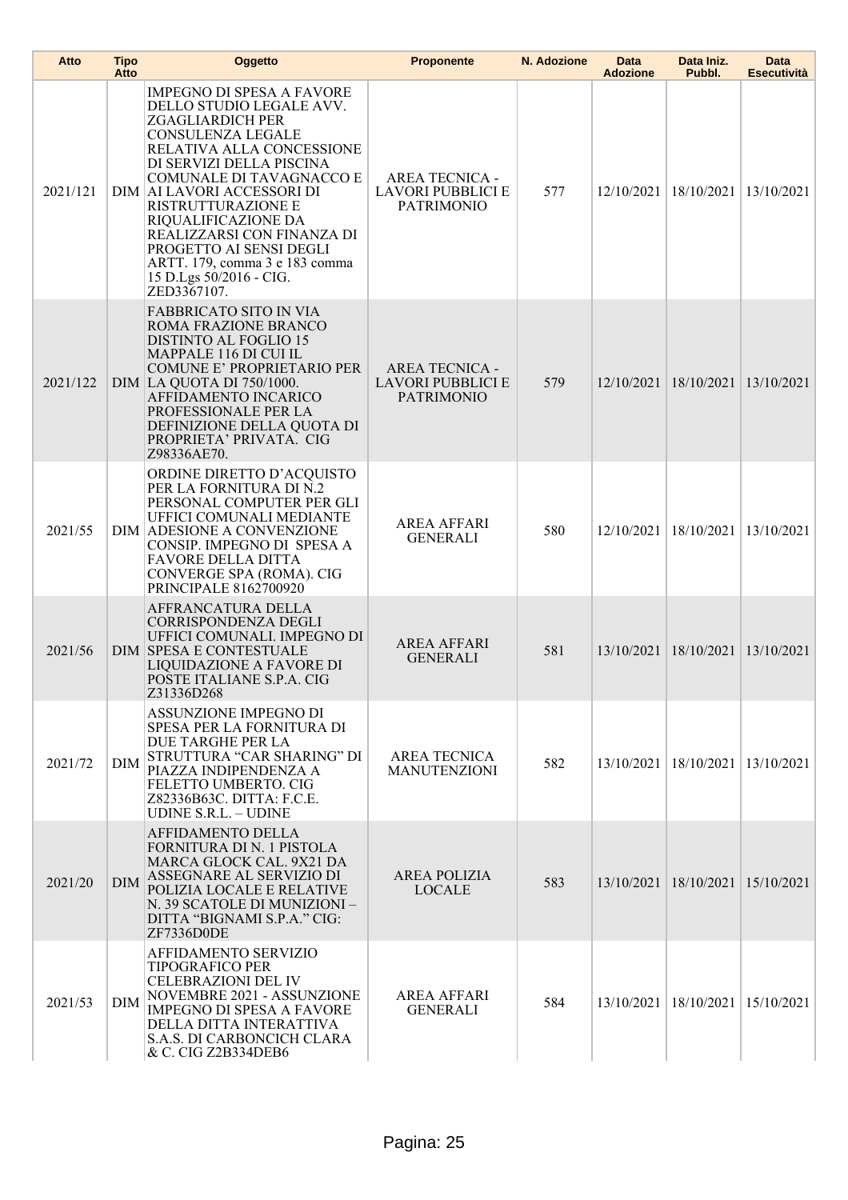| Atto | Tipo Atto | Oggetto | Proponente | N. Adozione | Data Adozione | Data Iniz. Pubbl. | Data Esecutività |
|---|---|---|---|---|---|---|---|
| 2021/121 | DIM | IMPEGNO DI SPESA A FAVORE DELLO STUDIO LEGALE AVV. ZGAGLIARDICH PER CONSULENZA LEGALE RELATIVA ALLA CONCESSIONE DI SERVIZI DELLA PISCINA COMUNALE DI TAVAGNACCO E AI LAVORI ACCESSORI DI RISTRUTTURAZIONE E RIQUALIFICAZIONE DA REALIZZARSI CON FINANZA DI PROGETTO AI SENSI DEGLI ARTT. 179, comma 3 e 183 comma 15 D.Lgs 50/2016 - CIG. ZED3367107. | AREA TECNICA - LAVORI PUBBLICI E PATRIMONIO | 577 | 12/10/2021 | 18/10/2021 | 13/10/2021 |
| 2021/122 | DIM | FABBRICATO SITO IN VIA ROMA FRAZIONE BRANCO DISTINTO AL FOGLIO 15 MAPPALE 116 DI CUI IL COMUNE E' PROPRIETARIO PER LA QUOTA DI 750/1000. AFFIDAMENTO INCARICO PROFESSIONALE PER LA DEFINIZIONE DELLA QUOTA DI PROPRIETA' PRIVATA. CIG Z98336AE70. | AREA TECNICA - LAVORI PUBBLICI E PATRIMONIO | 579 | 12/10/2021 | 18/10/2021 | 13/10/2021 |
| 2021/55 | DIM | ORDINE DIRETTO D'ACQUISTO PER LA FORNITURA DI N.2 PERSONAL COMPUTER PER GLI UFFICI COMUNALI MEDIANTE ADESIONE A CONVENZIONE CONSIP. IMPEGNO DI SPESA A FAVORE DELLA DITTA CONVERGE SPA (ROMA). CIG PRINCIPALE 8162700920 | AREA AFFARI GENERALI | 580 | 12/10/2021 | 18/10/2021 | 13/10/2021 |
| 2021/56 | DIM | AFFRANCATURA DELLA CORRISPONDENZA DEGLI UFFICI COMUNALI. IMPEGNO DI SPESA E CONTESTUALE LIQUIDAZIONE A FAVORE DI POSTE ITALIANE S.P.A. CIG Z31336D268 | AREA AFFARI GENERALI | 581 | 13/10/2021 | 18/10/2021 | 13/10/2021 |
| 2021/72 | DIM | ASSUNZIONE IMPEGNO DI SPESA PER LA FORNITURA DI DUE TARGHE PER LA STRUTTURA "CAR SHARING" DI PIAZZA INDIPENDENZA A FELETTO UMBERTO. CIG Z82336B63C. DITTA: F.C.E. UDINE S.R.L. – UDINE | AREA TECNICA MANUTENZIONI | 582 | 13/10/2021 | 18/10/2021 | 13/10/2021 |
| 2021/20 | DIM | AFFIDAMENTO DELLA FORNITURA DI N. 1 PISTOLA MARCA GLOCK CAL. 9X21 DA ASSEGNARE AL SERVIZIO DI POLIZIA LOCALE E RELATIVE N. 39 SCATOLE DI MUNIZIONI – DITTA "BIGNAMI S.P.A." CIG: ZF7336D0DE | AREA POLIZIA LOCALE | 583 | 13/10/2021 | 18/10/2021 | 15/10/2021 |
| 2021/53 | DIM | AFFIDAMENTO SERVIZIO TIPOGRAFICO PER CELEBRAZIONI DEL IV NOVEMBRE 2021 - ASSUNZIONE IMPEGNO DI SPESA A FAVORE DELLA DITTA INTERATTIVA S.A.S. DI CARBONCICH CLARA & C. CIG Z2B334DEB6 | AREA AFFARI GENERALI | 584 | 13/10/2021 | 18/10/2021 | 15/10/2021 |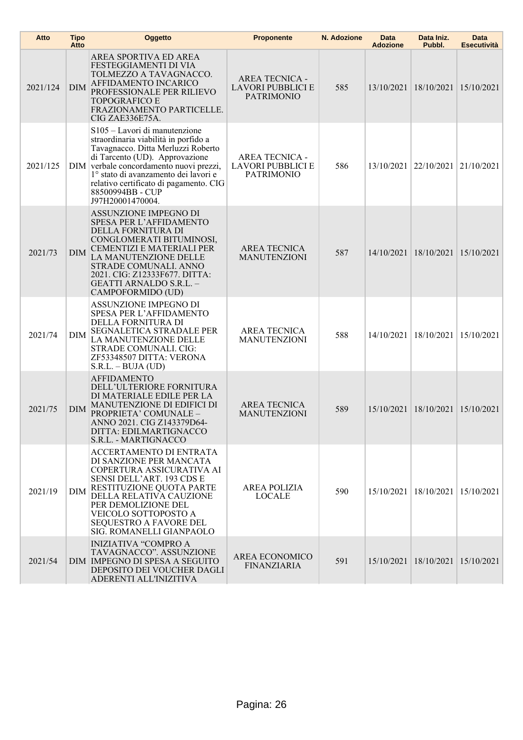| Atto | Tipo Atto | Oggetto | Proponente | N. Adozione | Data Adozione | Data Iniz. Pubbl. | Data Esecutività |
|---|---|---|---|---|---|---|---|
| 2021/124 | DIM | AREA SPORTIVA ED AREA FESTEGGIAMENTI DI VIA TOLMEZZO A TAVAGNACCO. AFFIDAMENTO INCARICO PROFESSIONALE PER RILIEVO TOPOGRAFICO E FRAZIONAMENTO PARTICELLE. CIG ZAE336E75A. | AREA TECNICA - LAVORI PUBBLICI E PATRIMONIO | 585 | 13/10/2021 | 18/10/2021 | 15/10/2021 |
| 2021/125 | DIM | S105 – Lavori di manutenzione straordinaria viabilità in porfido a Tavagnacco. Ditta Merluzzi Roberto di Tarcento (UD). Approvazione verbale concordamento nuovi prezzi, 1° stato di avanzamento dei lavori e relativo certificato di pagamento. CIG 88500994BB - CUP J97H20001470004. | AREA TECNICA - LAVORI PUBBLICI E PATRIMONIO | 586 | 13/10/2021 | 22/10/2021 | 21/10/2021 |
| 2021/73 | DIM | ASSUNZIONE IMPEGNO DI SPESA PER L'AFFIDAMENTO DELLA FORNITURA DI CONGLOMERATI BITUMINOSI, CEMENTIZI E MATERIALI PER LA MANUTENZIONE DELLE STRADE COMUNALI. ANNO 2021. CIG: Z12333F677. DITTA: GEATTI ARNALDO S.R.L. – CAMPOFORMIDO (UD) | AREA TECNICA MANUTENZIONI | 587 | 14/10/2021 | 18/10/2021 | 15/10/2021 |
| 2021/74 | DIM | ASSUNZIONE IMPEGNO DI SPESA PER L'AFFIDAMENTO DELLA FORNITURA DI SEGNALETICA STRADALE PER LA MANUTENZIONE DELLE STRADE COMUNALI. CIG: ZF53348507 DITTA: VERONA S.R.L. – BUJA (UD) | AREA TECNICA MANUTENZIONI | 588 | 14/10/2021 | 18/10/2021 | 15/10/2021 |
| 2021/75 | DIM | AFFIDAMENTO DELL'ULTERIORE FORNITURA DI MATERIALE EDILE PER LA MANUTENZIONE DI EDIFICI DI PROPRIETA' COMUNALE – ANNO 2021. CIG Z143379D64- DITTA: EDILMARTIGNACCO S.R.L. - MARTIGNACCO | AREA TECNICA MANUTENZIONI | 589 | 15/10/2021 | 18/10/2021 | 15/10/2021 |
| 2021/19 | DIM | ACCERTAMENTO DI ENTRATA DI SANZIONE PER MANCATA COPERTURA ASSICURATIVA AI SENSI DELL'ART. 193 CDS E RESTITUZIONE QUOTA PARTE DELLA RELATIVA CAUZIONE PER DEMOLIZIONE DEL VEICOLO SOTTOPOSTO A SEQUESTRO A FAVORE DEL SIG. ROMANELLI GIANPAOLO | AREA POLIZIA LOCALE | 590 | 15/10/2021 | 18/10/2021 | 15/10/2021 |
| 2021/54 | DIM | INIZIATIVA "COMPRO A TAVAGNACCO". ASSUNZIONE IMPEGNO DI SPESA A SEGUITO DEPOSITO DEI VOUCHER DAGLI ADERENTI ALL'INIZITIVA | AREA ECONOMICO FINANZIARIA | 591 | 15/10/2021 | 18/10/2021 | 15/10/2021 |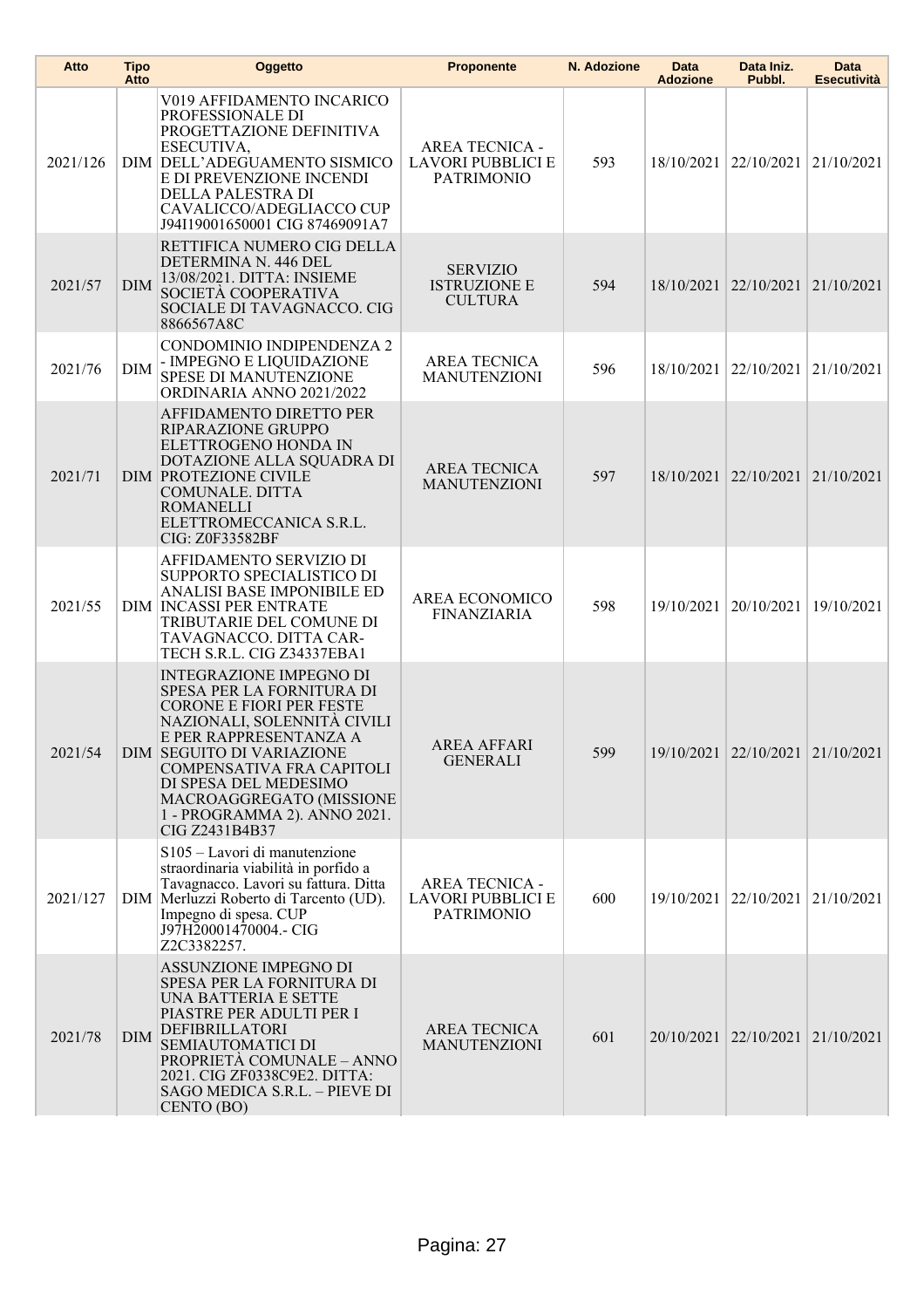| Atto | Tipo Atto | Oggetto | Proponente | N. Adozione | Data Adozione | Data Iniz. Pubbl. | Data Esecutività |
|---|---|---|---|---|---|---|---|
| 2021/126 | DIM | V019 AFFIDAMENTO INCARICO PROFESSIONALE DI PROGETTAZIONE DEFINITIVA ESECUTIVA, DELL'ADEGUAMENTO SISMICO E DI PREVENZIONE INCENDI DELLA PALESTRA DI CAVALICCO/ADEGLIACCO CUP J94I19001650001 CIG 87469091A7 | AREA TECNICA - LAVORI PUBBLICI E PATRIMONIO | 593 | 18/10/2021 | 22/10/2021 | 21/10/2021 |
| 2021/57 | DIM | RETTIFICA NUMERO CIG DELLA DETERMINA N. 446 DEL 13/08/2021. DITTA: INSIEME SOCIETÀ COOPERATIVA SOCIALE DI TAVAGNACCO. CIG 8866567A8C | SERVIZIO ISTRUZIONE E CULTURA | 594 | 18/10/2021 | 22/10/2021 | 21/10/2021 |
| 2021/76 | DIM | CONDOMINIO INDIPENDENZA 2 - IMPEGNO E LIQUIDAZIONE SPESE DI MANUTENZIONE ORDINARIA ANNO 2021/2022 | AREA TECNICA MANUTENZIONI | 596 | 18/10/2021 | 22/10/2021 | 21/10/2021 |
| 2021/71 | DIM | AFFIDAMENTO DIRETTO PER RIPARAZIONE GRUPPO ELETTROGENO HONDA IN DOTAZIONE ALLA SQUADRA DI PROTEZIONE CIVILE COMUNALE. DITTA ROMANELLI ELETTROMECCANICA S.R.L. CIG: Z0F33582BF | AREA TECNICA MANUTENZIONI | 597 | 18/10/2021 | 22/10/2021 | 21/10/2021 |
| 2021/55 | DIM | AFFIDAMENTO SERVIZIO DI SUPPORTO SPECIALISTICO DI ANALISI BASE IMPONIBILE ED INCASSI PER ENTRATE TRIBUTARIE DEL COMUNE DI TAVAGNACCO. DITTA CAR-TECH S.R.L. CIG Z34337EBA1 | AREA ECONOMICO FINANZIARIA | 598 | 19/10/2021 | 20/10/2021 | 19/10/2021 |
| 2021/54 | DIM | INTEGRAZIONE IMPEGNO DI SPESA PER LA FORNITURA DI CORONE E FIORI PER FESTE NAZIONALI, SOLENNITÀ CIVILI E PER RAPPRESENTANZA A SEGUITO DI VARIAZIONE COMPENSATIVA FRA CAPITOLI DI SPESA DEL MEDESIMO MACROAGGREGATO (MISSIONE 1 - PROGRAMMA 2). ANNO 2021. CIG Z2431B4B37 | AREA AFFARI GENERALI | 599 | 19/10/2021 | 22/10/2021 | 21/10/2021 |
| 2021/127 | DIM | S105 – Lavori di manutenzione straordinaria viabilità in porfido a Tavagnacco. Lavori su fattura. Ditta Merluzzi Roberto di Tarcento (UD). Impegno di spesa. CUP J97H20001470004.- CIG Z2C3382257. | AREA TECNICA - LAVORI PUBBLICI E PATRIMONIO | 600 | 19/10/2021 | 22/10/2021 | 21/10/2021 |
| 2021/78 | DIM | ASSUNZIONE IMPEGNO DI SPESA PER LA FORNITURA DI UNA BATTERIA E SETTE PIASTRE PER ADULTI PER I DEFIBRILLATORI SEMIAUTOMATICI DI PROPRIETÀ COMUNALE – ANNO 2021. CIG ZF0338C9E2. DITTA: SAGO MEDICA S.R.L. – PIEVE DI CENTO (BO) | AREA TECNICA MANUTENZIONI | 601 | 20/10/2021 | 22/10/2021 | 21/10/2021 |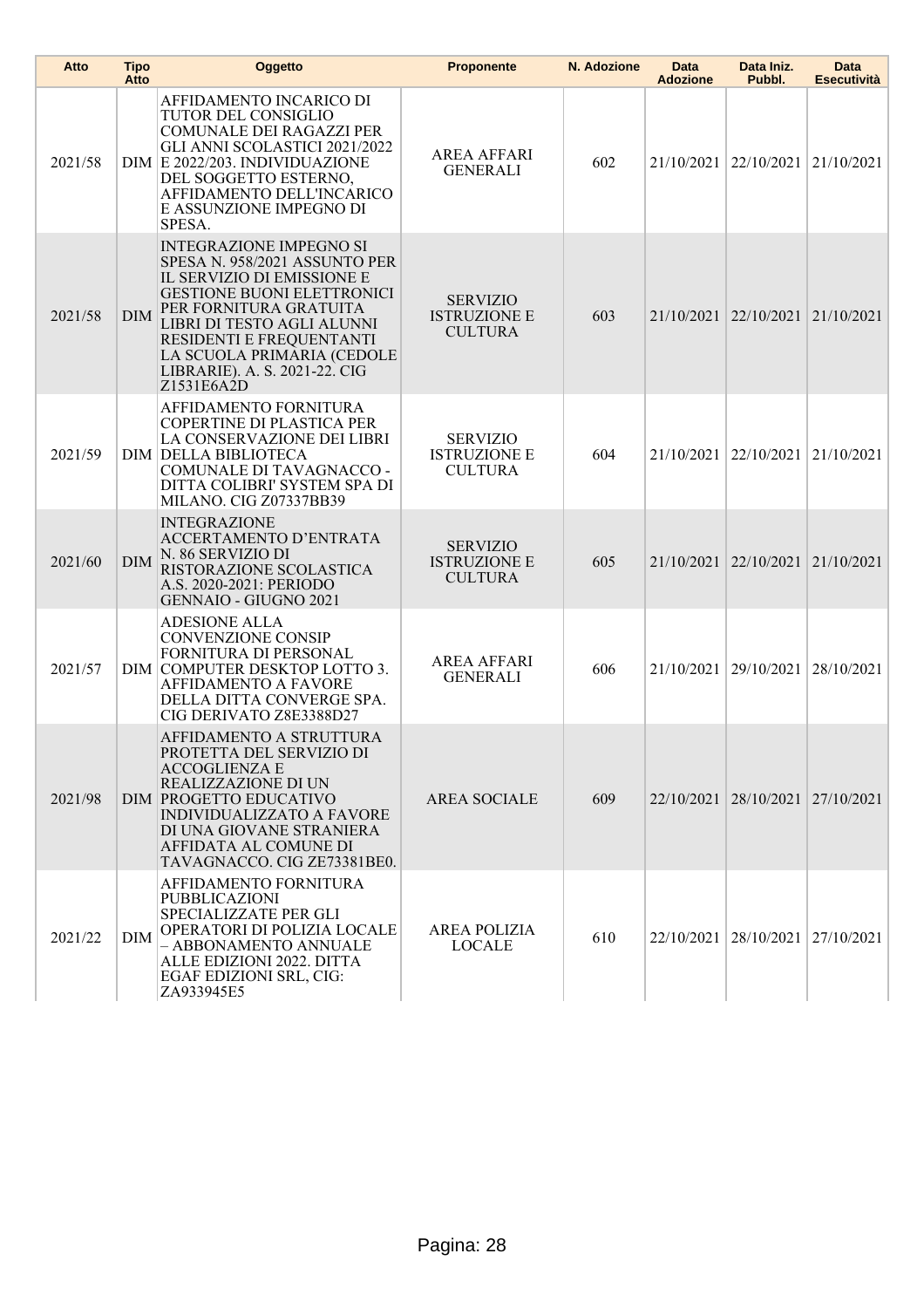| Atto | Tipo Atto | Oggetto | Proponente | N. Adozione | Data Adozione | Data Iniz. Pubbl. | Data Esecutività |
|---|---|---|---|---|---|---|---|
| 2021/58 | DIM | AFFIDAMENTO INCARICO DI TUTOR DEL CONSIGLIO COMUNALE DEI RAGAZZI PER GLI ANNI SCOLASTICI 2021/2022 E 2022/203. INDIVIDUAZIONE DEL SOGGETTO ESTERNO, AFFIDAMENTO DELL'INCARICO E ASSUNZIONE IMPEGNO DI SPESA. | AREA AFFARI GENERALI | 602 | 21/10/2021 | 22/10/2021 | 21/10/2021 |
| 2021/58 | DIM | INTEGRAZIONE IMPEGNO SI SPESA N. 958/2021 ASSUNTO PER IL SERVIZIO DI EMISSIONE E GESTIONE BUONI ELETTRONICI PER FORNITURA GRATUITA LIBRI DI TESTO AGLI ALUNNI RESIDENTI E FREQUENTANTI LA SCUOLA PRIMARIA (CEDOLE LIBRARIE). A. S. 2021-22. CIG Z1531E6A2D | SERVIZIO ISTRUZIONE E CULTURA | 603 | 21/10/2021 | 22/10/2021 | 21/10/2021 |
| 2021/59 | DIM | AFFIDAMENTO FORNITURA COPERTINE DI PLASTICA PER LA CONSERVAZIONE DEI LIBRI DELLA BIBLIOTECA COMUNALE DI TAVAGNACCO - DITTA COLIBRI' SYSTEM SPA DI MILANO. CIG Z07337BB39 | SERVIZIO ISTRUZIONE E CULTURA | 604 | 21/10/2021 | 22/10/2021 | 21/10/2021 |
| 2021/60 | DIM | INTEGRAZIONE ACCERTAMENTO D'ENTRATA N. 86 SERVIZIO DI RISTORAZIONE SCOLASTICA A.S. 2020-2021: PERIODO GENNAIO - GIUGNO 2021 | SERVIZIO ISTRUZIONE E CULTURA | 605 | 21/10/2021 | 22/10/2021 | 21/10/2021 |
| 2021/57 | DIM | ADESIONE ALLA CONVENZIONE CONSIP FORNITURA DI PERSONAL COMPUTER DESKTOP LOTTO 3. AFFIDAMENTO A FAVORE DELLA DITTA CONVERGE SPA. CIG DERIVATO Z8E3388D27 | AREA AFFARI GENERALI | 606 | 21/10/2021 | 29/10/2021 | 28/10/2021 |
| 2021/98 | DIM | AFFIDAMENTO A STRUTTURA PROTETTA DEL SERVIZIO DI ACCOGLIENZA E REALIZZAZIONE DI UN PROGETTO EDUCATIVO INDIVIDUALIZZATO A FAVORE DI UNA GIOVANE STRANIERA AFFIDATA AL COMUNE DI TAVAGNACCO. CIG ZE73381BE0. | AREA SOCIALE | 609 | 22/10/2021 | 28/10/2021 | 27/10/2021 |
| 2021/22 | DIM | AFFIDAMENTO FORNITURA PUBBLICAZIONI SPECIALIZZATE PER GLI OPERATORI DI POLIZIA LOCALE – ABBONAMENTO ANNUALE ALLE EDIZIONI 2022. DITTA EGAF EDIZIONI SRL, CIG: ZA933945E5 | AREA POLIZIA LOCALE | 610 | 22/10/2021 | 28/10/2021 | 27/10/2021 |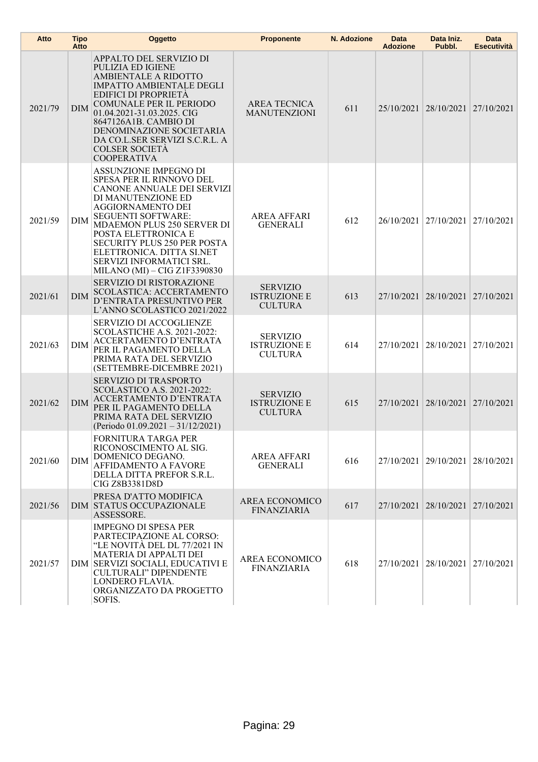| Atto | Tipo Atto | Oggetto | Proponente | N. Adozione | Data Adozione | Data Iniz. Pubbl. | Data Esecutività |
|---|---|---|---|---|---|---|---|
| 2021/79 | DIM | APPALTO DEL SERVIZIO DI PULIZIA ED IGIENE AMBIENTALE A RIDOTTO IMPATTO AMBIENTALE DEGLI EDIFICI DI PROPRIETÀ COMUNALE PER IL PERIODO 01.04.2021-31.03.2025. CIG 8647126A1B. CAMBIO DI DENOMINAZIONE SOCIETARIA DA CO.L.SER SERVIZI S.C.R.L. A COLSER SOCIETÀ COOPERATIVA | AREA TECNICA MANUTENZIONI | 611 | 25/10/2021 | 28/10/2021 | 27/10/2021 |
| 2021/59 | DIM | ASSUNZIONE IMPEGNO DI SPESA PER IL RINNOVO DEL CANONE ANNUALE DEI SERVIZI DI MANUTENZIONE ED AGGIORNAMENTO DEI SEGUENTI SOFTWARE: MDAEMON PLUS 250 SERVER DI POSTA ELETTRONICA E SECURITY PLUS 250 PER POSTA ELETTRONICA. DITTA SI.NET SERVIZI INFORMATICI SRL. MILANO (MI) – CIG Z1F3390830 | AREA AFFARI GENERALI | 612 | 26/10/2021 | 27/10/2021 | 27/10/2021 |
| 2021/61 | DIM | SERVIZIO DI RISTORAZIONE SCOLASTICA: ACCERTAMENTO D'ENTRATA PRESUNTIVO PER L'ANNO SCOLASTICO 2021/2022 | SERVIZIO ISTRUZIONE E CULTURA | 613 | 27/10/2021 | 28/10/2021 | 27/10/2021 |
| 2021/63 | DIM | SERVIZIO DI ACCOGLIENZE SCOLASTICHE A.S. 2021-2022: ACCERTAMENTO D'ENTRATA PER IL PAGAMENTO DELLA PRIMA RATA DEL SERVIZIO (SETTEMBRE-DICEMBRE 2021) | SERVIZIO ISTRUZIONE E CULTURA | 614 | 27/10/2021 | 28/10/2021 | 27/10/2021 |
| 2021/62 | DIM | SERVIZIO DI TRASPORTO SCOLASTICO A.S. 2021-2022: ACCERTAMENTO D'ENTRATA PER IL PAGAMENTO DELLA PRIMA RATA DEL SERVIZIO (Periodo 01.09.2021 – 31/12/2021) | SERVIZIO ISTRUZIONE E CULTURA | 615 | 27/10/2021 | 28/10/2021 | 27/10/2021 |
| 2021/60 | DIM | FORNITURA TARGA PER RICONOSCIMENTO AL SIG. DOMENICO DEGANO. AFFIDAMENTO A FAVORE DELLA DITTA PREFOR S.R.L. CIG Z8B3381D8D | AREA AFFARI GENERALI | 616 | 27/10/2021 | 29/10/2021 | 28/10/2021 |
| 2021/56 | DIM | PRESA D'ATTO MODIFICA STATUS OCCUPAZIONALE ASSESSORE. | AREA ECONOMICO FINANZIARIA | 617 | 27/10/2021 | 28/10/2021 | 27/10/2021 |
| 2021/57 | DIM | IMPEGNO DI SPESA PER PARTECIPAZIONE AL CORSO: "LE NOVITÀ DEL DL 77/2021 IN MATERIA DI APPALTI DEI SERVIZI SOCIALI, EDUCATIVI E CULTURALI" DIPENDENTE LONDERO FLAVIA. ORGANIZZATO DA PROGETTO SOFIS. | AREA ECONOMICO FINANZIARIA | 618 | 27/10/2021 | 28/10/2021 | 27/10/2021 |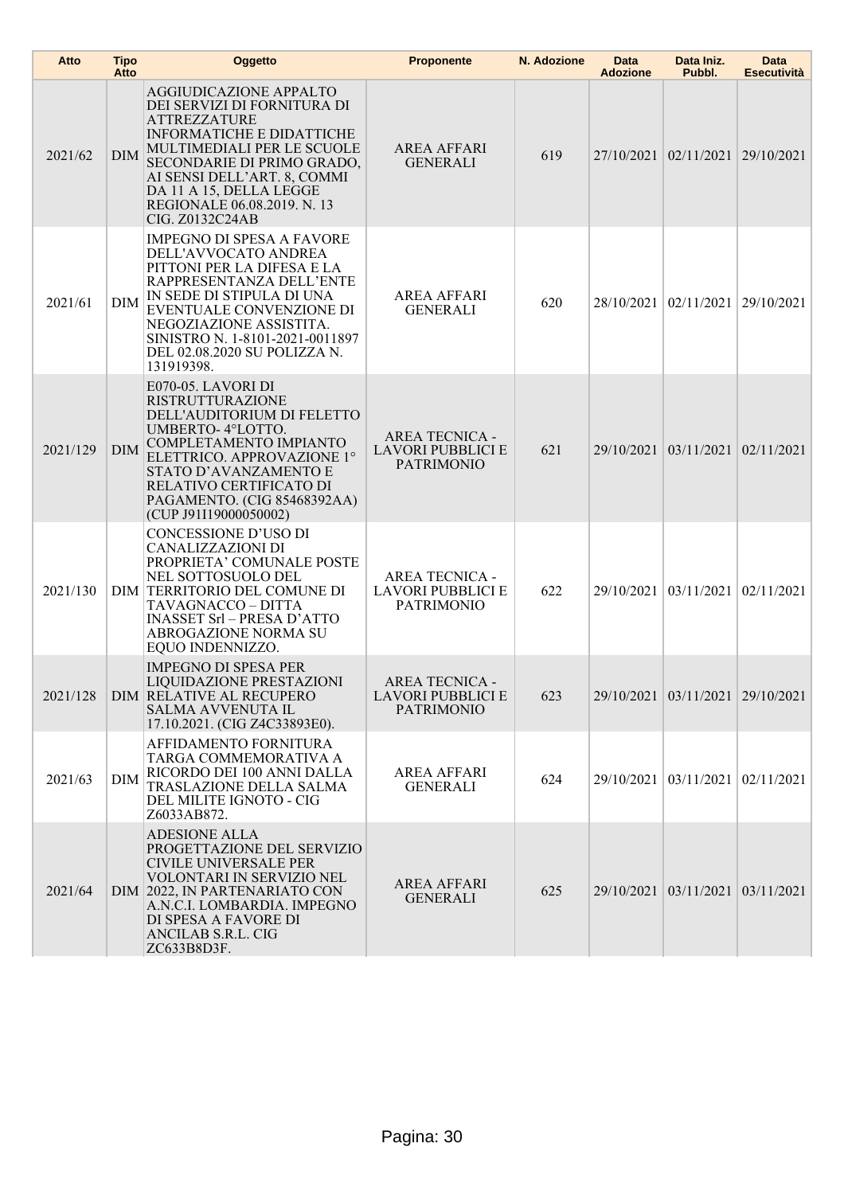| Atto | Tipo Atto | Oggetto | Proponente | N. Adozione | Data Adozione | Data Iniz. Pubbl. | Data Esecutività |
|---|---|---|---|---|---|---|---|
| 2021/62 | DIM | AGGIUDICAZIONE APPALTO DEI SERVIZI DI FORNITURA DI ATTREZZATURE INFORMATICHE E DIDATTICHE MULTIMEDIALI PER LE SCUOLE SECONDARIE DI PRIMO GRADO, AI SENSI DELL'ART. 8, COMMI DA 11 A 15, DELLA LEGGE REGIONALE 06.08.2019. N. 13 CIG. Z0132C24AB | AREA AFFARI GENERALI | 619 | 27/10/2021 | 02/11/2021 | 29/10/2021 |
| 2021/61 | DIM | IMPEGNO DI SPESA A FAVORE DELL'AVVOCATO ANDREA PITTONI PER LA DIFESA E LA RAPPRESENTANZA DELL'ENTE IN SEDE DI STIPULA DI UNA EVENTUALE CONVENZIONE DI NEGOZIAZIONE ASSISTITA. SINISTRO N. 1-8101-2021-0011897 DEL 02.08.2020 SU POLIZZA N. 131919398. | AREA AFFARI GENERALI | 620 | 28/10/2021 | 02/11/2021 | 29/10/2021 |
| 2021/129 | DIM | E070-05. LAVORI DI RISTRUTTURAZIONE DELL'AUDITORIUM DI FELETTO UMBERTO- 4°LOTTO. COMPLETAMENTO IMPIANTO ELETTRICO. APPROVAZIONE 1° STATO D'AVANZAMENTO E RELATIVO CERTIFICATO DI PAGAMENTO. (CIG 85468392AA) (CUP J91I19000050002) | AREA TECNICA - LAVORI PUBBLICI E PATRIMONIO | 621 | 29/10/2021 | 03/11/2021 | 02/11/2021 |
| 2021/130 | DIM | CONCESSIONE D'USO DI CANALIZZAZIONI DI PROPRIETA' COMUNALE POSTE NEL SOTTOSUOLO DEL TERRITORIO DEL COMUNE DI TAVAGNACCO – DITTA INASSET Srl – PRESA D'ATTO ABROGAZIONE NORMA SU EQUO INDENNIZZO. | AREA TECNICA - LAVORI PUBBLICI E PATRIMONIO | 622 | 29/10/2021 | 03/11/2021 | 02/11/2021 |
| 2021/128 | DIM | IMPEGNO DI SPESA PER LIQUIDAZIONE PRESTAZIONI RELATIVE AL RECUPERO SALMA AVVENUTA IL 17.10.2021. (CIG Z4C33893E0). | AREA TECNICA - LAVORI PUBBLICI E PATRIMONIO | 623 | 29/10/2021 | 03/11/2021 | 29/10/2021 |
| 2021/63 | DIM | AFFIDAMENTO FORNITURA TARGA COMMEMORATIVA A RICORDO DEI 100 ANNI DALLA TRASLAZIONE DELLA SALMA DEL MILITE IGNOTO - CIG Z6033AB872. | AREA AFFARI GENERALI | 624 | 29/10/2021 | 03/11/2021 | 02/11/2021 |
| 2021/64 | DIM | ADESIONE ALLA PROGETTAZIONE DEL SERVIZIO CIVILE UNIVERSALE PER VOLONTARI IN SERVIZIO NEL 2022, IN PARTENARIATO CON A.N.C.I. LOMBARDIA. IMPEGNO DI SPESA A FAVORE DI ANCILAB S.R.L. CIG ZC633B8D3F. | AREA AFFARI GENERALI | 625 | 29/10/2021 | 03/11/2021 | 03/11/2021 |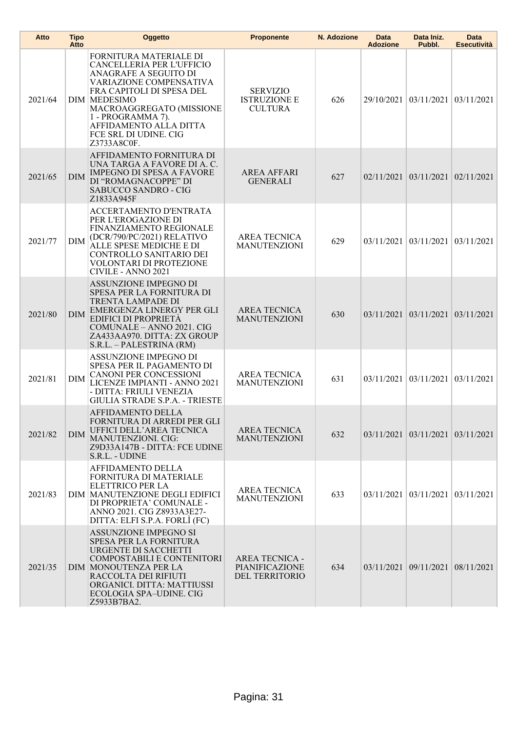| Atto | Tipo Atto | Oggetto | Proponente | N. Adozione | Data Adozione | Data Iniz. Pubbl. | Data Esecutività |
|---|---|---|---|---|---|---|---|
| 2021/64 | DIM | FORNITURA MATERIALE DI CANCELLERIA PER L'UFFICIO ANAGRAFE A SEGUITO DI VARIAZIONE COMPENSATIVA FRA CAPITOLI DI SPESA DEL MEDESIMO MACROAGGREGATO (MISSIONE 1 - PROGRAMMA 7). AFFIDAMENTO ALLA DITTA FCE SRL DI UDINE. CIG Z3733A8C0F. | SERVIZIO ISTRUZIONE E CULTURA | 626 | 29/10/2021 | 03/11/2021 | 03/11/2021 |
| 2021/65 | DIM | AFFIDAMENTO FORNITURA DI UNA TARGA A FAVORE DI A. C. IMPEGNO DI SPESA A FAVORE DI "ROMAGNACOPPE" DI SABUCCO SANDRO - CIG Z1833A945F | AREA AFFARI GENERALI | 627 | 02/11/2021 | 03/11/2021 | 02/11/2021 |
| 2021/77 | DIM | ACCERTAMENTO D'ENTRATA PER L'EROGAZIONE DI FINANZIAMENTO REGIONALE (DCR/790/PC/2021) RELATIVO ALLE SPESE MEDICHE E DI CONTROLLO SANITARIO DEI VOLONTARI DI PROTEZIONE CIVILE - ANNO 2021 | AREA TECNICA MANUTENZIONI | 629 | 03/11/2021 | 03/11/2021 | 03/11/2021 |
| 2021/80 | DIM | ASSUNZIONE IMPEGNO DI SPESA PER LA FORNITURA DI TRENTA LAMPADE DI EMERGENZA LINERGY PER GLI EDIFICI DI PROPRIETÀ COMUNALE – ANNO 2021. CIG ZA433AA970. DITTA: ZX GROUP S.R.L. – PALESTRINA (RM) | AREA TECNICA MANUTENZIONI | 630 | 03/11/2021 | 03/11/2021 | 03/11/2021 |
| 2021/81 | DIM | ASSUNZIONE IMPEGNO DI SPESA PER IL PAGAMENTO DI CANONI PER CONCESSIONI LICENZE IMPIANTI - ANNO 2021 - DITTA: FRIULI VENEZIA GIULIA STRADE S.P.A. - TRIESTE | AREA TECNICA MANUTENZIONI | 631 | 03/11/2021 | 03/11/2021 | 03/11/2021 |
| 2021/82 | DIM | AFFIDAMENTO DELLA FORNITURA DI ARREDI PER GLI UFFICI DELL'AREA TECNICA MANUTENZIONI. CIG: Z9D33A147B - DITTA: FCE UDINE S.R.L. - UDINE | AREA TECNICA MANUTENZIONI | 632 | 03/11/2021 | 03/11/2021 | 03/11/2021 |
| 2021/83 | DIM | AFFIDAMENTO DELLA FORNITURA DI MATERIALE ELETTRICO PER LA MANUTENZIONE DEGLI EDIFICI DI PROPRIETA' COMUNALE - ANNO 2021. CIG Z8933A3E27- DITTA: ELFI S.P.A. FORLÌ (FC) | AREA TECNICA MANUTENZIONI | 633 | 03/11/2021 | 03/11/2021 | 03/11/2021 |
| 2021/35 | DIM | ASSUNZIONE IMPEGNO SI SPESA PER LA FORNITURA URGENTE DI SACCHETTI COMPOSTABILI E CONTENITORI MONOUTENZA PER LA RACCOLTA DEI RIFIUTI ORGANICI. DITTA: MATTIUSSI ECOLOGIA SPA–UDINE. CIG Z5933B7BA2. | AREA TECNICA - PIANIFICAZIONE DEL TERRITORIO | 634 | 03/11/2021 | 09/11/2021 | 08/11/2021 |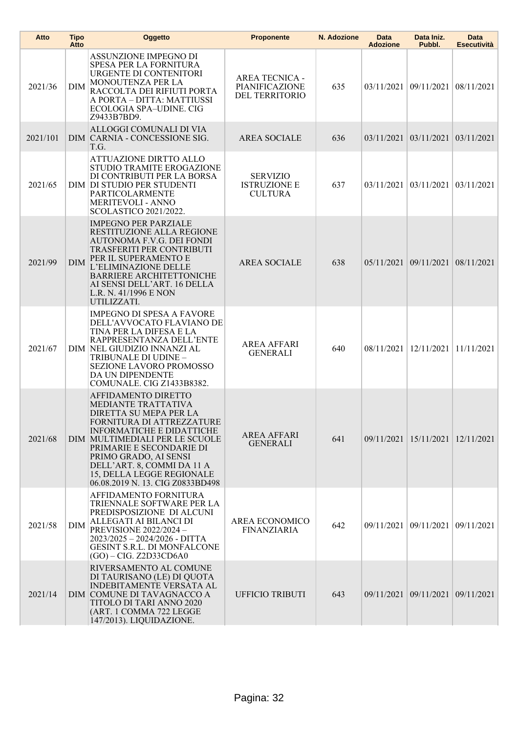| Atto | Tipo Atto | Oggetto | Proponente | N. Adozione | Data Adozione | Data Iniz. Pubbl. | Data Esecutività |
|---|---|---|---|---|---|---|---|
| 2021/36 | DIM | ASSUNZIONE IMPEGNO DI SPESA PER LA FORNITURA URGENTE DI CONTENITORI MONOUTENZA PER LA RACCOLTA DEI RIFIUTI PORTA A PORTA – DITTA: MATTIUSSI ECOLOGIA SPA–UDINE. CIG Z9433B7BD9. | AREA TECNICA - PIANIFICAZIONE DEL TERRITORIO | 635 | 03/11/2021 | 09/11/2021 | 08/11/2021 |
| 2021/101 | DIM | ALLOGGI COMUNALI DI VIA CARNIA - CONCESSIONE SIG. T.G. | AREA SOCIALE | 636 | 03/11/2021 | 03/11/2021 | 03/11/2021 |
| 2021/65 | DIM | ATTUAZIONE DIRTTO ALLO STUDIO TRAMITE EROGAZIONE DI CONTRIBUTI PER LA BORSA DI STUDIO PER STUDENTI PARTICOLARMENTE MERITEVOLI - ANNO SCOLASTICO 2021/2022. | SERVIZIO ISTRUZIONE E CULTURA | 637 | 03/11/2021 | 03/11/2021 | 03/11/2021 |
| 2021/99 | DIM | IMPEGNO PER PARZIALE RESTITUZIONE ALLA REGIONE AUTONOMA F.V.G. DEI FONDI TRASFERITI PER CONTRIBUTI PER IL SUPERAMENTO E L'ELIMINAZIONE DELLE BARRIERE ARCHITETTONICHE AI SENSI DELL'ART. 16 DELLA L.R. N. 41/1996 E NON UTILIZZATI. | AREA SOCIALE | 638 | 05/11/2021 | 09/11/2021 | 08/11/2021 |
| 2021/67 | DIM | IMPEGNO DI SPESA A FAVORE DELL'AVVOCATO FLAVIANO DE TINA PER LA DIFESA E LA RAPPRESENTANZA DELL'ENTE NEL GIUDIZIO INNANZI AL TRIBUNALE DI UDINE – SEZIONE LAVORO PROMOSSO DA UN DIPENDENTE COMUNALE. CIG Z1433B8382. | AREA AFFARI GENERALI | 640 | 08/11/2021 | 12/11/2021 | 11/11/2021 |
| 2021/68 | DIM | AFFIDAMENTO DIRETTO MEDIANTE TRATTATIVA DIRETTA SU MEPA PER LA FORNITURA DI ATTREZZATURE INFORMATICHE E DIDATTICHE MULTIMEDIALI PER LE SCUOLE PRIMARIE E SECONDARIE DI PRIMO GRADO, AI SENSI DELL'ART. 8, COMMI DA 11 A 15, DELLA LEGGE REGIONALE 06.08.2019 N. 13. CIG Z0833BD498 | AREA AFFARI GENERALI | 641 | 09/11/2021 | 15/11/2021 | 12/11/2021 |
| 2021/58 | DIM | AFFIDAMENTO FORNITURA TRIENNALE SOFTWARE PER LA PREDISPOSIZIONE DI ALCUNI ALLEGATI AI BILANCI DI PREVISIONE 2022/2024 – 2023/2025 – 2024/2026 - DITTA GESINT S.R.L. DI MONFALCONE (GO) – CIG. Z2D33CD6A0 | AREA ECONOMICO FINANZIARIA | 642 | 09/11/2021 | 09/11/2021 | 09/11/2021 |
| 2021/14 | DIM | RIVERSAMENTO AL COMUNE DI TAURISANO (LE) DI QUOTA INDEBITAMENTE VERSATA AL COMUNE DI TAVAGNACCO A TITOLO DI TARI ANNO 2020 (ART. 1 COMMA 722 LEGGE 147/2013). LIQUIDAZIONE. | UFFICIO TRIBUTI | 643 | 09/11/2021 | 09/11/2021 | 09/11/2021 |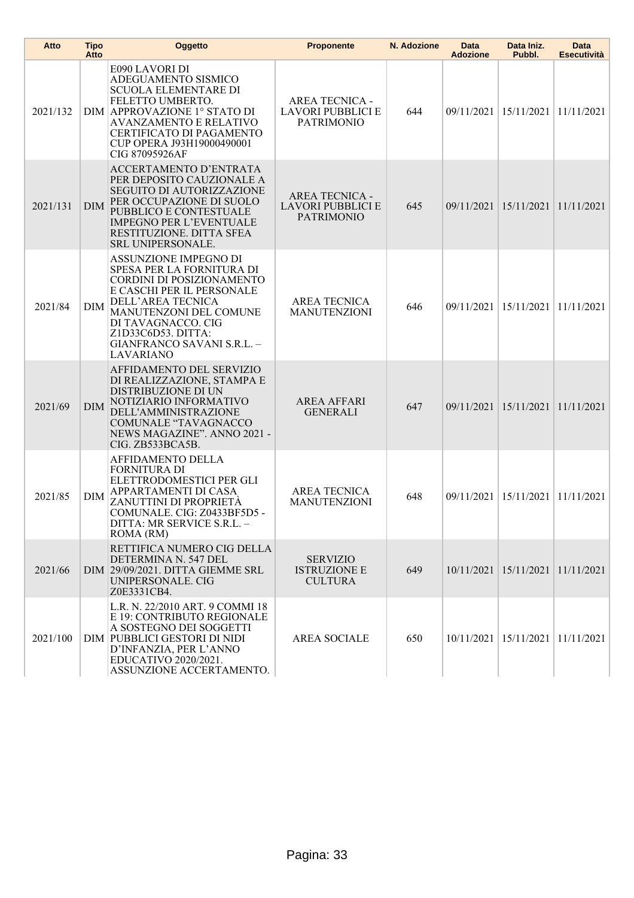| Atto | Tipo Atto | Oggetto | Proponente | N. Adozione | Data Adozione | Data Iniz. Pubbl. | Data Esecutività |
|---|---|---|---|---|---|---|---|
| 2021/132 | DIM | E090 LAVORI DI ADEGUAMENTO SISMICO SCUOLA ELEMENTARE DI FELETTO UMBERTO. APPROVAZIONE 1° STATO DI AVANZAMENTO E RELATIVO CERTIFICATO DI PAGAMENTO CUP OPERA J93H19000490001 CIG 87095926AF | AREA TECNICA - LAVORI PUBBLICI E PATRIMONIO | 644 | 09/11/2021 | 15/11/2021 | 11/11/2021 |
| 2021/131 | DIM | ACCERTAMENTO D'ENTRATA PER DEPOSITO CAUZIONALE A SEGUITO DI AUTORIZZAZIONE PER OCCUPAZIONE DI SUOLO PUBBLICO E CONTESTUALE IMPEGNO PER L'EVENTUALE RESTITUZIONE. DITTA SFEA SRL UNIPERSONALE. | AREA TECNICA - LAVORI PUBBLICI E PATRIMONIO | 645 | 09/11/2021 | 15/11/2021 | 11/11/2021 |
| 2021/84 | DIM | ASSUNZIONE IMPEGNO DI SPESA PER LA FORNITURA DI CORDINI DI POSIZIONAMENTO E CASCHI PER IL PERSONALE DELL'AREA TECNICA MANUTENZONI DEL COMUNE DI TAVAGNACCO. CIG Z1D33C6D53. DITTA: GIANFRANCO SAVANI S.R.L. – LAVARIANO | AREA TECNICA MANUTENZIONI | 646 | 09/11/2021 | 15/11/2021 | 11/11/2021 |
| 2021/69 | DIM | AFFIDAMENTO DEL SERVIZIO DI REALIZZAZIONE, STAMPA E DISTRIBUZIONE DI UN NOTIZIARIO INFORMATIVO DELL'AMMINISTRAZIONE COMUNALE "TAVAGNACCO NEWS MAGAZINE". ANNO 2021 - CIG. ZB533BCA5B. | AREA AFFARI GENERALI | 647 | 09/11/2021 | 15/11/2021 | 11/11/2021 |
| 2021/85 | DIM | AFFIDAMENTO DELLA FORNITURA DI ELETTRODOMESTICI PER GLI APPARTAMENTI DI CASA ZANUTTINI DI PROPRIETÀ COMUNALE. CIG: Z0433BF5D5 - DITTA: MR SERVICE S.R.L. – ROMA (RM) | AREA TECNICA MANUTENZIONI | 648 | 09/11/2021 | 15/11/2021 | 11/11/2021 |
| 2021/66 | DIM | RETTIFICA NUMERO CIG DELLA DETERMINA N. 547 DEL 29/09/2021. DITTA GIEMME SRL UNIPERSONALE. CIG Z0E3331CB4. | SERVIZIO ISTRUZIONE E CULTURA | 649 | 10/11/2021 | 15/11/2021 | 11/11/2021 |
| 2021/100 | DIM | L.R. N. 22/2010 ART. 9 COMMI 18 E 19: CONTRIBUTO REGIONALE A SOSTEGNO DEI SOGGETTI PUBBLICI GESTORI DI NIDI D'INFANZIA, PER L'ANNO EDUCATIVO 2020/2021. ASSUNZIONE ACCERTAMENTO. | AREA SOCIALE | 650 | 10/11/2021 | 15/11/2021 | 11/11/2021 |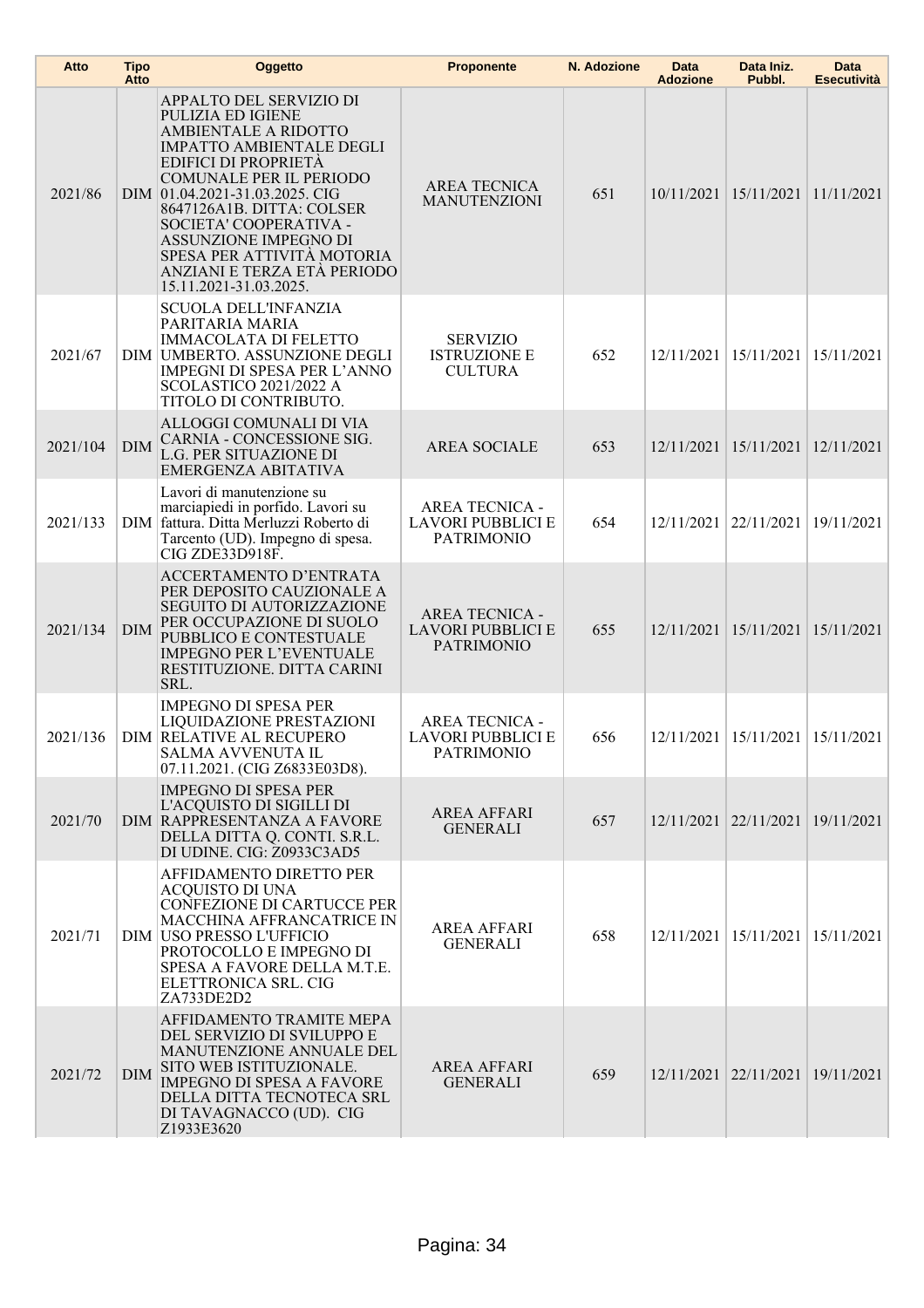| Atto | Tipo Atto | Oggetto | Proponente | N. Adozione | Data Adozione | Data Iniz. Pubbl. | Data Esecutività |
|---|---|---|---|---|---|---|---|
| 2021/86 | DIM | APPALTO DEL SERVIZIO DI PULIZIA ED IGIENE AMBIENTALE A RIDOTTO IMPATTO AMBIENTALE DEGLI EDIFICI DI PROPRIETÀ COMUNALE PER IL PERIODO 01.04.2021-31.03.2025. CIG 8647126A1B. DITTA: COLSER SOCIETA' COOPERATIVA - ASSUNZIONE IMPEGNO DI SPESA PER ATTIVITÀ MOTORIA ANZIANI E TERZA ETÀ PERIODO 15.11.2021-31.03.2025. | AREA TECNICA MANUTENZIONI | 651 | 10/11/2021 | 15/11/2021 | 11/11/2021 |
| 2021/67 | DIM | SCUOLA DELL'INFANZIA PARITARIA MARIA IMMACOLATA DI FELETTO UMBERTO. ASSUNZIONE DEGLI IMPEGNI DI SPESA PER L'ANNO SCOLASTICO 2021/2022 A TITOLO DI CONTRIBUTO. | SERVIZIO ISTRUZIONE E CULTURA | 652 | 12/11/2021 | 15/11/2021 | 15/11/2021 |
| 2021/104 | DIM | ALLOGGI COMUNALI DI VIA CARNIA - CONCESSIONE SIG. L.G. PER SITUAZIONE DI EMERGENZA ABITATIVA | AREA SOCIALE | 653 | 12/11/2021 | 15/11/2021 | 12/11/2021 |
| 2021/133 | DIM | Lavori di manutenzione su marciapiedi in porfido. Lavori su fattura. Ditta Merluzzi Roberto di Tarcento (UD). Impegno di spesa. CIG ZDE33D918F. | AREA TECNICA - LAVORI PUBBLICI E PATRIMONIO | 654 | 12/11/2021 | 22/11/2021 | 19/11/2021 |
| 2021/134 | DIM | ACCERTAMENTO D'ENTRATA PER DEPOSITO CAUZIONALE A SEGUITO DI AUTORIZZAZIONE PER OCCUPAZIONE DI SUOLO PUBBLICO E CONTESTUALE IMPEGNO PER L'EVENTUALE RESTITUZIONE. DITTA CARINI SRL. | AREA TECNICA - LAVORI PUBBLICI E PATRIMONIO | 655 | 12/11/2021 | 15/11/2021 | 15/11/2021 |
| 2021/136 | DIM | IMPEGNO DI SPESA PER LIQUIDAZIONE PRESTAZIONI RELATIVE AL RECUPERO SALMA AVVENUTA IL 07.11.2021. (CIG Z6833E03D8). | AREA TECNICA - LAVORI PUBBLICI E PATRIMONIO | 656 | 12/11/2021 | 15/11/2021 | 15/11/2021 |
| 2021/70 | DIM | IMPEGNO DI SPESA PER L'ACQUISTO DI SIGILLI DI RAPPRESENTANZA A FAVORE DELLA DITTA Q. CONTI. S.R.L. DI UDINE. CIG: Z0933C3AD5 | AREA AFFARI GENERALI | 657 | 12/11/2021 | 22/11/2021 | 19/11/2021 |
| 2021/71 | DIM | AFFIDAMENTO DIRETTO PER ACQUISTO DI UNA CONFEZIONE DI CARTUCCE PER MACCHINA AFFRANCATRICE IN USO PRESSO L'UFFICIO PROTOCOLLO E IMPEGNO DI SPESA A FAVORE DELLA M.T.E. ELETTRONICA SRL. CIG ZA733DE2D2 | AREA AFFARI GENERALI | 658 | 12/11/2021 | 15/11/2021 | 15/11/2021 |
| 2021/72 | DIM | AFFIDAMENTO TRAMITE MEPA DEL SERVIZIO DI SVILUPPO E MANUTENZIONE ANNUALE DEL SITO WEB ISTITUZIONALE. IMPEGNO DI SPESA A FAVORE DELLA DITTA TECNOTECA SRL DI TAVAGNACCO (UD). CIG Z1933E3620 | AREA AFFARI GENERALI | 659 | 12/11/2021 | 22/11/2021 | 19/11/2021 |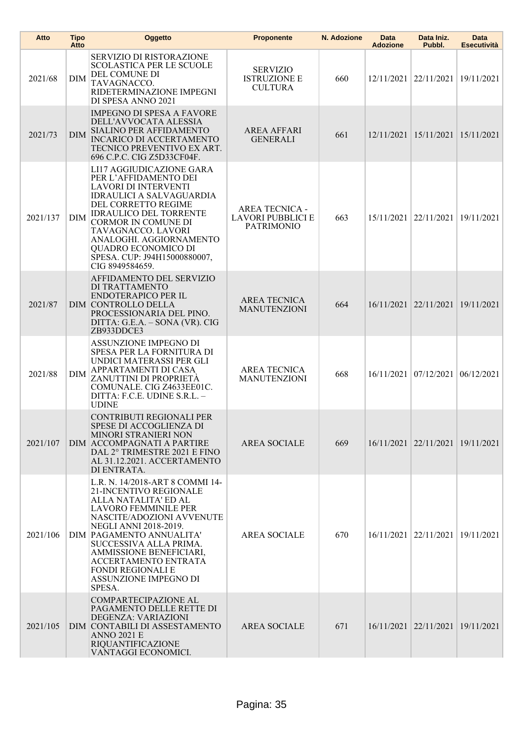| Atto | Tipo Atto | Oggetto | Proponente | N. Adozione | Data Adozione | Data Iniz. Pubbl. | Data Esecutività |
|---|---|---|---|---|---|---|---|
| 2021/68 | DIM | SERVIZIO DI RISTORAZIONE SCOLASTICA PER LE SCUOLE DEL COMUNE DI TAVAGNACCO. RIDETERMINAZIONE IMPEGNI DI SPESA ANNO 2021 | SERVIZIO ISTRUZIONE E CULTURA | 660 | 12/11/2021 | 22/11/2021 | 19/11/2021 |
| 2021/73 | DIM | IMPEGNO DI SPESA A FAVORE DELL'AVVOCATA ALESSIA SIALINO PER AFFIDAMENTO INCARICO DI ACCERTAMENTO TECNICO PREVENTIVO EX ART. 696 C.P.C. CIG Z5D33CF04F. | AREA AFFARI GENERALI | 661 | 12/11/2021 | 15/11/2021 | 15/11/2021 |
| 2021/137 | DIM | LI17 AGGIUDICAZIONE GARA PER L'AFFIDAMENTO DEI LAVORI DI INTERVENTI IDRAULICI A SALVAGUARDIA DEL CORRETTO REGIME IDRAULICO DEL TORRENTE CORMOR IN COMUNE DI TAVAGNACCO. LAVORI ANALOGHI. AGGIORNAMENTO QUADRO ECONOMICO DI SPESA. CUP: J94H15000880007, CIG 8949584659. | AREA TECNICA - LAVORI PUBBLICI E PATRIMONIO | 663 | 15/11/2021 | 22/11/2021 | 19/11/2021 |
| 2021/87 | DIM | AFFIDAMENTO DEL SERVIZIO DI TRATTAMENTO ENDOTERAPICO PER IL CONTROLLO DELLA PROCESSIONARIA DEL PINO. DITTA: G.E.A. – SONA (VR). CIG ZB933DDCE3 | AREA TECNICA MANUTENZIONI | 664 | 16/11/2021 | 22/11/2021 | 19/11/2021 |
| 2021/88 | DIM | ASSUNZIONE IMPEGNO DI SPESA PER LA FORNITURA DI UNDICI MATERASSI PER GLI APPARTAMENTI DI CASA ZANUTTINI DI PROPRIETÀ COMUNALE. CIG Z4633EE01C. DITTA: F.C.E. UDINE S.R.L. – UDINE | AREA TECNICA MANUTENZIONI | 668 | 16/11/2021 | 07/12/2021 | 06/12/2021 |
| 2021/107 | DIM | CONTRIBUTI REGIONALI PER SPESE DI ACCOGLIENZA DI MINORI STRANIERI NON ACCOMPAGNATI A PARTIRE DAL 2° TRIMESTRE 2021 E FINO AL 31.12.2021. ACCERTAMENTO DI ENTRATA. | AREA SOCIALE | 669 | 16/11/2021 | 22/11/2021 | 19/11/2021 |
| 2021/106 | DIM | L.R. N. 14/2018-ART 8 COMMI 14-21-INCENTIVO REGIONALE ALLA NATALITA' ED AL LAVORO FEMMINILE PER NASCITE/ADOZIONI AVVENUTE NEGLI ANNI 2018-2019. PAGAMENTO ANNUALITA' SUCCESSIVA ALLA PRIMA. AMMISSIONE BENEFICIARI, ACCERTAMENTO ENTRATA FONDI REGIONALI E ASSUNZIONE IMPEGNO DI SPESA. | AREA SOCIALE | 670 | 16/11/2021 | 22/11/2021 | 19/11/2021 |
| 2021/105 | DIM | COMPARTECIPAZIONE AL PAGAMENTO DELLE RETTE DI DEGENZA: VARIAZIONI CONTABILI DI ASSESTAMENTO ANNO 2021 E RIQUANTIFICAZIONE VANTAGGI ECONOMICI. | AREA SOCIALE | 671 | 16/11/2021 | 22/11/2021 | 19/11/2021 |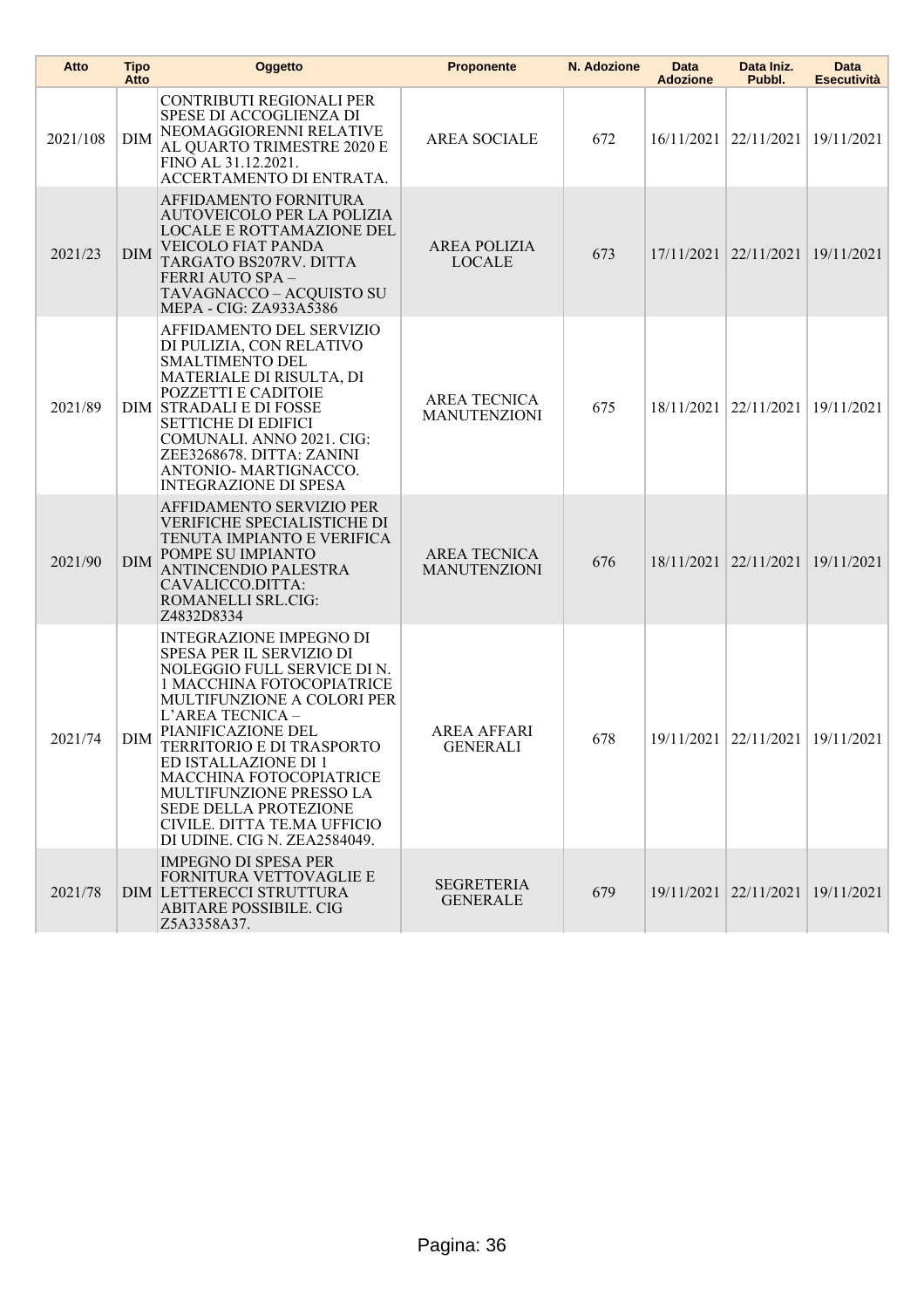| Atto | Tipo Atto | Oggetto | Proponente | N. Adozione | Data Adozione | Data Iniz. Pubbl. | Data Esecutività |
|---|---|---|---|---|---|---|---|
| 2021/108 | DIM | CONTRIBUTI REGIONALI PER SPESE DI ACCOGLIENZA DI NEOMAGGIORENNI RELATIVE AL QUARTO TRIMESTRE 2020 E FINO AL 31.12.2021. ACCERTAMENTO DI ENTRATA. | AREA SOCIALE | 672 | 16/11/2021 | 22/11/2021 | 19/11/2021 |
| 2021/23 | DIM | AFFIDAMENTO FORNITURA AUTOVEICOLO PER LA POLIZIA LOCALE E ROTTAMAZIONE DEL VEICOLO FIAT PANDA TARGATO BS207RV. DITTA FERRI AUTO SPA – TAVAGNACCO – ACQUISTO SU MEPA - CIG: ZA933A5386 | AREA POLIZIA LOCALE | 673 | 17/11/2021 | 22/11/2021 | 19/11/2021 |
| 2021/89 | DIM | AFFIDAMENTO DEL SERVIZIO DI PULIZIA, CON RELATIVO SMALTIMENTO DEL MATERIALE DI RISULTA, DI POZZETTI E CADITOIE STRADALI E DI FOSSE SETTICHE DI EDIFICI COMUNALI. ANNO 2021. CIG: ZEE3268678. DITTA: ZANINI ANTONIO- MARTIGNACCO. INTEGRAZIONE DI SPESA | AREA TECNICA MANUTENZIONI | 675 | 18/11/2021 | 22/11/2021 | 19/11/2021 |
| 2021/90 | DIM | AFFIDAMENTO SERVIZIO PER VERIFICHE SPECIALISTICHE DI TENUTA IMPIANTO E VERIFICA POMPE SU IMPIANTO ANTINCENDIO PALESTRA CAVALICCO.DITTA: ROMANELLI SRL.CIG: Z4832D8334 | AREA TECNICA MANUTENZIONI | 676 | 18/11/2021 | 22/11/2021 | 19/11/2021 |
| 2021/74 | DIM | INTEGRAZIONE IMPEGNO DI SPESA PER IL SERVIZIO DI NOLEGGIO FULL SERVICE DI N. 1 MACCHINA FOTOCOPIATRICE MULTIFUNZIONE A COLORI PER L'AREA TECNICA – PIANIFICAZIONE DEL TERRITORIO E DI TRASPORTO ED ISTALLAZIONE DI 1 MACCHINA FOTOCOPIATRICE MULTIFUNZIONE PRESSO LA SEDE DELLA PROTEZIONE CIVILE. DITTA TE.MA UFFICIO DI UDINE. CIG N. ZEA2584049. | AREA AFFARI GENERALI | 678 | 19/11/2021 | 22/11/2021 | 19/11/2021 |
| 2021/78 | DIM | IMPEGNO DI SPESA PER FORNITURA VETTOVAGLIE E LETTERECCI STRUTTURA ABITARE POSSIBILE. CIG Z5A3358A37. | SEGRETERIA GENERALE | 679 | 19/11/2021 | 22/11/2021 | 19/11/2021 |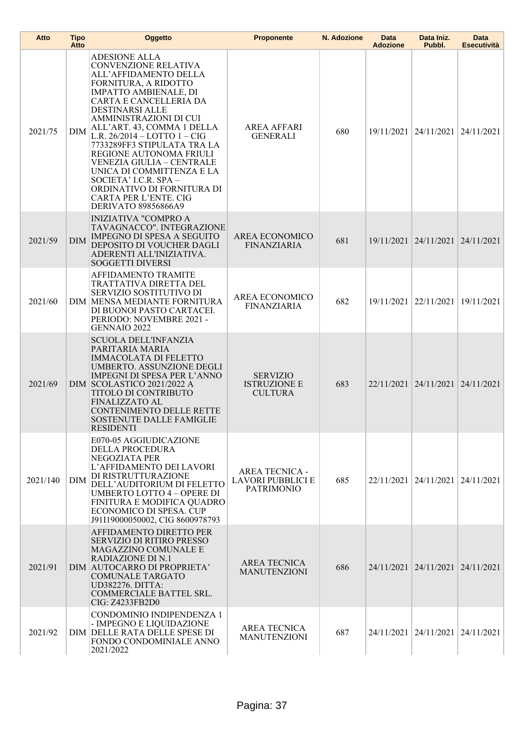| Atto | Tipo Atto | Oggetto | Proponente | N. Adozione | Data Adozione | Data Iniz. Pubbl. | Data Esecutività |
|---|---|---|---|---|---|---|---|
| 2021/75 | DIM | ADESIONE ALLA CONVENZIONE RELATIVA ALL'AFFIDAMENTO DELLA FORNITURA, A RIDOTTO IMPATTO AMBIENALE, DI CARTA E CANCELLERIA DA DESTINARSI ALLE AMMINISTRAZIONI DI CUI ALL'ART. 43, COMMA 1 DELLA L.R. 26/2014 – LOTTO 1 – CIG 7733289FF3 STIPULATA TRA LA REGIONE AUTONOMA FRIULI VENEZIA GIULIA – CENTRALE UNICA DI COMMITTENZA E LA SOCIETA' I.C.R. SPA – ORDINATIVO DI FORNITURA DI CARTA PER L'ENTE. CIG DERIVATO 89856866A9 | AREA AFFARI GENERALI | 680 | 19/11/2021 | 24/11/2021 | 24/11/2021 |
| 2021/59 | DIM | INIZIATIVA "COMPRO A TAVAGNACCO". INTEGRAZIONE IMPEGNO DI SPESA A SEGUITO DEPOSITO DI VOUCHER DAGLI ADERENTI ALL'INIZIATIVA. SOGGETTI DIVERSI | AREA ECONOMICO FINANZIARIA | 681 | 19/11/2021 | 24/11/2021 | 24/11/2021 |
| 2021/60 | DIM | AFFIDAMENTO TRAMITE TRATTATIVA DIRETTA DEL SERVIZIO SOSTITUTIVO DI MENSA MEDIANTE FORNITURA DI BUONOI PASTO CARTACEI. PERIODO: NOVEMBRE 2021 - GENNAIO 2022 | AREA ECONOMICO FINANZIARIA | 682 | 19/11/2021 | 22/11/2021 | 19/11/2021 |
| 2021/69 | DIM | SCUOLA DELL'INFANZIA PARITARIA MARIA IMMACOLATA DI FELETTO UMBERTO. ASSUNZIONE DEGLI IMPEGNI DI SPESA PER L'ANNO SCOLASTICO 2021/2022 A TITOLO DI CONTRIBUTO FINALIZZATO AL CONTENIMENTO DELLE RETTE SOSTENUTE DALLE FAMIGLIE RESIDENTI | SERVIZIO ISTRUZIONE E CULTURA | 683 | 22/11/2021 | 24/11/2021 | 24/11/2021 |
| 2021/140 | DIM | E070-05 AGGIUDICAZIONE DELLA PROCEDURA NEGOZIATA PER L'AFFIDAMENTO DEI LAVORI DI RISTRUTTURAZIONE DELL'AUDITORIUM DI FELETTO UMBERTO LOTTO 4 – OPERE DI FINITURA E MODIFICA QUADRO ECONOMICO DI SPESA. CUP J91I19000050002, CIG 8600978793 | AREA TECNICA - LAVORI PUBBLICI E PATRIMONIO | 685 | 22/11/2021 | 24/11/2021 | 24/11/2021 |
| 2021/91 | DIM | AFFIDAMENTO DIRETTO PER SERVIZIO DI RITIRO PRESSO MAGAZZINO COMUNALE E RADIAZIONE DI N.1 AUTOCARRO DI PROPRIETA' COMUNALE TARGATO UD382276. DITTA: COMMERCIALE BATTEL SRL. CIG: Z4233FB2D0 | AREA TECNICA MANUTENZIONI | 686 | 24/11/2021 | 24/11/2021 | 24/11/2021 |
| 2021/92 | DIM | CONDOMINIO INDIPENDENZA 1 - IMPEGNO E LIQUIDAZIONE DELLE RATA DELLE SPESE DI FONDO CONDOMINIALE ANNO 2021/2022 | AREA TECNICA MANUTENZIONI | 687 | 24/11/2021 | 24/11/2021 | 24/11/2021 |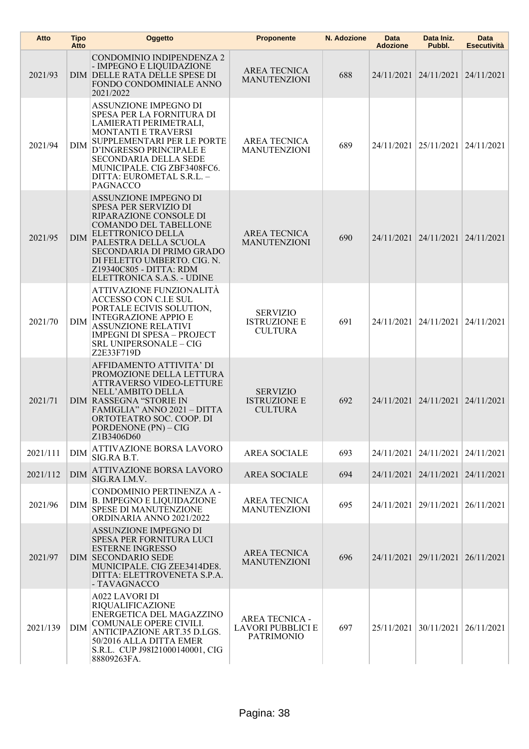| Atto | Tipo Atto | Oggetto | Proponente | N. Adozione | Data Adozione | Data Iniz. Pubbl. | Data Esecutività |
|---|---|---|---|---|---|---|---|
| 2021/93 | DIM | CONDOMINIO INDIPENDENZA 2 - IMPEGNO E LIQUIDAZIONE DELLE RATA DELLE SPESE DI FONDO CONDOMINIALE ANNO 2021/2022 | AREA TECNICA MANUTENZIONI | 688 | 24/11/2021 | 24/11/2021 | 24/11/2021 |
| 2021/94 | DIM | ASSUNZIONE IMPEGNO DI SPESA PER LA FORNITURA DI LAMIERATI PERIMETRALI, MONTANTI E TRAVERSI SUPPLEMENTARI PER LE PORTE D'INGRESSO PRINCIPALE E SECONDARIA DELLA SEDE MUNICIPALE. CIG ZBF3408FC6. DITTA: EUROMETAL S.R.L. – PAGNACCO | AREA TECNICA MANUTENZIONI | 689 | 24/11/2021 | 25/11/2021 | 24/11/2021 |
| 2021/95 | DIM | ASSUNZIONE IMPEGNO DI SPESA PER SERVIZIO DI RIPARAZIONE CONSOLE DI COMANDO DEL TABELLONE ELETTRONICO DELLA PALESTRA DELLA SCUOLA SECONDARIA DI PRIMO GRADO DI FELETTO UMBERTO. CIG. N. Z19340C805 - DITTA: RDM ELETTRONICA S.A.S. - UDINE | AREA TECNICA MANUTENZIONI | 690 | 24/11/2021 | 24/11/2021 | 24/11/2021 |
| 2021/70 | DIM | ATTIVAZIONE FUNZIONALITÀ ACCESSO CON C.I.E SUL PORTALE ECIVIS SOLUTION, INTEGRAZIONE APPIO E ASSUNZIONE RELATIVI IMPEGNI DI SPESA – PROJECT SRL UNIPERSONALE – CIG Z2E33F719D | SERVIZIO ISTRUZIONE E CULTURA | 691 | 24/11/2021 | 24/11/2021 | 24/11/2021 |
| 2021/71 | DIM | AFFIDAMENTO ATTIVITA' DI PROMOZIONE DELLA LETTURA ATTRAVERSO VIDEO-LETTURE NELL'AMBITO DELLA RASSEGNA "STORIE IN FAMIGLIA" ANNO 2021 – DITTA ORTOTEATRO SOC. COOP. DI PORDENONE (PN) – CIG Z1B3406D60 | SERVIZIO ISTRUZIONE E CULTURA | 692 | 24/11/2021 | 24/11/2021 | 24/11/2021 |
| 2021/111 | DIM | ATTIVAZIONE BORSA LAVORO SIG.RA B.T. | AREA SOCIALE | 693 | 24/11/2021 | 24/11/2021 | 24/11/2021 |
| 2021/112 | DIM | ATTIVAZIONE BORSA LAVORO SIG.RA I.M.V. | AREA SOCIALE | 694 | 24/11/2021 | 24/11/2021 | 24/11/2021 |
| 2021/96 | DIM | CONDOMINIO PERTINENZA A - B. IMPEGNO E LIQUIDAZIONE SPESE DI MANUTENZIONE ORDINARIA ANNO 2021/2022 | AREA TECNICA MANUTENZIONI | 695 | 24/11/2021 | 29/11/2021 | 26/11/2021 |
| 2021/97 | DIM | ASSUNZIONE IMPEGNO DI SPESA PER FORNITURA LUCI ESTERNE INGRESSO SECONDARIO SEDE MUNICIPALE. CIG ZEE3414DE8. DITTA: ELETTROVENETA S.P.A. - TAVAGNACCO | AREA TECNICA MANUTENZIONI | 696 | 24/11/2021 | 29/11/2021 | 26/11/2021 |
| 2021/139 | DIM | A022 LAVORI DI RIQUALIFICAZIONE ENERGETICA DEL MAGAZZINO COMUNALE OPERE CIVILI. ANTICIPAZIONE ART.35 D.LGS. 50/2016 ALLA DITTA EMER S.R.L. CUP J98I21000140001, CIG 88809263FA. | AREA TECNICA - LAVORI PUBBLICI E PATRIMONIO | 697 | 25/11/2021 | 30/11/2021 | 26/11/2021 |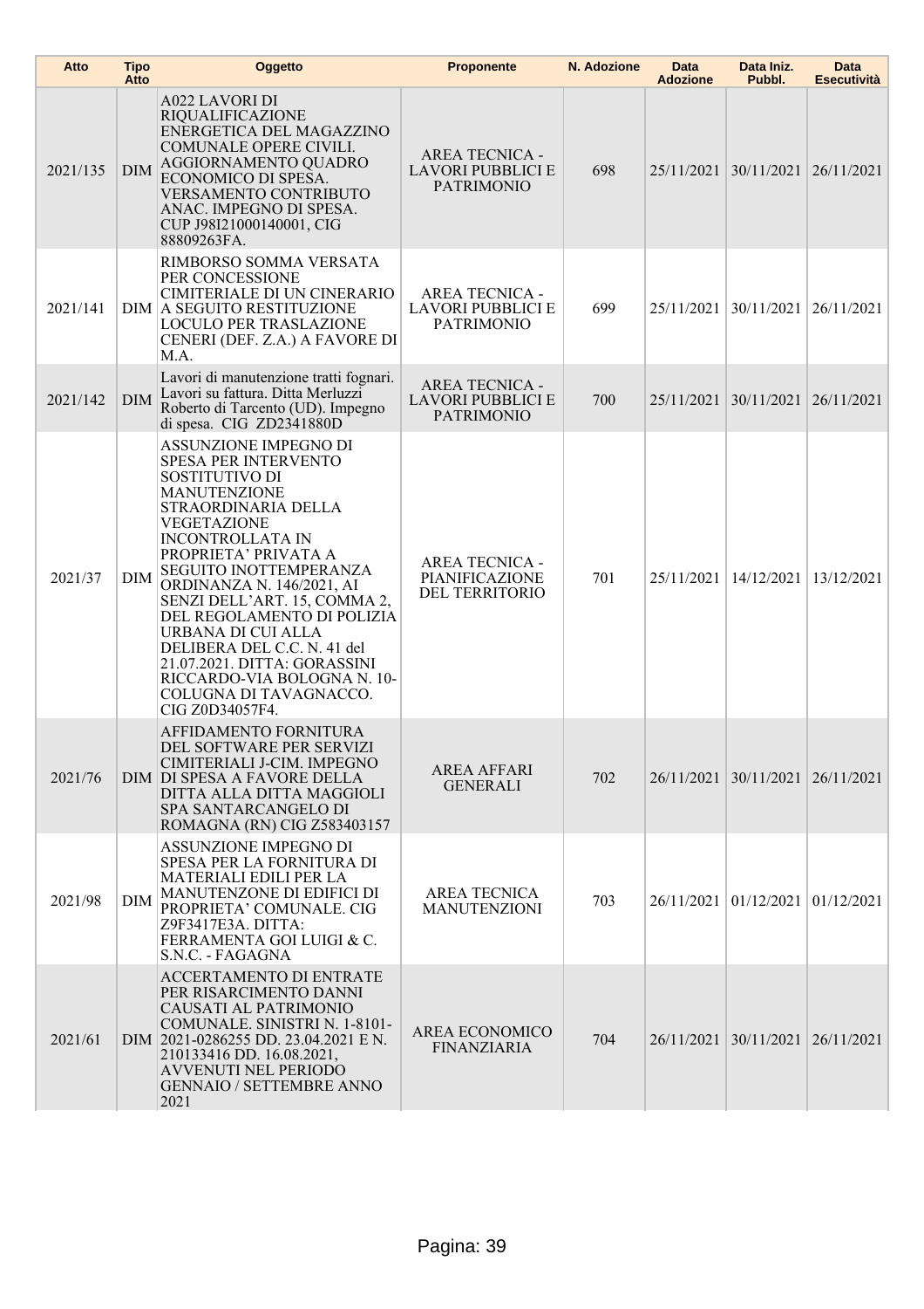| Atto | Tipo Atto | Oggetto | Proponente | N. Adozione | Data Adozione | Data Iniz. Pubbl. | Data Esecutività |
|---|---|---|---|---|---|---|---|
| 2021/135 | DIM | A022 LAVORI DI RIQUALIFICAZIONE ENERGETICA DEL MAGAZZINO COMUNALE OPERE CIVILI. AGGIORNAMENTO QUADRO ECONOMICO DI SPESA. VERSAMENTO CONTRIBUTO ANAC. IMPEGNO DI SPESA. CUP J98I21000140001, CIG 88809263FA. | AREA TECNICA - LAVORI PUBBLICI E PATRIMONIO | 698 | 25/11/2021 | 30/11/2021 | 26/11/2021 |
| 2021/141 | DIM | RIMBORSO SOMMA VERSATA PER CONCESSIONE CIMITERIALE DI UN CINERARIO A SEGUITO RESTITUZIONE LOCULO PER TRASLAZIONE CENERI (DEF. Z.A.) A FAVORE DI M.A. | AREA TECNICA - LAVORI PUBBLICI E PATRIMONIO | 699 | 25/11/2021 | 30/11/2021 | 26/11/2021 |
| 2021/142 | DIM | Lavori di manutenzione tratti fognari. Lavori su fattura. Ditta Merluzzi Roberto di Tarcento (UD). Impegno di spesa. CIG ZD2341880D | AREA TECNICA - LAVORI PUBBLICI E PATRIMONIO | 700 | 25/11/2021 | 30/11/2021 | 26/11/2021 |
| 2021/37 | DIM | ASSUNZIONE IMPEGNO DI SPESA PER INTERVENTO SOSTITUTIVO DI MANUTENZIONE STRAORDINARIA DELLA VEGETAZIONE INCONTROLLATA IN PROPRIETA' PRIVATA A SEGUITO INOTTEMPERANZA ORDINANZA N. 146/2021, AI SENZI DELL'ART. 15, COMMA 2, DEL REGOLAMENTO DI POLIZIA URBANA DI CUI ALLA DELIBERA DEL C.C. N. 41 del 21.07.2021. DITTA: GORASSINI RICCARDO-VIA BOLOGNA N. 10-COLUGNA DI TAVAGNACCO. CIG Z0D34057F4. | AREA TECNICA - PIANIFICAZIONE DEL TERRITORIO | 701 | 25/11/2021 | 14/12/2021 | 13/12/2021 |
| 2021/76 | DIM | AFFIDAMENTO FORNITURA DEL SOFTWARE PER SERVIZI CIMITERIALI J-CIM. IMPEGNO DI SPESA A FAVORE DELLA DITTA ALLA DITTA MAGGIOLI SPA SANTARCANGELO DI ROMAGNA (RN) CIG Z583403157 | AREA AFFARI GENERALI | 702 | 26/11/2021 | 30/11/2021 | 26/11/2021 |
| 2021/98 | DIM | ASSUNZIONE IMPEGNO DI SPESA PER LA FORNITURA DI MATERIALI EDILI PER LA MANUTENZONE DI EDIFICI DI PROPRIETA' COMUNALE. CIG Z9F3417E3A. DITTA: FERRAMENTA GOI LUIGI & C. S.N.C. - FAGAGNA | AREA TECNICA MANUTENZIONI | 703 | 26/11/2021 | 01/12/2021 | 01/12/2021 |
| 2021/61 | DIM | ACCERTAMENTO DI ENTRATE PER RISARCIMENTO DANNI CAUSATI AL PATRIMONIO COMUNALE. SINISTRI N. 1-8101-2021-0286255 DD. 23.04.2021 E N. 210133416 DD. 16.08.2021, AVVENUTI NEL PERIODO GENNAIO / SETTEMBRE ANNO 2021 | AREA ECONOMICO FINANZIARIA | 704 | 26/11/2021 | 30/11/2021 | 26/11/2021 |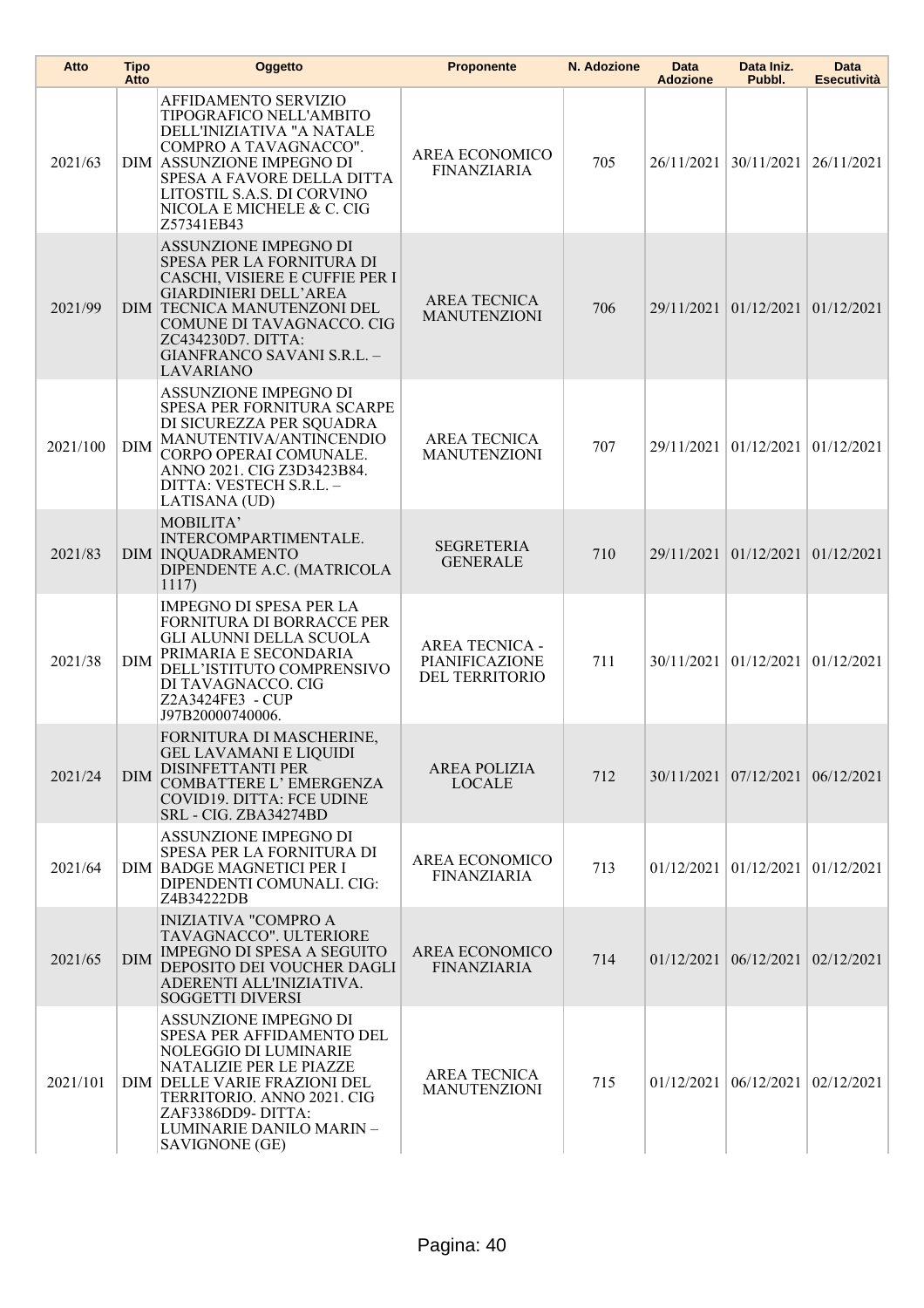| Atto | Tipo Atto | Oggetto | Proponente | N. Adozione | Data Adozione | Data Iniz. Pubbl. | Data Esecutività |
|---|---|---|---|---|---|---|---|
| 2021/63 | DIM | AFFIDAMENTO SERVIZIO TIPOGRAFICO NELL'AMBITO DELL'INIZIATIVA "A NATALE COMPRO A TAVAGNACCO". ASSUNZIONE IMPEGNO DI SPESA A FAVORE DELLA DITTA LITOSTIL S.A.S. DI CORVINO NICOLA E MICHELE & C. CIG Z57341EB43 | AREA ECONOMICO FINANZIARIA | 705 | 26/11/2021 | 30/11/2021 | 26/11/2021 |
| 2021/99 | DIM | ASSUNZIONE IMPEGNO DI SPESA PER LA FORNITURA DI CASCHI, VISIERE E CUFFIE PER I GIARDINIERI DELL'AREA TECNICA MANUTENZONI DEL COMUNE DI TAVAGNACCO. CIG ZC434230D7. DITTA: GIANFRANCO SAVANI S.R.L. – LAVARIANO | AREA TECNICA MANUTENZIONI | 706 | 29/11/2021 | 01/12/2021 | 01/12/2021 |
| 2021/100 | DIM | ASSUNZIONE IMPEGNO DI SPESA PER FORNITURA SCARPE DI SICUREZZA PER SQUADRA MANUTENTIVA/ANTINCENDIO CORPO OPERAI COMUNALE. ANNO 2021. CIG Z3D3423B84. DITTA: VESTECH S.R.L. – LATISANA (UD) | AREA TECNICA MANUTENZIONI | 707 | 29/11/2021 | 01/12/2021 | 01/12/2021 |
| 2021/83 | DIM | MOBILITA' INTERCOMPARTIMENTALE. INQUADRAMENTO DIPENDENTE A.C. (MATRICOLA 1117) | SEGRETERIA GENERALE | 710 | 29/11/2021 | 01/12/2021 | 01/12/2021 |
| 2021/38 | DIM | IMPEGNO DI SPESA PER LA FORNITURA DI BORRACCE PER GLI ALUNNI DELLA SCUOLA PRIMARIA E SECONDARIA DELL'ISTITUTO COMPRENSIVO DI TAVAGNACCO. CIG Z2A3424FE3 - CUP J97B20000740006. | AREA TECNICA - PIANIFICAZIONE DEL TERRITORIO | 711 | 30/11/2021 | 01/12/2021 | 01/12/2021 |
| 2021/24 | DIM | FORNITURA DI MASCHERINE, GEL LAVAMANI E LIQUIDI DISINFETTANTI PER COMBATTERE L' EMERGENZA COVID19. DITTA: FCE UDINE SRL - CIG. ZBA34274BD | AREA POLIZIA LOCALE | 712 | 30/11/2021 | 07/12/2021 | 06/12/2021 |
| 2021/64 | DIM | ASSUNZIONE IMPEGNO DI SPESA PER LA FORNITURA DI BADGE MAGNETICI PER I DIPENDENTI COMUNALI. CIG: Z4B34222DB | AREA ECONOMICO FINANZIARIA | 713 | 01/12/2021 | 01/12/2021 | 01/12/2021 |
| 2021/65 | DIM | INIZIATIVA "COMPRO A TAVAGNACCO". ULTERIORE IMPEGNO DI SPESA A SEGUITO DEPOSITO DEI VOUCHER DAGLI ADERENTI ALL'INIZIATIVA. SOGGETTI DIVERSI | AREA ECONOMICO FINANZIARIA | 714 | 01/12/2021 | 06/12/2021 | 02/12/2021 |
| 2021/101 | DIM | ASSUNZIONE IMPEGNO DI SPESA PER AFFIDAMENTO DEL NOLEGGIO DI LUMINARIE NATALIZIE PER LE PIAZZE DELLE VARIE FRAZIONI DEL TERRITORIO. ANNO 2021. CIG ZAF3386DD9- DITTA: LUMINARIE DANILO MARIN – SAVIGNONE (GE) | AREA TECNICA MANUTENZIONI | 715 | 01/12/2021 | 06/12/2021 | 02/12/2021 |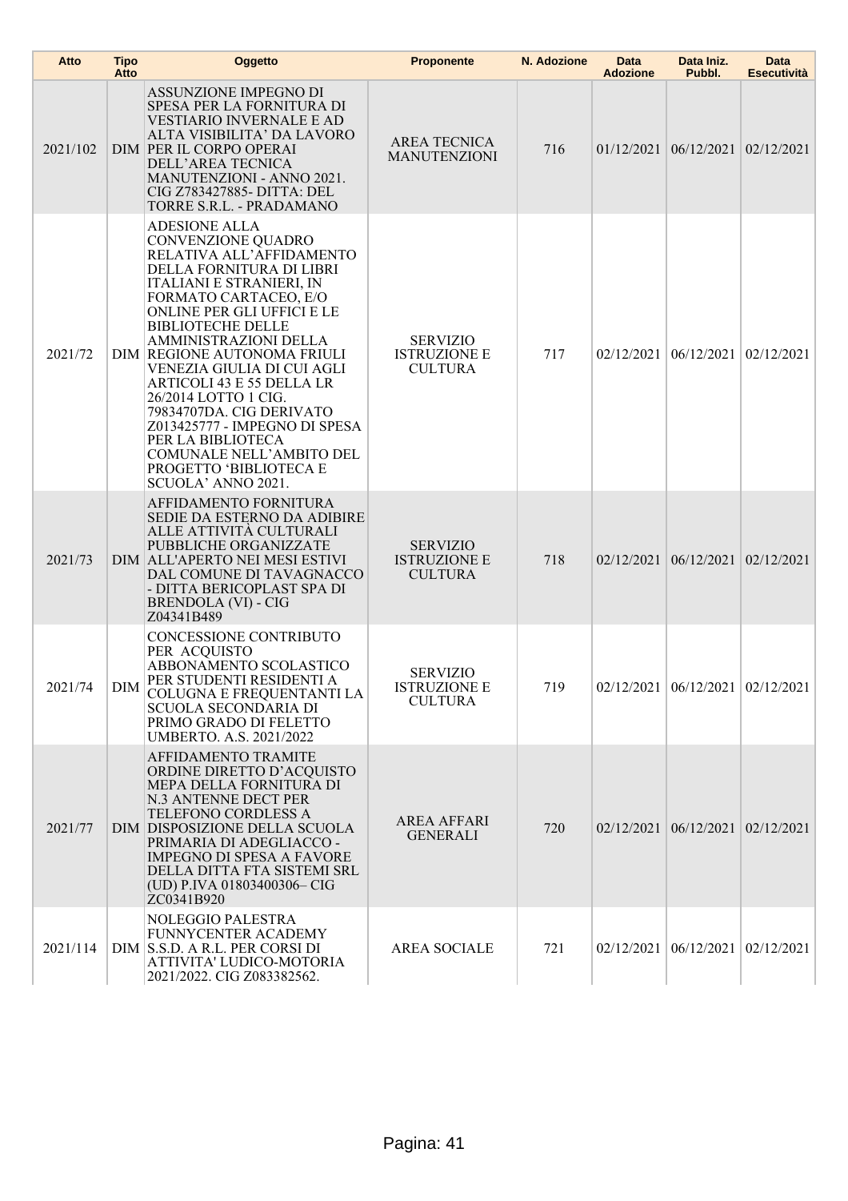| Atto | Tipo Atto | Oggetto | Proponente | N. Adozione | Data Adozione | Data Iniz. Pubbl. | Data Esecutività |
|---|---|---|---|---|---|---|---|
| 2021/102 | DIM | ASSUNZIONE IMPEGNO DI SPESA PER LA FORNITURA DI VESTIARIO INVERNALE E AD ALTA VISIBILITA' DA LAVORO PER IL CORPO OPERAI DELL'AREA TECNICA MANUTENZIONI - ANNO 2021. CIG Z783427885- DITTA: DEL TORRE S.R.L. - PRADAMANO | AREA TECNICA MANUTENZIONI | 716 | 01/12/2021 | 06/12/2021 | 02/12/2021 |
| 2021/72 | DIM | ADESIONE ALLA CONVENZIONE QUADRO RELATIVA ALL'AFFIDAMENTO DELLA FORNITURA DI LIBRI ITALIANI E STRANIERI, IN FORMATO CARTACEO, E/O ONLINE PER GLI UFFICI E LE BIBLIOTECHE DELLE AMMINISTRAZIONI DELLA REGIONE AUTONOMA FRIULI VENEZIA GIULIA DI CUI AGLI ARTICOLI 43 E 55 DELLA LR 26/2014 LOTTO 1 CIG. 79834707DA. CIG DERIVATO Z013425777 - IMPEGNO DI SPESA PER LA BIBLIOTECA COMUNALE NELL'AMBITO DEL PROGETTO 'BIBLIOTECA E SCUOLA' ANNO 2021. | SERVIZIO ISTRUZIONE E CULTURA | 717 | 02/12/2021 | 06/12/2021 | 02/12/2021 |
| 2021/73 | DIM | AFFIDAMENTO FORNITURA SEDIE DA ESTERNO DA ADIBIRE ALLE ATTIVITÀ CULTURALI PUBBLICHE ORGANIZZATE ALL'APERTO NEI MESI ESTIVI DAL COMUNE DI TAVAGNACCO - DITTA BERICOPLAST SPA DI BRENDOLA (VI) - CIG Z04341B489 | SERVIZIO ISTRUZIONE E CULTURA | 718 | 02/12/2021 | 06/12/2021 | 02/12/2021 |
| 2021/74 | DIM | CONCESSIONE CONTRIBUTO PER ACQUISTO ABBONAMENTO SCOLASTICO PER STUDENTI RESIDENTI A COLUGNA E FREQUENTANTI LA SCUOLA SECONDARIA DI PRIMO GRADO DI FELETTO UMBERTO. A.S. 2021/2022 | SERVIZIO ISTRUZIONE E CULTURA | 719 | 02/12/2021 | 06/12/2021 | 02/12/2021 |
| 2021/77 | DIM | AFFIDAMENTO TRAMITE ORDINE DIRETTO D'ACQUISTO MEPA DELLA FORNITURA DI N.3 ANTENNE DECT PER TELEFONO CORDLESS A DISPOSIZIONE DELLA SCUOLA PRIMARIA DI ADEGLIACCO - IMPEGNO DI SPESA A FAVORE DELLA DITTA FTA SISTEMI SRL (UD) P.IVA 01803400306– CIG ZC0341B920 | AREA AFFARI GENERALI | 720 | 02/12/2021 | 06/12/2021 | 02/12/2021 |
| 2021/114 | DIM | NOLEGGIO PALESTRA FUNNYCENTER ACADEMY S.S.D. A R.L. PER CORSI DI ATTIVITA' LUDICO-MOTORIA 2021/2022. CIG Z083382562. | AREA SOCIALE | 721 | 02/12/2021 | 06/12/2021 | 02/12/2021 |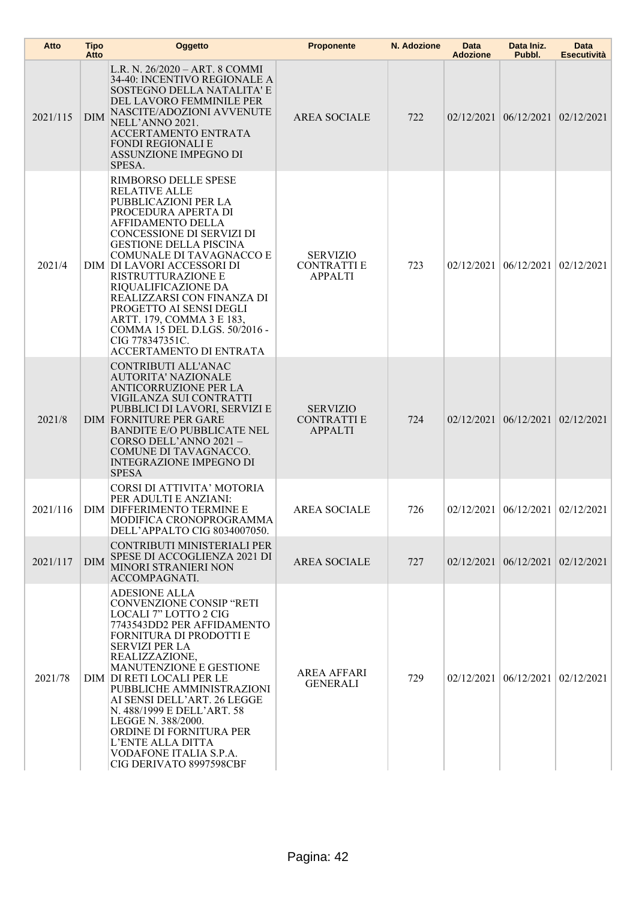| Atto | Tipo Atto | Oggetto | Proponente | N. Adozione | Data Adozione | Data Iniz. Pubbl. | Data Esecutività |
|---|---|---|---|---|---|---|---|
| 2021/115 | DIM | L.R. N. 26/2020 – ART. 8 COMMI 34-40: INCENTIVO REGIONALE A SOSTEGNO DELLA NATALITA' E DEL LAVORO FEMMINILE PER NASCITE/ADOZIONI AVVENUTE NELL'ANNO 2021. ACCERTAMENTO ENTRATA FONDI REGIONALI E ASSUNZIONE IMPEGNO DI SPESA. | AREA SOCIALE | 722 | 02/12/2021 | 06/12/2021 | 02/12/2021 |
| 2021/4 | DIM | RIMBORSO DELLE SPESE RELATIVE ALLE PUBBLICAZIONI PER LA PROCEDURA APERTA DI AFFIDAMENTO DELLA CONCESSIONE DI SERVIZI DI GESTIONE DELLA PISCINA COMUNALE DI TAVAGNACCO E DI LAVORI ACCESSORI DI RISTRUTTURAZIONE E RIQUALIFICAZIONE DA REALIZZARSI CON FINANZA DI PROGETTO AI SENSI DEGLI ARTT. 179, COMMA 3 E 183, COMMA 15 DEL D.LGS. 50/2016 - CIG 778347351C. ACCERTAMENTO DI ENTRATA | SERVIZIO CONTRATTI E APPALTI | 723 | 02/12/2021 | 06/12/2021 | 02/12/2021 |
| 2021/8 | DIM | CONTRIBUTI ALL'ANAC AUTORITA' NAZIONALE ANTICORRUZIONE PER LA VIGILANZA SUI CONTRATTI PUBBLICI DI LAVORI, SERVIZI E FORNITURE PER GARE BANDITE E/O PUBBLICATE NEL CORSO DELL'ANNO 2021 – COMUNE DI TAVAGNACCO. INTEGRAZIONE IMPEGNO DI SPESA | SERVIZIO CONTRATTI E APPALTI | 724 | 02/12/2021 | 06/12/2021 | 02/12/2021 |
| 2021/116 | DIM | CORSI DI ATTIVITA' MOTORIA PER ADULTI E ANZIANI: DIFFERIMENTO TERMINE E MODIFICA CRONOPROGRAMMA DELL'APPALTO CIG 8034007050. | AREA SOCIALE | 726 | 02/12/2021 | 06/12/2021 | 02/12/2021 |
| 2021/117 | DIM | CONTRIBUTI MINISTERIALI PER SPESE DI ACCOGLIENZA 2021 DI MINORI STRANIERI NON ACCOMPAGNATI. | AREA SOCIALE | 727 | 02/12/2021 | 06/12/2021 | 02/12/2021 |
| 2021/78 | DIM | ADESIONE ALLA CONVENZIONE CONSIP "RETI LOCALI 7" LOTTO 2 CIG 7743543DD2 PER AFFIDAMENTO FORNITURA DI PRODOTTI E SERVIZI PER LA REALIZZAZIONE, MANUTENZIONE E GESTIONE DI RETI LOCALI PER LE PUBBLICHE AMMINISTRAZIONI AI SENSI DELL'ART. 26 LEGGE N. 488/1999 E DELL'ART. 58 LEGGE N. 388/2000. ORDINE DI FORNITURA PER L'ENTE ALLA DITTA VODAFONE ITALIA S.P.A. CIG DERIVATO 8997598CBF | AREA AFFARI GENERALI | 729 | 02/12/2021 | 06/12/2021 | 02/12/2021 |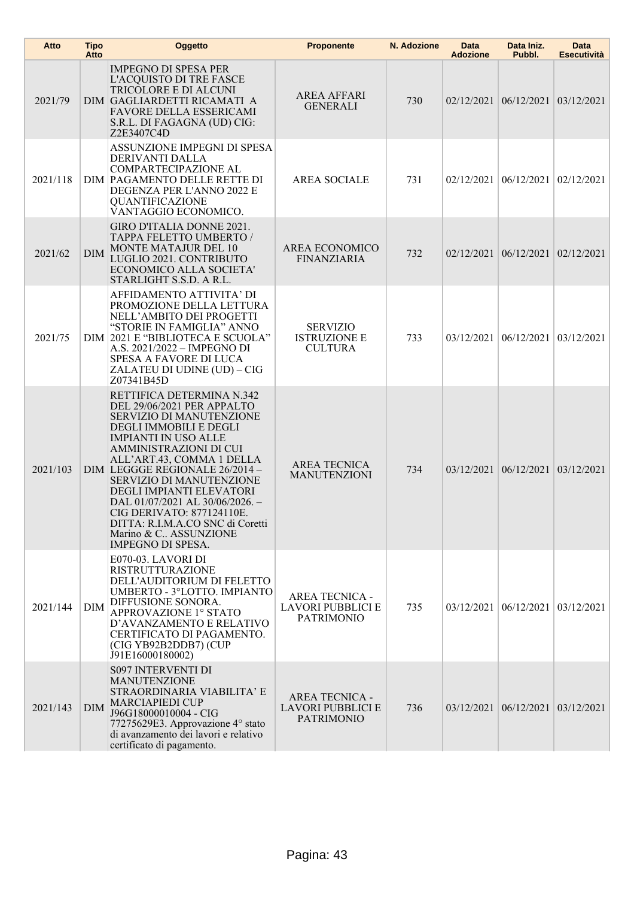| Atto | Tipo Atto | Oggetto | Proponente | N. Adozione | Data Adozione | Data Iniz. Pubbl. | Data Esecutività |
|---|---|---|---|---|---|---|---|
| 2021/79 | DIM | IMPEGNO DI SPESA PER L'ACQUISTO DI TRE FASCE TRICOLORE E DI ALCUNI GAGLIARDETTI RICAMATI A FAVORE DELLA ESSERICAMI S.R.L. DI FAGAGNA (UD) CIG: Z2E3407C4D | AREA AFFARI GENERALI | 730 | 02/12/2021 | 06/12/2021 | 03/12/2021 |
| 2021/118 | DIM | ASSUNZIONE IMPEGNI DI SPESA DERIVANTI DALLA COMPARTECIPAZIONE AL PAGAMENTO DELLE RETTE DI DEGENZA PER L'ANNO 2022 E QUANTIFICAZIONE VANTAGGIO ECONOMICO. | AREA SOCIALE | 731 | 02/12/2021 | 06/12/2021 | 02/12/2021 |
| 2021/62 | DIM | GIRO D'ITALIA DONNE 2021. TAPPA FELETTO UMBERTO / MONTE MATAJUR DEL 10 LUGLIO 2021. CONTRIBUTO ECONOMICO ALLA SOCIETA' STARLIGHT S.S.D. A R.L. | AREA ECONOMICO FINANZIARIA | 732 | 02/12/2021 | 06/12/2021 | 02/12/2021 |
| 2021/75 | DIM | AFFIDAMENTO ATTIVITA' DI PROMOZIONE DELLA LETTURA NELL'AMBITO DEI PROGETTI "STORIE IN FAMIGLIA" ANNO 2021 E "BIBLIOTECA E SCUOLA" A.S. 2021/2022 – IMPEGNO DI SPESA A FAVORE DI LUCA ZALATEU DI UDINE (UD) – CIG Z07341B45D | SERVIZIO ISTRUZIONE E CULTURA | 733 | 03/12/2021 | 06/12/2021 | 03/12/2021 |
| 2021/103 | DIM | RETTIFICA DETERMINA N.342 DEL 29/06/2021 PER APPALTO SERVIZIO DI MANUTENZIONE DEGLI IMMOBILI E DEGLI IMPIANTI IN USO ALLE AMMINISTRAZIONI DI CUI ALL'ART.43, COMMA 1 DELLA LEGGGE REGIONALE 26/2014 – SERVIZIO DI MANUTENZIONE DEGLI IMPIANTI ELEVATORI DAL 01/07/2021 AL 30/06/2026. – CIG DERIVATO: 877124110E. DITTA: R.I.M.A.CO SNC di Coretti Marino & C.. ASSUNZIONE IMPEGNO DI SPESA. | AREA TECNICA MANUTENZIONI | 734 | 03/12/2021 | 06/12/2021 | 03/12/2021 |
| 2021/144 | DIM | E070-03. LAVORI DI RISTRUTTURAZIONE DELL'AUDITORIUM DI FELETTO UMBERTO - 3°LOTTO. IMPIANTO DIFFUSIONE SONORA. APPROVAZIONE 1° STATO D'AVANZAMENTO E RELATIVO CERTIFICATO DI PAGAMENTO. (CIG YB92B2DDB7) (CUP J91E16000180002) | AREA TECNICA - LAVORI PUBBLICI E PATRIMONIO | 735 | 03/12/2021 | 06/12/2021 | 03/12/2021 |
| 2021/143 | DIM | S097 INTERVENTI DI MANUTENZIONE STRAORDINARIA VIABILITA' E MARCIAPIEDI CUP J96G18000010004 - CIG 77275629E3. Approvazione 4° stato di avanzamento dei lavori e relativo certificato di pagamento. | AREA TECNICA - LAVORI PUBBLICI E PATRIMONIO | 736 | 03/12/2021 | 06/12/2021 | 03/12/2021 |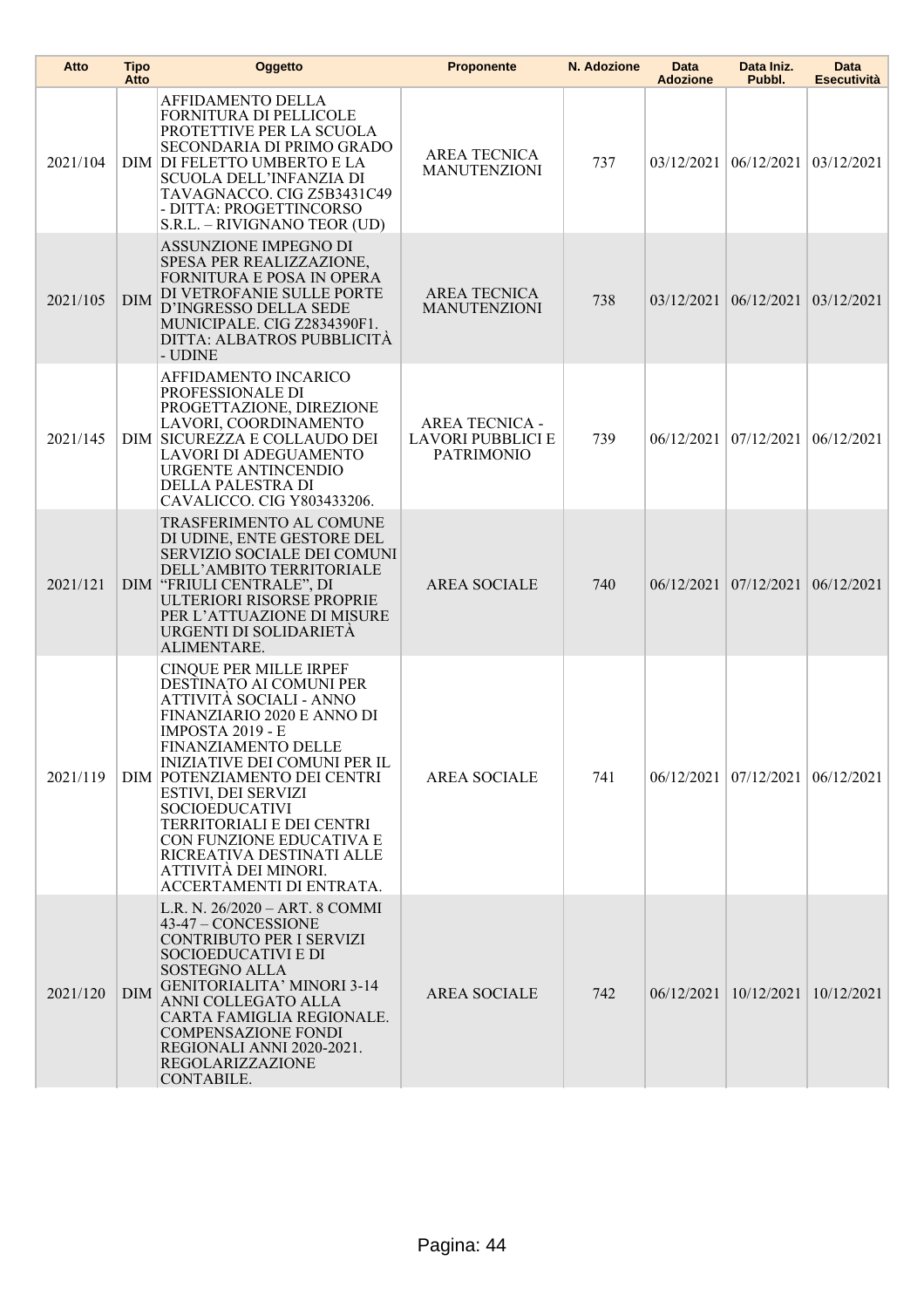| Atto | Tipo Atto | Oggetto | Proponente | N. Adozione | Data Adozione | Data Iniz. Pubbl. | Data Esecutività |
|---|---|---|---|---|---|---|---|
| 2021/104 | DIM | AFFIDAMENTO DELLA FORNITURA DI PELLICOLE PROTETTIVE PER LA SCUOLA SECONDARIA DI PRIMO GRADO DI FELETTO UMBERTO E LA SCUOLA DELL'INFANZIA DI TAVAGNACCO. CIG Z5B3431C49 - DITTA: PROGETTINCORSO S.R.L. – RIVIGNANO TEOR (UD) | AREA TECNICA MANUTENZIONI | 737 | 03/12/2021 | 06/12/2021 | 03/12/2021 |
| 2021/105 | DIM | ASSUNZIONE IMPEGNO DI SPESA PER REALIZZAZIONE, FORNITURA E POSA IN OPERA DI VETROFANIE SULLE PORTE D'INGRESSO DELLA SEDE MUNICIPALE. CIG Z2834390F1. DITTA: ALBATROS PUBBLICITÀ - UDINE | AREA TECNICA MANUTENZIONI | 738 | 03/12/2021 | 06/12/2021 | 03/12/2021 |
| 2021/145 | DIM | AFFIDAMENTO INCARICO PROFESSIONALE DI PROGETTAZIONE, DIREZIONE LAVORI, COORDINAMENTO SICUREZZA E COLLAUDO DEI LAVORI DI ADEGUAMENTO URGENTE ANTINCENDIO DELLA PALESTRA DI CAVALICCO. CIG Y803433206. | AREA TECNICA - LAVORI PUBBLICI E PATRIMONIO | 739 | 06/12/2021 | 07/12/2021 | 06/12/2021 |
| 2021/121 | DIM | TRASFERIMENTO AL COMUNE DI UDINE, ENTE GESTORE DEL SERVIZIO SOCIALE DEI COMUNI DELL'AMBITO TERRITORIALE "FRIULI CENTRALE", DI ULTERIORI RISORSE PROPRIE PER L'ATTUAZIONE DI MISURE URGENTI DI SOLIDARIETÀ ALIMENTARE. | AREA SOCIALE | 740 | 06/12/2021 | 07/12/2021 | 06/12/2021 |
| 2021/119 | DIM | CINQUE PER MILLE IRPEF DESTINATO AI COMUNI PER ATTIVITÀ SOCIALI - ANNO FINANZIARIO 2020 E ANNO DI IMPOSTA 2019 - E FINANZIAMENTO DELLE INIZIATIVE DEI COMUNI PER IL POTENZIAMENTO DEI CENTRI ESTIVI, DEI SERVIZI SOCIOEDUCATIVI TERRITORIALI E DEI CENTRI CON FUNZIONE EDUCATIVA E RICREATIVA DESTINATI ALLE ATTIVITÀ DEI MINORI. ACCERTAMENTI DI ENTRATA. | AREA SOCIALE | 741 | 06/12/2021 | 07/12/2021 | 06/12/2021 |
| 2021/120 | DIM | L.R. N. 26/2020 – ART. 8 COMMI 43-47 – CONCESSIONE CONTRIBUTO PER I SERVIZI SOCIOEDUCATIVI E DI SOSTEGNO ALLA GENITORIALITA' MINORI 3-14 ANNI COLLEGATO ALLA CARTA FAMIGLIA REGIONALE. COMPENSAZIONE FONDI REGIONALI ANNI 2020-2021. REGOLARIZZAZIONE CONTABILE. | AREA SOCIALE | 742 | 06/12/2021 | 10/12/2021 | 10/12/2021 |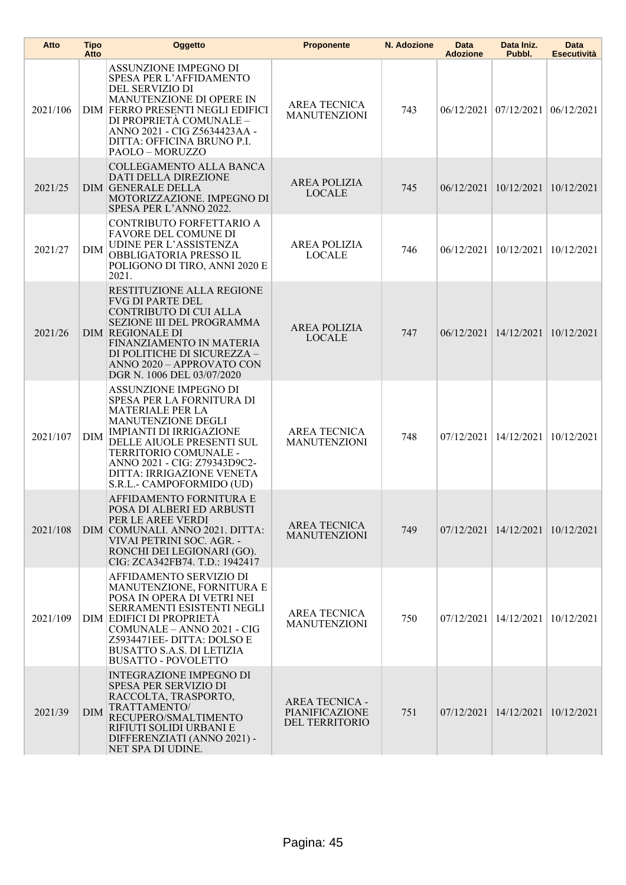| Atto | Tipo Atto | Oggetto | Proponente | N. Adozione | Data Adozione | Data Iniz. Pubbl. | Data Esecutività |
|---|---|---|---|---|---|---|---|
| 2021/106 | DIM | ASSUNZIONE IMPEGNO DI SPESA PER L'AFFIDAMENTO DEL SERVIZIO DI MANUTENZIONE DI OPERE IN FERRO PRESENTI NEGLI EDIFICI DI PROPRIETÀ COMUNALE – ANNO 2021 - CIG Z5634423AA - DITTA: OFFICINA BRUNO P.I. PAOLO – MORUZZO | AREA TECNICA MANUTENZIONI | 743 | 06/12/2021 | 07/12/2021 | 06/12/2021 |
| 2021/25 | DIM | COLLEGAMENTO ALLA BANCA DATI DELLA DIREZIONE GENERALE DELLA MOTORIZZAZIONE. IMPEGNO DI SPESA PER L'ANNO 2022. | AREA POLIZIA LOCALE | 745 | 06/12/2021 | 10/12/2021 | 10/12/2021 |
| 2021/27 | DIM | CONTRIBUTO FORFETTARIO A FAVORE DEL COMUNE DI UDINE PER L'ASSISTENZA OBBLIGATORIA PRESSO IL POLIGONO DI TIRO, ANNI 2020 E 2021. | AREA POLIZIA LOCALE | 746 | 06/12/2021 | 10/12/2021 | 10/12/2021 |
| 2021/26 | DIM | RESTITUZIONE ALLA REGIONE FVG DI PARTE DEL CONTRIBUTO DI CUI ALLA SEZIONE III DEL PROGRAMMA REGIONALE DI FINANZIAMENTO IN MATERIA DI POLITICHE DI SICUREZZA – ANNO 2020 – APPROVATO CON DGR N. 1006 DEL 03/07/2020 | AREA POLIZIA LOCALE | 747 | 06/12/2021 | 14/12/2021 | 10/12/2021 |
| 2021/107 | DIM | ASSUNZIONE IMPEGNO DI SPESA PER LA FORNITURA DI MATERIALE PER LA MANUTENZIONE DEGLI IMPIANTI DI IRRIGAZIONE DELLE AIUOLE PRESENTI SUL TERRITORIO COMUNALE - ANNO 2021 - CIG: Z79343D9C2- DITTA: IRRIGAZIONE VENETA S.R.L.- CAMPOFORMIDO (UD) | AREA TECNICA MANUTENZIONI | 748 | 07/12/2021 | 14/12/2021 | 10/12/2021 |
| 2021/108 | DIM | AFFIDAMENTO FORNITURA E POSA DI ALBERI ED ARBUSTI PER LE AREE VERDI COMUNALI. ANNO 2021. DITTA: VIVAI PETRINI SOC. AGR. - RONCHI DEI LEGIONARI (GO). CIG: ZCA342FB74. T.D.: 1942417 | AREA TECNICA MANUTENZIONI | 749 | 07/12/2021 | 14/12/2021 | 10/12/2021 |
| 2021/109 | DIM | AFFIDAMENTO SERVIZIO DI MANUTENZIONE, FORNITURA E POSA IN OPERA DI VETRI NEI SERRAMENTI ESISTENTI NEGLI EDIFICI DI PROPRIETÀ COMUNALE – ANNO 2021 - CIG Z5934471EE- DITTA: DOLSO E BUSATTO S.A.S. DI LETIZIA BUSATTO - POVOLETTO | AREA TECNICA MANUTENZIONI | 750 | 07/12/2021 | 14/12/2021 | 10/12/2021 |
| 2021/39 | DIM | INTEGRAZIONE IMPEGNO DI SPESA PER SERVIZIO DI RACCOLTA, TRASPORTO, TRATTAMENTO/ RECUPERO/SMALTIMENTO RIFIUTI SOLIDI URBANI E DIFFERENZIATI (ANNO 2021) - NET SPA DI UDINE. | AREA TECNICA - PIANIFICAZIONE DEL TERRITORIO | 751 | 07/12/2021 | 14/12/2021 | 10/12/2021 |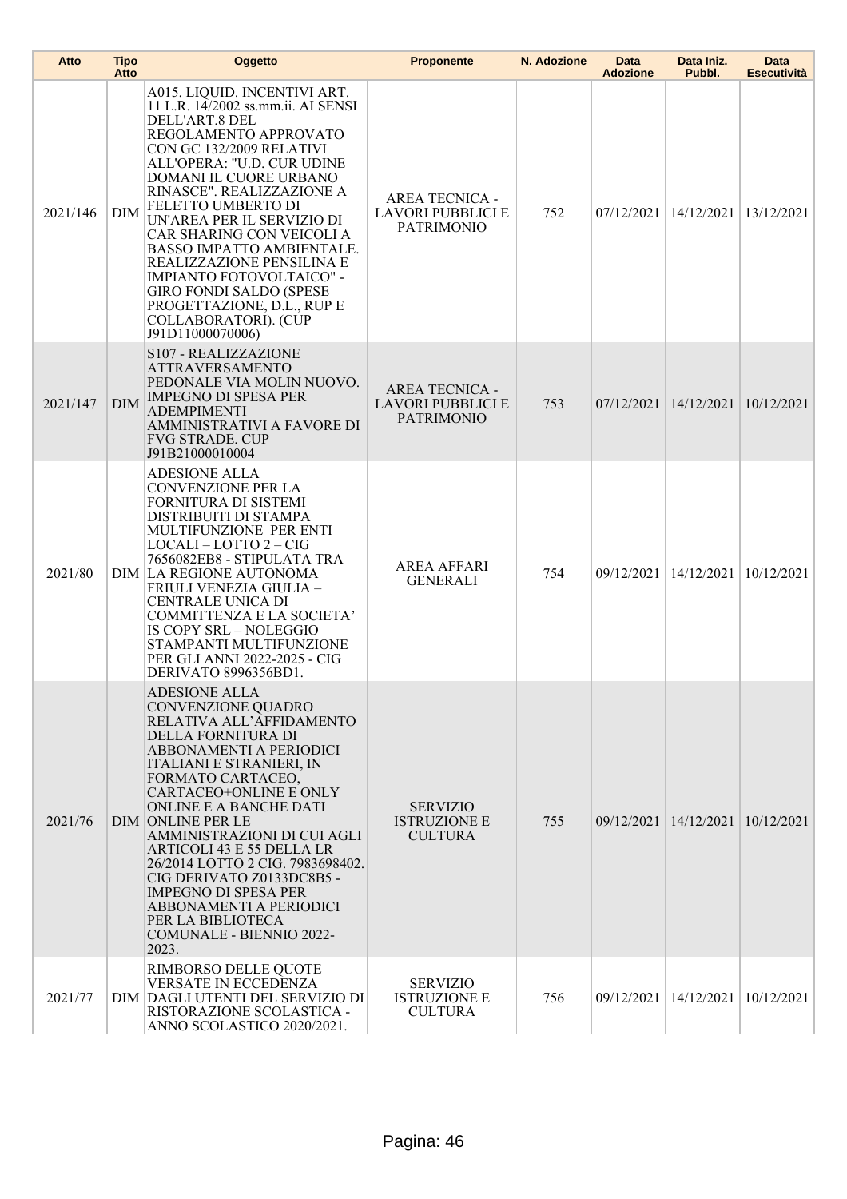| Atto | Tipo Atto | Oggetto | Proponente | N. Adozione | Data Adozione | Data Iniz. Pubbl. | Data Esecutività |
|---|---|---|---|---|---|---|---|
| 2021/146 | DIM | A015. LIQUID. INCENTIVI ART. 11 L.R. 14/2002 ss.mm.ii. AI SENSI DELL'ART.8 DEL REGOLAMENTO APPROVATO CON GC 132/2009 RELATIVI ALL'OPERA: "U.D. CUR UDINE DOMANI IL CUORE URBANO RINASCE". REALIZZAZIONE A FELETTO UMBERTO DI UN'AREA PER IL SERVIZIO DI CAR SHARING CON VEICOLI A BASSO IMPATTO AMBIENTALE. REALIZZAZIONE PENSILINA E IMPIANTO FOTOVOLTAICO" - GIRO FONDI SALDO (SPESE PROGETTAZIONE, D.L., RUP E COLLABORATORI). (CUP J91D11000070006) | AREA TECNICA - LAVORI PUBBLICI E PATRIMONIO | 752 | 07/12/2021 | 14/12/2021 | 13/12/2021 |
| 2021/147 | DIM | S107 - REALIZZAZIONE ATTRAVERSAMENTO PEDONALE VIA MOLIN NUOVO. IMPEGNO DI SPESA PER ADEMPIMENTI AMMINISTRATIVI A FAVORE DI FVG STRADE. CUP J91B21000010004 | AREA TECNICA - LAVORI PUBBLICI E PATRIMONIO | 753 | 07/12/2021 | 14/12/2021 | 10/12/2021 |
| 2021/80 | DIM | ADESIONE ALLA CONVENZIONE PER LA FORNITURA DI SISTEMI DISTRIBUITI DI STAMPA MULTIFUNZIONE PER ENTI LOCALI – LOTTO 2 – CIG 7656082EB8 - STIPULATA TRA LA REGIONE AUTONOMA FRIULI VENEZIA GIULIA – CENTRALE UNICA DI COMMITTENZA E LA SOCIETA' IS COPY SRL – NOLEGGIO STAMPANTI MULTIFUNZIONE PER GLI ANNI 2022-2025 - CIG DERIVATO 8996356BD1. | AREA AFFARI GENERALI | 754 | 09/12/2021 | 14/12/2021 | 10/12/2021 |
| 2021/76 | DIM | ADESIONE ALLA CONVENZIONE QUADRO RELATIVA ALL'AFFIDAMENTO DELLA FORNITURA DI ABBONAMENTI A PERIODICI ITALIANI E STRANIERI, IN FORMATO CARTACEO, CARTACEO+ONLINE E ONLY ONLINE E A BANCHE DATI ONLINE PER LE AMMINISTRAZIONI DI CUI AGLI ARTICOLI 43 E 55 DELLA LR 26/2014 LOTTO 2 CIG. 7983698402. CIG DERIVATO Z0133DC8B5 - IMPEGNO DI SPESA PER ABBONAMENTI A PERIODICI PER LA BIBLIOTECA COMUNALE - BIENNIO 2022-2023. | SERVIZIO ISTRUZIONE E CULTURA | 755 | 09/12/2021 | 14/12/2021 | 10/12/2021 |
| 2021/77 | DIM | RIMBORSO DELLE QUOTE VERSATE IN ECCEDENZA DAGLI UTENTI DEL SERVIZIO DI RISTORAZIONE SCOLASTICA - ANNO SCOLASTICO 2020/2021. | SERVIZIO ISTRUZIONE E CULTURA | 756 | 09/12/2021 | 14/12/2021 | 10/12/2021 |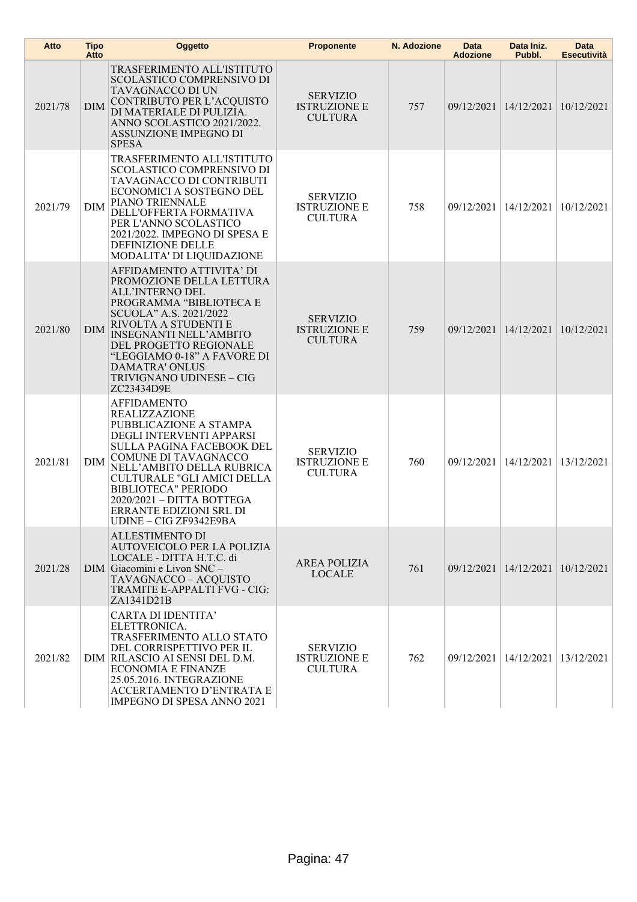| Atto | Tipo Atto | Oggetto | Proponente | N. Adozione | Data Adozione | Data Iniz. Pubbl. | Data Esecutività |
|---|---|---|---|---|---|---|---|
| 2021/78 | DIM | TRASFERIMENTO ALL'ISTITUTO SCOLASTICO COMPRENSIVO DI TAVAGNACCO DI UN CONTRIBUTO PER L'ACQUISTO DI MATERIALE DI PULIZIA. ANNO SCOLASTICO 2021/2022. ASSUNZIONE IMPEGNO DI SPESA | SERVIZIO ISTRUZIONE E CULTURA | 757 | 09/12/2021 | 14/12/2021 | 10/12/2021 |
| 2021/79 | DIM | TRASFERIMENTO ALL'ISTITUTO SCOLASTICO COMPRENSIVO DI TAVAGNACCO DI CONTRIBUTI ECONOMICI A SOSTEGNO DEL PIANO TRIENNALE DELL'OFFERTA FORMATIVA PER L'ANNO SCOLASTICO 2021/2022. IMPEGNO DI SPESA E DEFINIZIONE DELLE MODALITA' DI LIQUIDAZIONE | SERVIZIO ISTRUZIONE E CULTURA | 758 | 09/12/2021 | 14/12/2021 | 10/12/2021 |
| 2021/80 | DIM | AFFIDAMENTO ATTIVITA' DI PROMOZIONE DELLA LETTURA ALL'INTERNO DEL PROGRAMMA "BIBLIOTECA E SCUOLA" A.S. 2021/2022 RIVOLTA A STUDENTI E INSEGNANTI NELL'AMBITO DEL PROGETTO REGIONALE "LEGGIAMO 0-18" A FAVORE DI DAMATRA' ONLUS TRIVIGNANO UDINESE – CIG ZC23434D9E | SERVIZIO ISTRUZIONE E CULTURA | 759 | 09/12/2021 | 14/12/2021 | 10/12/2021 |
| 2021/81 | DIM | AFFIDAMENTO REALIZZAZIONE PUBBLICAZIONE A STAMPA DEGLI INTERVENTI APPARSI SULLA PAGINA FACEBOOK DEL COMUNE DI TAVAGNACCO NELL'AMBITO DELLA RUBRICA CULTURALE "GLI AMICI DELLA BIBLIOTECA" PERIODO 2020/2021 – DITTA BOTTEGA ERRANTE EDIZIONI SRL DI UDINE – CIG ZF9342E9BA | SERVIZIO ISTRUZIONE E CULTURA | 760 | 09/12/2021 | 14/12/2021 | 13/12/2021 |
| 2021/28 | DIM | ALLESTIMENTO DI AUTOVEICOLO PER LA POLIZIA LOCALE - DITTA H.T.C. di Giacomini e Livon SNC – TAVAGNACCO – ACQUISTO TRAMITE E-APPALTI FVG - CIG: ZA1341D21B | AREA POLIZIA LOCALE | 761 | 09/12/2021 | 14/12/2021 | 10/12/2021 |
| 2021/82 | DIM | CARTA DI IDENTITA' ELETTRONICA. TRASFERIMENTO ALLO STATO DEL CORRISPETTIVO PER IL RILASCIO AI SENSI DEL D.M. ECONOMIA E FINANZE 25.05.2016. INTEGRAZIONE ACCERTAMENTO D'ENTRATA E IMPEGNO DI SPESA ANNO 2021 | SERVIZIO ISTRUZIONE E CULTURA | 762 | 09/12/2021 | 14/12/2021 | 13/12/2021 |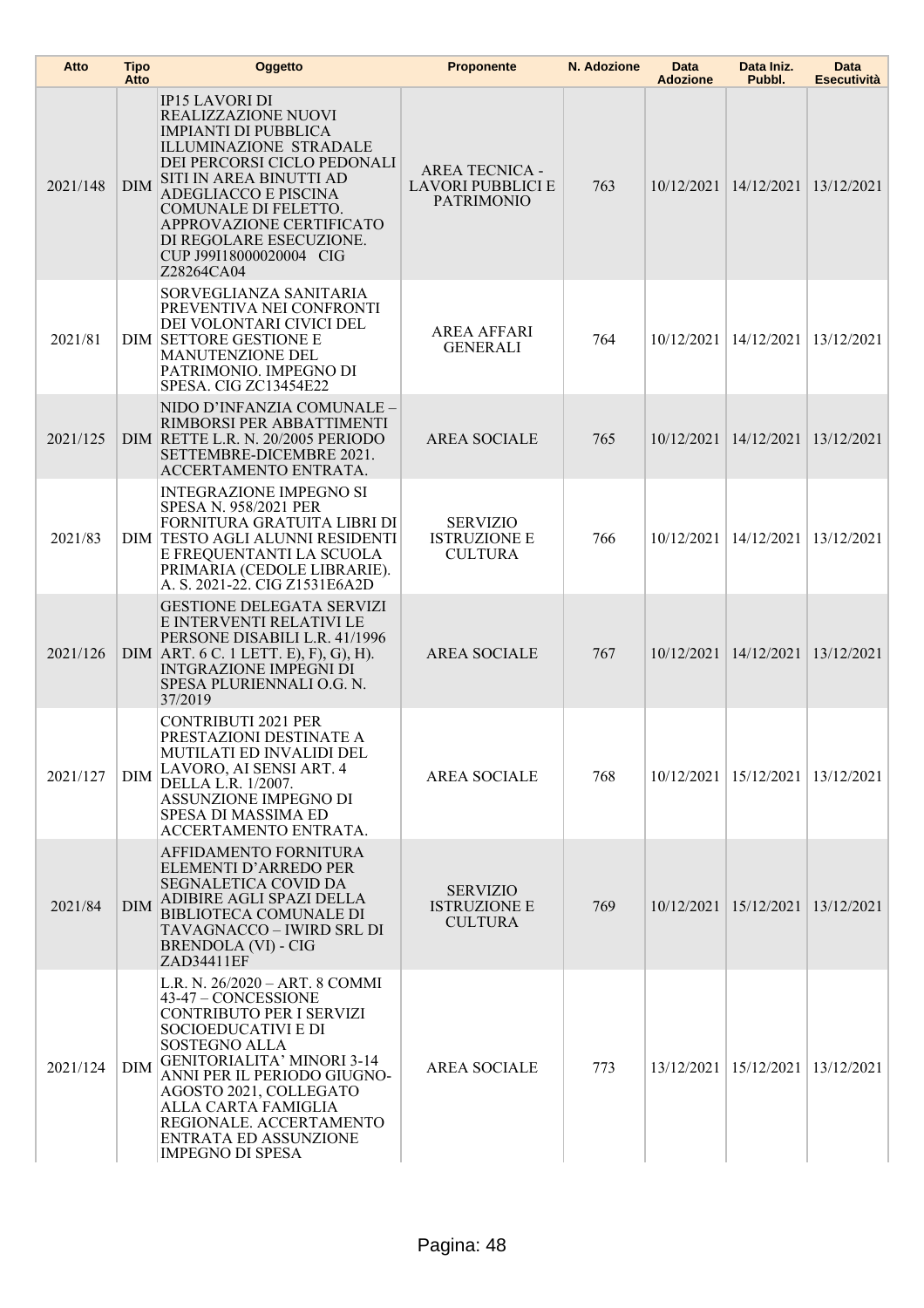| Atto | Tipo Atto | Oggetto | Proponente | N. Adozione | Data Adozione | Data Iniz. Pubbl. | Data Esecutività |
|---|---|---|---|---|---|---|---|
| 2021/148 | DIM | IP15 LAVORI DI REALIZZAZIONE NUOVI IMPIANTI DI PUBBLICA ILLUMINAZIONE STRADALE DEI PERCORSI CICLO PEDONALI SITI IN AREA BINUTTI AD ADEGLIACCO E PISCINA COMUNALE DI FELETTO. APPROVAZIONE CERTIFICATO DI REGOLARE ESECUZIONE. CUP J99I18000020004 CIG Z28264CA04 | AREA TECNICA - LAVORI PUBBLICI E PATRIMONIO | 763 | 10/12/2021 | 14/12/2021 | 13/12/2021 |
| 2021/81 | DIM | SORVEGLIANZA SANITARIA PREVENTIVA NEI CONFRONTI DEI VOLONTARI CIVICI DEL SETTORE GESTIONE E MANUTENZIONE DEL PATRIMONIO. IMPEGNO DI SPESA. CIG ZC13454E22 | AREA AFFARI GENERALI | 764 | 10/12/2021 | 14/12/2021 | 13/12/2021 |
| 2021/125 | DIM | NIDO D'INFANZIA COMUNALE – RIMBORSI PER ABBATTIMENTI RETTE L.R. N. 20/2005 PERIODO SETTEMBRE-DICEMBRE 2021. ACCERTAMENTO ENTRATA. | AREA SOCIALE | 765 | 10/12/2021 | 14/12/2021 | 13/12/2021 |
| 2021/83 | DIM | INTEGRAZIONE IMPEGNO SI SPESA N. 958/2021 PER FORNITURA GRATUITA LIBRI DI TESTO AGLI ALUNNI RESIDENTI E FREQUENTANTI LA SCUOLA PRIMARIA (CEDOLE LIBRARIE). A. S. 2021-22. CIG Z1531E6A2D | SERVIZIO ISTRUZIONE E CULTURA | 766 | 10/12/2021 | 14/12/2021 | 13/12/2021 |
| 2021/126 | DIM | GESTIONE DELEGATA SERVIZI E INTERVENTI RELATIVI LE PERSONE DISABILI L.R. 41/1996 ART. 6 C. 1 LETT. E), F), G), H). INTGRAZIONE IMPEGNI DI SPESA PLURIENNALI O.G. N. 37/2019 | AREA SOCIALE | 767 | 10/12/2021 | 14/12/2021 | 13/12/2021 |
| 2021/127 | DIM | CONTRIBUTI 2021 PER PRESTAZIONI DESTINATE A MUTILATI ED INVALIDI DEL LAVORO, AI SENSI ART. 4 DELLA L.R. 1/2007. ASSUNZIONE IMPEGNO DI SPESA DI MASSIMA ED ACCERTAMENTO ENTRATA. | AREA SOCIALE | 768 | 10/12/2021 | 15/12/2021 | 13/12/2021 |
| 2021/84 | DIM | AFFIDAMENTO FORNITURA ELEMENTI D'ARREDO PER SEGNALETICA COVID DA ADIBIRE AGLI SPAZI DELLA BIBLIOTECA COMUNALE DI TAVAGNACCO – IWIRD SRL DI BRENDOLA (VI) - CIG ZAD34411EF | SERVIZIO ISTRUZIONE E CULTURA | 769 | 10/12/2021 | 15/12/2021 | 13/12/2021 |
| 2021/124 | DIM | L.R. N. 26/2020 – ART. 8 COMMI 43-47 – CONCESSIONE CONTRIBUTO PER I SERVIZI SOCIOEDUCATIVI E DI SOSTEGNO ALLA GENITORIALITA' MINORI 3-14 ANNI PER IL PERIODO GIUGNO-AGOSTO 2021, COLLEGATO ALLA CARTA FAMIGLIA REGIONALE. ACCERTAMENTO ENTRATA ED ASSUNZIONE IMPEGNO DI SPESA | AREA SOCIALE | 773 | 13/12/2021 | 15/12/2021 | 13/12/2021 |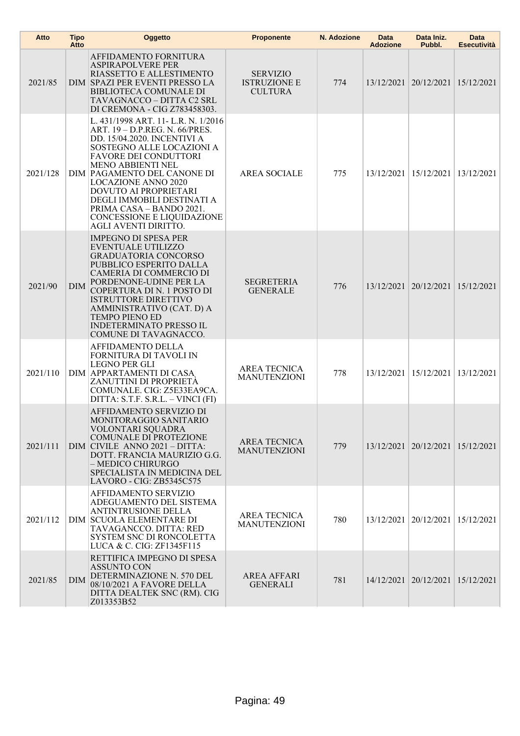| Atto | Tipo Atto | Oggetto | Proponente | N. Adozione | Data Adozione | Data Iniz. Pubbl. | Data Esecutività |
|---|---|---|---|---|---|---|---|
| 2021/85 | DIM | AFFIDAMENTO FORNITURA ASPIRAPOLVERE PER RIASSETTO E ALLESTIMENTO SPAZI PER EVENTI PRESSO LA BIBLIOTECA COMUNALE DI TAVAGNACCO – DITTA C2 SRL DI CREMONA - CIG Z783458303. | SERVIZIO ISTRUZIONE E CULTURA | 774 | 13/12/2021 | 20/12/2021 | 15/12/2021 |
| 2021/128 | DIM | L. 431/1998 ART. 11- L.R. N. 1/2016 ART. 19 – D.P.REG. N. 66/PRES. DD. 15/04.2020. INCENTIVI A SOSTEGNO ALLE LOCAZIONI A FAVORE DEI CONDUTTORI MENO ABBIENTI NEL PAGAMENTO DEL CANONE DI LOCAZIONE ANNO 2020 DOVUTO AI PROPRIETARI DEGLI IMMOBILI DESTINATI A PRIMA CASA – BANDO 2021. CONCESSIONE E LIQUIDAZIONE AGLI AVENTI DIRITTO. | AREA SOCIALE | 775 | 13/12/2021 | 15/12/2021 | 13/12/2021 |
| 2021/90 | DIM | IMPEGNO DI SPESA PER EVENTUALE UTILIZZO GRADUATORIA CONCORSO PUBBLICO ESPERITO DALLA CAMERIA DI COMMERCIO DI PORDENONE-UDINE PER LA COPERTURA DI N. 1 POSTO DI ISTRUTTORE DIRETTIVO AMMINISTRATIVO (CAT. D) A TEMPO PIENO ED INDETERMINATO PRESSO IL COMUNE DI TAVAGNACCO. | SEGRETERIA GENERALE | 776 | 13/12/2021 | 20/12/2021 | 15/12/2021 |
| 2021/110 | DIM | AFFIDAMENTO DELLA FORNITURA DI TAVOLI IN LEGNO PER GLI APPARTAMENTI DI CASA ZANUTTINI DI PROPRIETÀ COMUNALE. CIG: Z5E33EA9CA. DITTA: S.T.F. S.R.L. – VINCI (FI) | AREA TECNICA MANUTENZIONI | 778 | 13/12/2021 | 15/12/2021 | 13/12/2021 |
| 2021/111 | DIM | AFFIDAMENTO SERVIZIO DI MONITORAGGIO SANITARIO VOLONTARI SQUADRA COMUNALE DI PROTEZIONE CIVILE ANNO 2021 – DITTA: DOTT. FRANCIA MAURIZIO G.G. – MEDICO CHIRURGO SPECIALISTA IN MEDICINA DEL LAVORO - CIG: ZB5345C575 | AREA TECNICA MANUTENZIONI | 779 | 13/12/2021 | 20/12/2021 | 15/12/2021 |
| 2021/112 | DIM | AFFIDAMENTO SERVIZIO ADEGUAMENTO DEL SISTEMA ANTINTRUSIONE DELLA SCUOLA ELEMENTARE DI TAVAGANCCO. DITTA: RED SYSTEM SNC DI RONCOLETTA LUCA & C. CIG: ZF1345F115 | AREA TECNICA MANUTENZIONI | 780 | 13/12/2021 | 20/12/2021 | 15/12/2021 |
| 2021/85 | DIM | RETTIFICA IMPEGNO DI SPESA ASSUNTO CON DETERMINAZIONE N. 570 DEL 08/10/2021 A FAVORE DELLA DITTA DEALTEK SNC (RM). CIG Z013353B52 | AREA AFFARI GENERALI | 781 | 14/12/2021 | 20/12/2021 | 15/12/2021 |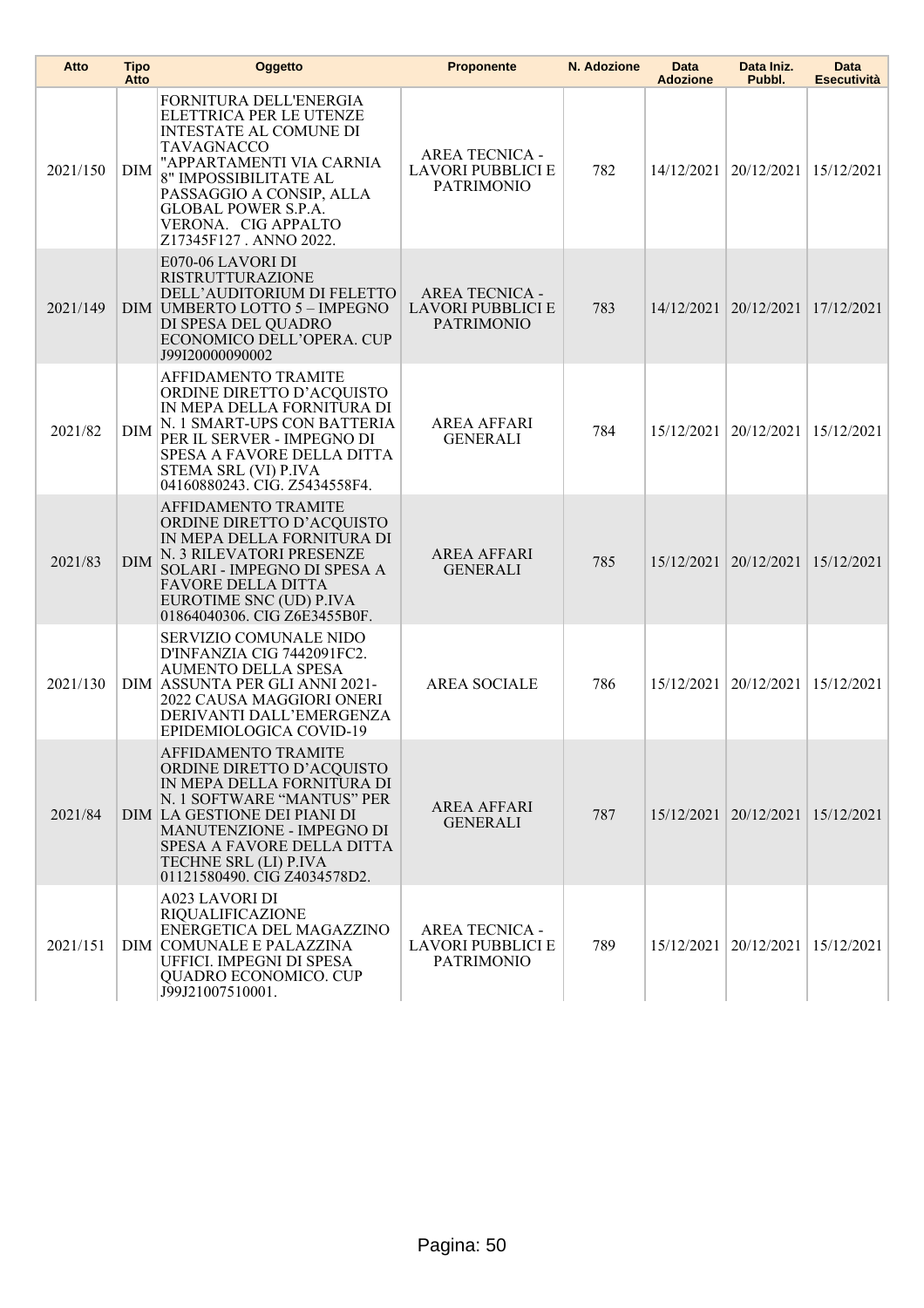| Atto | Tipo Atto | Oggetto | Proponente | N. Adozione | Data Adozione | Data Iniz. Pubbl. | Data Esecutività |
|---|---|---|---|---|---|---|---|
| 2021/150 | DIM | FORNITURA DELL'ENERGIA ELETTRICA PER LE UTENZE INTESTATE AL COMUNE DI TAVAGNACCO "APPARTAMENTI VIA CARNIA 8" IMPOSSIBILITATE AL PASSAGGIO A CONSIP, ALLA GLOBAL POWER S.P.A. VERONA. CIG APPALTO Z17345F127 . ANNO 2022. | AREA TECNICA - LAVORI PUBBLICI E PATRIMONIO | 782 | 14/12/2021 | 20/12/2021 | 15/12/2021 |
| 2021/149 | DIM | E070-06 LAVORI DI RISTRUTTURAZIONE DELL'AUDITORIUM DI FELETTO UMBERTO LOTTO 5 – IMPEGNO DI SPESA DEL QUADRO ECONOMICO DELL'OPERA. CUP J99I20000090002 | AREA TECNICA - LAVORI PUBBLICI E PATRIMONIO | 783 | 14/12/2021 | 20/12/2021 | 17/12/2021 |
| 2021/82 | DIM | AFFIDAMENTO TRAMITE ORDINE DIRETTO D'ACQUISTO IN MEPA DELLA FORNITURA DI N. 1 SMART-UPS CON BATTERIA PER IL SERVER - IMPEGNO DI SPESA A FAVORE DELLA DITTA STEMA SRL (VI) P.IVA 04160880243. CIG. Z5434558F4. | AREA AFFARI GENERALI | 784 | 15/12/2021 | 20/12/2021 | 15/12/2021 |
| 2021/83 | DIM | AFFIDAMENTO TRAMITE ORDINE DIRETTO D'ACQUISTO IN MEPA DELLA FORNITURA DI N. 3 RILEVATORI PRESENZE SOLARI - IMPEGNO DI SPESA A FAVORE DELLA DITTA EUROTIME SNC (UD) P.IVA 01864040306. CIG Z6E3455B0F. | AREA AFFARI GENERALI | 785 | 15/12/2021 | 20/12/2021 | 15/12/2021 |
| 2021/130 | DIM | SERVIZIO COMUNALE NIDO D'INFANZIA CIG 7442091FC2. AUMENTO DELLA SPESA ASSUNTA PER GLI ANNI 2021-2022 CAUSA MAGGIORI ONERI DERIVANTI DALL'EMERGENZA EPIDEMIOLOGICA COVID-19 | AREA SOCIALE | 786 | 15/12/2021 | 20/12/2021 | 15/12/2021 |
| 2021/84 | DIM | AFFIDAMENTO TRAMITE ORDINE DIRETTO D'ACQUISTO IN MEPA DELLA FORNITURA DI N. 1 SOFTWARE "MANTUS" PER LA GESTIONE DEI PIANI DI MANUTENZIONE - IMPEGNO DI SPESA A FAVORE DELLA DITTA TECHNE SRL (LI) P.IVA 01121580490. CIG Z4034578D2. | AREA AFFARI GENERALI | 787 | 15/12/2021 | 20/12/2021 | 15/12/2021 |
| 2021/151 | DIM | A023 LAVORI DI RIQUALIFICAZIONE ENERGETICA DEL MAGAZZINO COMUNALE E PALAZZINA UFFICI. IMPEGNI DI SPESA QUADRO ECONOMICO. CUP J99J21007510001. | AREA TECNICA - LAVORI PUBBLICI E PATRIMONIO | 789 | 15/12/2021 | 20/12/2021 | 15/12/2021 |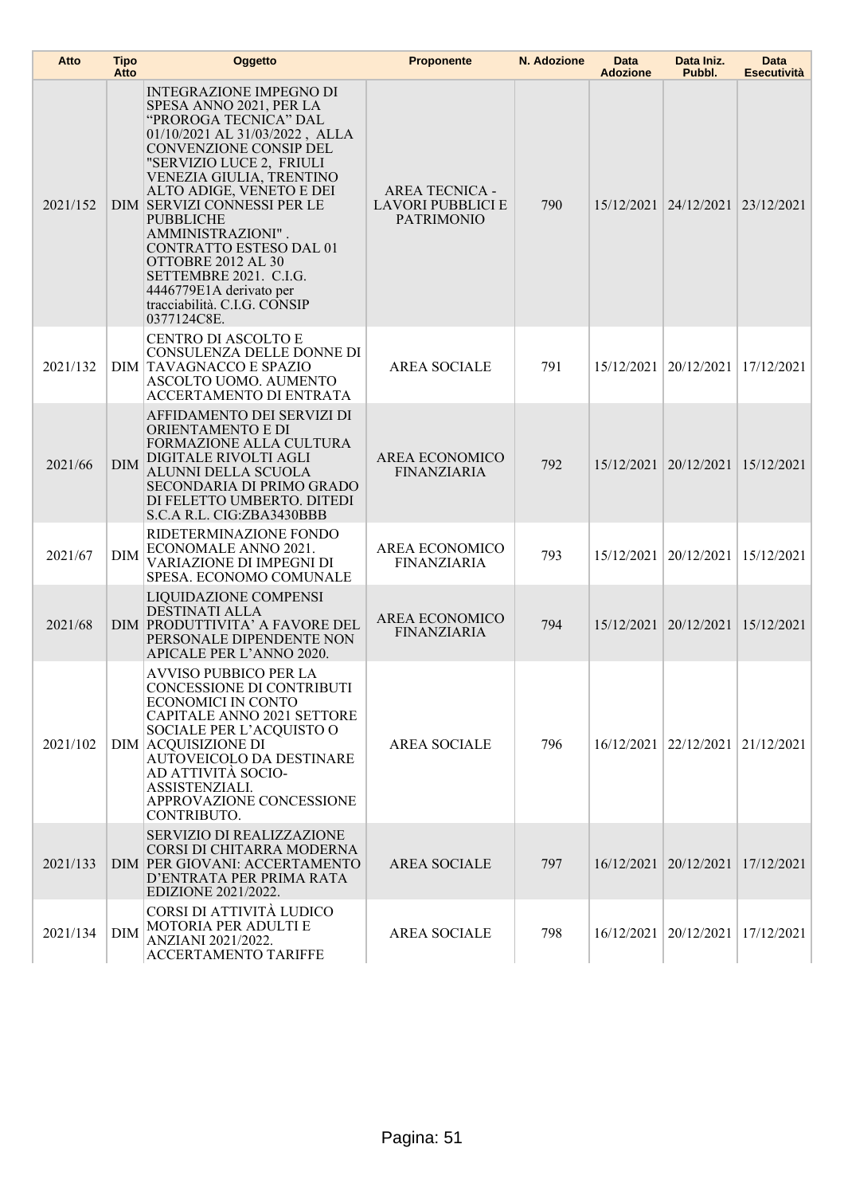| Atto | Tipo Atto | Oggetto | Proponente | N. Adozione | Data Adozione | Data Iniz. Pubbl. | Data Esecutività |
|---|---|---|---|---|---|---|---|
| 2021/152 | DIM | INTEGRAZIONE IMPEGNO DI SPESA ANNO 2021, PER LA "PROROGA TECNICA" DAL 01/10/2021 AL 31/03/2022 , ALLA CONVENZIONE CONSIP DEL "SERVIZIO LUCE 2, FRIULI VENEZIA GIULIA, TRENTINO ALTO ADIGE, VENETO E DEI SERVIZI CONNESSI PER LE PUBBLICHE AMMINISTRAZIONI" . CONTRATTO ESTESO DAL 01 OTTOBRE 2012 AL 30 SETTEMBRE 2021. C.I.G. 4446779E1A derivato per tracciabilità. C.I.G. CONSIP 0377124C8E. | AREA TECNICA - LAVORI PUBBLICI E PATRIMONIO | 790 | 15/12/2021 | 24/12/2021 | 23/12/2021 |
| 2021/132 | DIM | CENTRO DI ASCOLTO E CONSULENZA DELLE DONNE DI TAVAGNACCO E SPAZIO ASCOLTO UOMO. AUMENTO ACCERTAMENTO DI ENTRATA | AREA SOCIALE | 791 | 15/12/2021 | 20/12/2021 | 17/12/2021 |
| 2021/66 | DIM | AFFIDAMENTO DEI SERVIZI DI ORIENTAMENTO E DI FORMAZIONE ALLA CULTURA DIGITALE RIVOLTI AGLI ALUNNI DELLA SCUOLA SECONDARIA DI PRIMO GRADO DI FELETTO UMBERTO. DITEDI S.C.A R.L. CIG:ZBA3430BBB | AREA ECONOMICO FINANZIARIA | 792 | 15/12/2021 | 20/12/2021 | 15/12/2021 |
| 2021/67 | DIM | RIDETERMINAZIONE FONDO ECONOMALE ANNO 2021. VARIAZIONE DI IMPEGNI DI SPESA. ECONOMO COMUNALE | AREA ECONOMICO FINANZIARIA | 793 | 15/12/2021 | 20/12/2021 | 15/12/2021 |
| 2021/68 | DIM | LIQUIDAZIONE COMPENSI DESTINATI ALLA PRODUTTIVITA' A FAVORE DEL PERSONALE DIPENDENTE NON APICALE PER L'ANNO 2020. | AREA ECONOMICO FINANZIARIA | 794 | 15/12/2021 | 20/12/2021 | 15/12/2021 |
| 2021/102 | DIM | AVVISO PUBBICO PER LA CONCESSIONE DI CONTRIBUTI ECONOMICI IN CONTO CAPITALE ANNO 2021 SETTORE SOCIALE PER L'ACQUISTO O ACQUISIZIONE DI AUTOVEICOLO DA DESTINARE AD ATTIVITÀ SOCIO-ASSISTENZIALI. APPROVAZIONE CONCESSIONE CONTRIBUTO. | AREA SOCIALE | 796 | 16/12/2021 | 22/12/2021 | 21/12/2021 |
| 2021/133 | DIM | SERVIZIO DI REALIZZAZIONE CORSI DI CHITARRA MODERNA PER GIOVANI: ACCERTAMENTO D'ENTRATA PER PRIMA RATA EDIZIONE 2021/2022. | AREA SOCIALE | 797 | 16/12/2021 | 20/12/2021 | 17/12/2021 |
| 2021/134 | DIM | CORSI DI ATTIVITÀ LUDICO MOTORIA PER ADULTI E ANZIANI 2021/2022. ACCERTAMENTO TARIFFE | AREA SOCIALE | 798 | 16/12/2021 | 20/12/2021 | 17/12/2021 |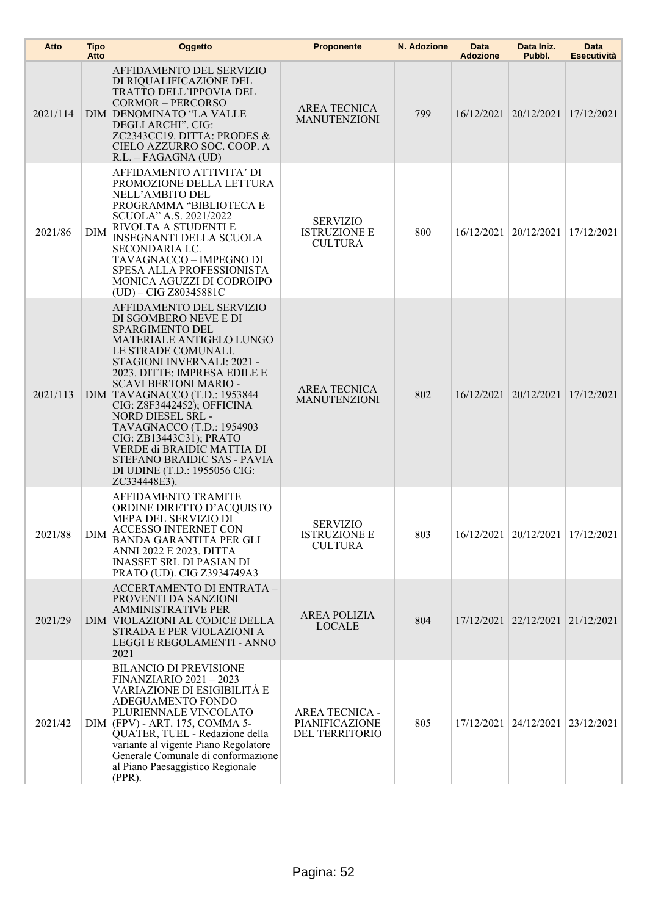| Atto | Tipo Atto | Oggetto | Proponente | N. Adozione | Data Adozione | Data Iniz. Pubbl. | Data Esecutività |
| --- | --- | --- | --- | --- | --- | --- | --- |
| 2021/114 | DIM | AFFIDAMENTO DEL SERVIZIO DI RIQUALIFICAZIONE DEL TRATTO DELL'IPPOVIA DEL CORMOR – PERCORSO DENOMINATO "LA VALLE DEGLI ARCHI". CIG: ZC2343CC19. DITTA: PRODES & CIELO AZZURRO SOC. COOP. A R.L. – FAGAGNA (UD) | AREA TECNICA MANUTENZIONI | 799 | 16/12/2021 | 20/12/2021 | 17/12/2021 |
| 2021/86 | DIM | AFFIDAMENTO ATTIVITA' DI PROMOZIONE DELLA LETTURA NELL'AMBITO DEL PROGRAMMA "BIBLIOTECA E SCUOLA" A.S. 2021/2022 RIVOLTA A STUDENTI E INSEGNANTI DELLA SCUOLA SECONDARIA I.C. TAVAGNACCO – IMPEGNO DI SPESA ALLA PROFESSIONISTA MONICA AGUZZI DI CODROIPO (UD) – CIG Z80345881C | SERVIZIO ISTRUZIONE E CULTURA | 800 | 16/12/2021 | 20/12/2021 | 17/12/2021 |
| 2021/113 | DIM | AFFIDAMENTO DEL SERVIZIO DI SGOMBERO NEVE E DI SPARGIMENTO DEL MATERIALE ANTIGELO LUNGO LE STRADE COMUNALI. STAGIONI INVERNALI: 2021 - 2023. DITTE: IMPRESA EDILE E SCAVI BERTONI MARIO - TAVAGNACCO (T.D.: 1953844 CIG: Z8F3442452); OFFICINA NORD DIESEL SRL - TAVAGNACCO (T.D.: 1954903 CIG: ZB13443C31); PRATO VERDE di BRAIDIC MATTIA DI STEFANO BRAIDIC SAS - PAVIA DI UDINE (T.D.: 1955056 CIG: ZC334448E3). | AREA TECNICA MANUTENZIONI | 802 | 16/12/2021 | 20/12/2021 | 17/12/2021 |
| 2021/88 | DIM | AFFIDAMENTO TRAMITE ORDINE DIRETTO D'ACQUISTO MEPA DEL SERVIZIO DI ACCESSO INTERNET CON BANDA GARANTITA PER GLI ANNI 2022 E 2023. DITTA INASSET SRL DI PASIAN DI PRATO (UD). CIG Z3934749A3 | SERVIZIO ISTRUZIONE E CULTURA | 803 | 16/12/2021 | 20/12/2021 | 17/12/2021 |
| 2021/29 | DIM | ACCERTAMENTO DI ENTRATA – PROVENTI DA SANZIONI AMMINISTRATIVE PER VIOLAZIONI AL CODICE DELLA STRADA E PER VIOLAZIONI A LEGGI E REGOLAMENTI - ANNO 2021 | AREA POLIZIA LOCALE | 804 | 17/12/2021 | 22/12/2021 | 21/12/2021 |
| 2021/42 | DIM | BILANCIO DI PREVISIONE FINANZIARIO 2021 – 2023 VARIAZIONE DI ESIGIBILITÀ E ADEGUAMENTO FONDO PLURIENNALE VINCOLATO (FPV) - ART. 175, COMMA 5-QUATER, TUEL - Redazione della variante al vigente Piano Regolatore Generale Comunale di conformazione al Piano Paesaggistico Regionale (PPR). | AREA TECNICA - PIANIFICAZIONE DEL TERRITORIO | 805 | 17/12/2021 | 24/12/2021 | 23/12/2021 |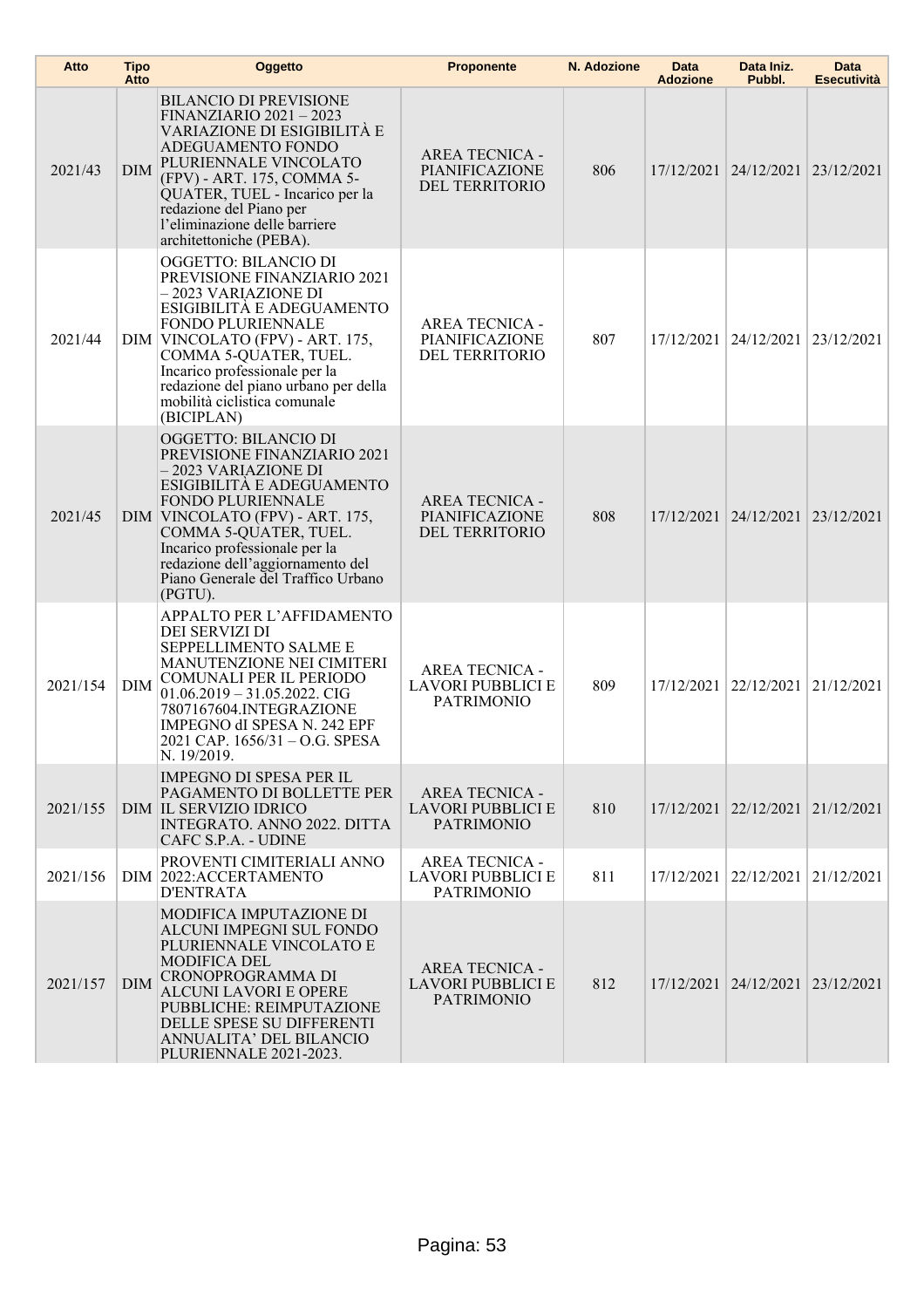| Atto | Tipo Atto | Oggetto | Proponente | N. Adozione | Data Adozione | Data Iniz. Pubbl. | Data Esecutività |
| --- | --- | --- | --- | --- | --- | --- | --- |
| 2021/43 | DIM | BILANCIO DI PREVISIONE FINANZIARIO 2021 – 2023 VARIAZIONE DI ESIGIBILITÀ E ADEGUAMENTO FONDO PLURIENNALE VINCOLATO (FPV) - ART. 175, COMMA 5-QUATER, TUEL - Incarico per la redazione del Piano per l'eliminazione delle barriere architettoniche (PEBA). | AREA TECNICA - PIANIFICAZIONE DEL TERRITORIO | 806 | 17/12/2021 | 24/12/2021 | 23/12/2021 |
| 2021/44 | DIM | OGGETTO: BILANCIO DI PREVISIONE FINANZIARIO 2021 – 2023 VARIAZIONE DI ESIGIBILITÀ E ADEGUAMENTO FONDO PLURIENNALE VINCOLATO (FPV) - ART. 175, COMMA 5-QUATER, TUEL. Incarico professionale per la redazione del piano urbano per della mobilità ciclistica comunale (BICIPLAN) | AREA TECNICA - PIANIFICAZIONE DEL TERRITORIO | 807 | 17/12/2021 | 24/12/2021 | 23/12/2021 |
| 2021/45 | DIM | OGGETTO: BILANCIO DI PREVISIONE FINANZIARIO 2021 – 2023 VARIAZIONE DI ESIGIBILITÀ E ADEGUAMENTO FONDO PLURIENNALE VINCOLATO (FPV) - ART. 175, COMMA 5-QUATER, TUEL. Incarico professionale per la redazione dell'aggiornamento del Piano Generale del Traffico Urbano (PGTU). | AREA TECNICA - PIANIFICAZIONE DEL TERRITORIO | 808 | 17/12/2021 | 24/12/2021 | 23/12/2021 |
| 2021/154 | DIM | APPALTO PER L'AFFIDAMENTO DEI SERVIZI DI SEPPELLIMENTO SALME E MANUTENZIONE NEI CIMITERI COMUNALI PER IL PERIODO 01.06.2019 – 31.05.2022. CIG 7807167604.INTEGRAZIONE IMPEGNO dI SPESA N. 242 EPF 2021 CAP. 1656/31 – O.G. SPESA N. 19/2019. | AREA TECNICA - LAVORI PUBBLICI E PATRIMONIO | 809 | 17/12/2021 | 22/12/2021 | 21/12/2021 |
| 2021/155 | DIM | IMPEGNO DI SPESA PER IL PAGAMENTO DI BOLLETTE PER IL SERVIZIO IDRICO INTEGRATO. ANNO 2022. DITTA CAFC S.P.A. - UDINE | AREA TECNICA - LAVORI PUBBLICI E PATRIMONIO | 810 | 17/12/2021 | 22/12/2021 | 21/12/2021 |
| 2021/156 | DIM | PROVENTI CIMITERIALI ANNO 2022:ACCERTAMENTO D'ENTRATA | AREA TECNICA - LAVORI PUBBLICI E PATRIMONIO | 811 | 17/12/2021 | 22/12/2021 | 21/12/2021 |
| 2021/157 | DIM | MODIFICA IMPUTAZIONE DI ALCUNI IMPEGNI SUL FONDO PLURIENNALE VINCOLATO E MODIFICA DEL CRONOPROGRAMMA DI ALCUNI LAVORI E OPERE PUBBLICHE: REIMPUTAZIONE DELLE SPESE SU DIFFERENTI ANNUALITA' DEL BILANCIO PLURIENNALE 2021-2023. | AREA TECNICA - LAVORI PUBBLICI E PATRIMONIO | 812 | 17/12/2021 | 24/12/2021 | 23/12/2021 |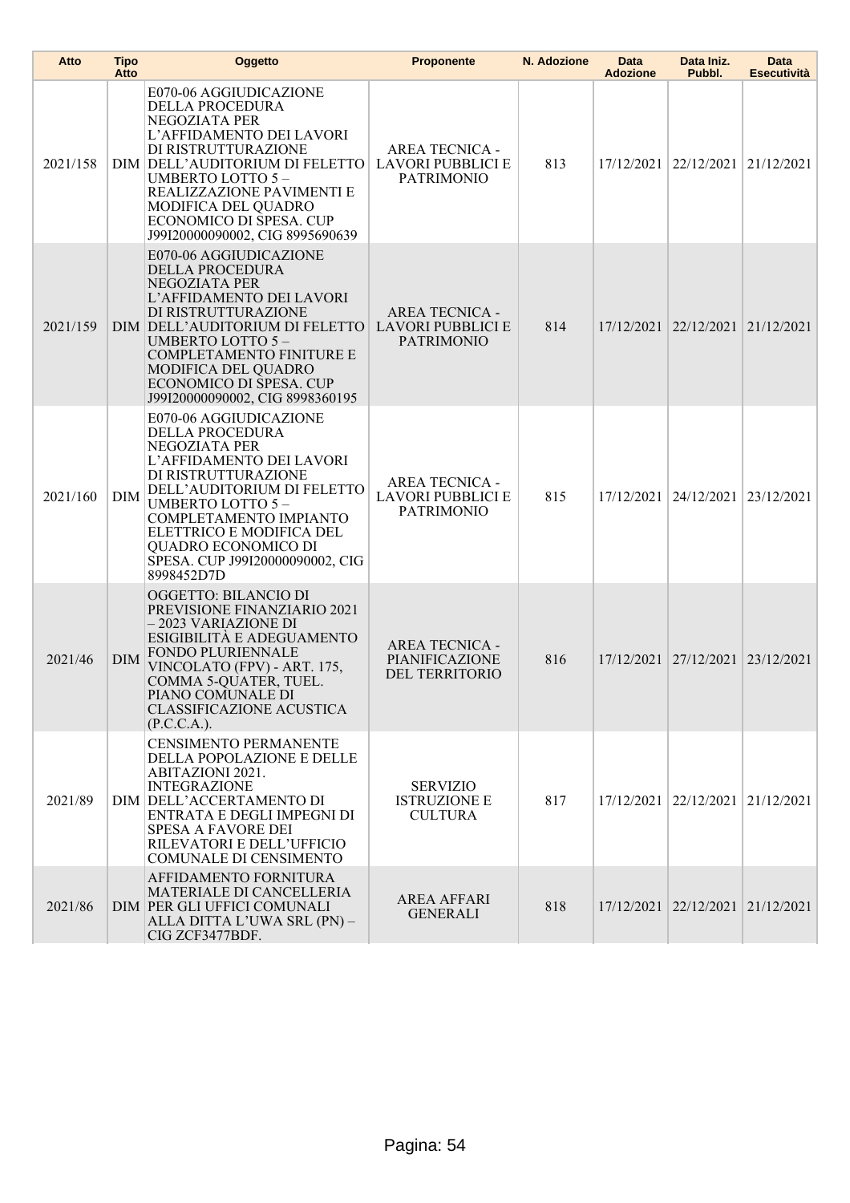| Atto | Tipo Atto | Oggetto | Proponente | N. Adozione | Data Adozione | Data Iniz. Pubbl. | Data Esecutività |
|---|---|---|---|---|---|---|---|
| 2021/158 | DIM | E070-06 AGGIUDICAZIONE DELLA PROCEDURA NEGOZIATA PER L'AFFIDAMENTO DEI LAVORI DI RISTRUTTURAZIONE DELL'AUDITORIUM DI FELETTO UMBERTO LOTTO 5 – REALIZZAZIONE PAVIMENTI E MODIFICA DEL QUADRO ECONOMICO DI SPESA. CUP J99I20000090002, CIG 8995690639 | AREA TECNICA - LAVORI PUBBLICI E PATRIMONIO | 813 | 17/12/2021 | 22/12/2021 | 21/12/2021 |
| 2021/159 | DIM | E070-06 AGGIUDICAZIONE DELLA PROCEDURA NEGOZIATA PER L'AFFIDAMENTO DEI LAVORI DI RISTRUTTURAZIONE DELL'AUDITORIUM DI FELETTO UMBERTO LOTTO 5 – COMPLETAMENTO FINITURE E MODIFICA DEL QUADRO ECONOMICO DI SPESA. CUP J99I20000090002, CIG 8998360195 | AREA TECNICA - LAVORI PUBBLICI E PATRIMONIO | 814 | 17/12/2021 | 22/12/2021 | 21/12/2021 |
| 2021/160 | DIM | E070-06 AGGIUDICAZIONE DELLA PROCEDURA NEGOZIATA PER L'AFFIDAMENTO DEI LAVORI DI RISTRUTTURAZIONE DELL'AUDITORIUM DI FELETTO UMBERTO LOTTO 5 – COMPLETAMENTO IMPIANTO ELETTRICO E MODIFICA DEL QUADRO ECONOMICO DI SPESA. CUP J99I20000090002, CIG 8998452D7D | AREA TECNICA - LAVORI PUBBLICI E PATRIMONIO | 815 | 17/12/2021 | 24/12/2021 | 23/12/2021 |
| 2021/46 | DIM | OGGETTO: BILANCIO DI PREVISIONE FINANZIARIO 2021 – 2023 VARIAZIONE DI ESIGIBILITÀ E ADEGUAMENTO FONDO PLURIENNALE VINCOLATO (FPV) - ART. 175, COMMA 5-QUATER, TUEL. PIANO COMUNALE DI CLASSIFICAZIONE ACUSTICA (P.C.C.A.). | AREA TECNICA - PIANIFICAZIONE DEL TERRITORIO | 816 | 17/12/2021 | 27/12/2021 | 23/12/2021 |
| 2021/89 | DIM | CENSIMENTO PERMANENTE DELLA POPOLAZIONE E DELLE ABITAZIONI 2021. INTEGRAZIONE DELL'ACCERTAMENTO DI ENTRATA E DEGLI IMPEGNI DI SPESA A FAVORE DEI RILEVATORI E DELL'UFFICIO COMUNALE DI CENSIMENTO | SERVIZIO ISTRUZIONE E CULTURA | 817 | 17/12/2021 | 22/12/2021 | 21/12/2021 |
| 2021/86 | DIM | AFFIDAMENTO FORNITURA MATERIALE DI CANCELLERIA PER GLI UFFICI COMUNALI ALLA DITTA L'UWA SRL (PN) – CIG ZCF3477BDF. | AREA AFFARI GENERALI | 818 | 17/12/2021 | 22/12/2021 | 21/12/2021 |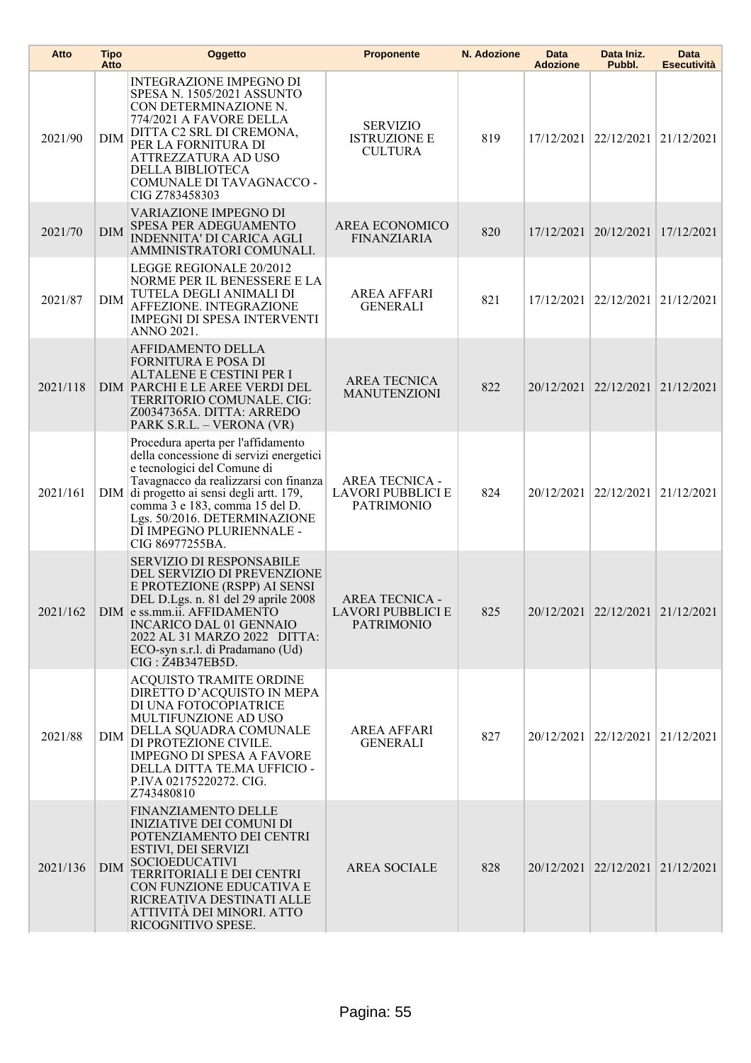| Atto | Tipo Atto | Oggetto | Proponente | N. Adozione | Data Adozione | Data Iniz. Pubbl. | Data Esecutività |
|---|---|---|---|---|---|---|---|
| 2021/90 | DIM | INTEGRAZIONE IMPEGNO DI SPESA N. 1505/2021 ASSUNTO CON DETERMINAZIONE N. 774/2021 A FAVORE DELLA DITTA C2 SRL DI CREMONA, PER LA FORNITURA DI ATTREZZATURA AD USO DELLA BIBLIOTECA COMUNALE DI TAVAGNACCO - CIG Z783458303 | SERVIZIO ISTRUZIONE E CULTURA | 819 | 17/12/2021 | 22/12/2021 | 21/12/2021 |
| 2021/70 | DIM | VARIAZIONE IMPEGNO DI SPESA PER ADEGUAMENTO INDENNITA' DI CARICA AGLI AMMINISTRATORI COMUNALI. | AREA ECONOMICO FINANZIARIA | 820 | 17/12/2021 | 20/12/2021 | 17/12/2021 |
| 2021/87 | DIM | LEGGE REGIONALE 20/2012 NORME PER IL BENESSERE E LA TUTELA DEGLI ANIMALI DI AFFEZIONE. INTEGRAZIONE IMPEGNI DI SPESA INTERVENTI ANNO 2021. | AREA AFFARI GENERALI | 821 | 17/12/2021 | 22/12/2021 | 21/12/2021 |
| 2021/118 | DIM | AFFIDAMENTO DELLA FORNITURA E POSA DI ALTALENE E CESTINI PER I PARCHI E LE AREE VERDI DEL TERRITORIO COMUNALE. CIG: Z00347365A. DITTA: ARREDO PARK S.R.L. – VERONA (VR) | AREA TECNICA MANUTENZIONI | 822 | 20/12/2021 | 22/12/2021 | 21/12/2021 |
| 2021/161 | DIM | Procedura aperta per l'affidamento della concessione di servizi energetici e tecnologici del Comune di Tavagnacco da realizzarsi con finanza di progetto ai sensi degli artt. 179, comma 3 e 183, comma 15 del D. Lgs. 50/2016. DETERMINAZIONE DI IMPEGNO PLURIENNALE - CIG 86977255BA. | AREA TECNICA - LAVORI PUBBLICI E PATRIMONIO | 824 | 20/12/2021 | 22/12/2021 | 21/12/2021 |
| 2021/162 | DIM | SERVIZIO DI RESPONSABILE DEL SERVIZIO DI PREVENZIONE E PROTEZIONE (RSPP) AI SENSI DEL D.Lgs. n. 81 del 29 aprile 2008 e ss.mm.ii. AFFIDAMENTO INCARICO DAL 01 GENNAIO 2022 AL 31 MARZO 2022 DITTA: ECO-syn s.r.l. di Pradamano (Ud) CIG : Z4B347EB5D. | AREA TECNICA - LAVORI PUBBLICI E PATRIMONIO | 825 | 20/12/2021 | 22/12/2021 | 21/12/2021 |
| 2021/88 | DIM | ACQUISTO TRAMITE ORDINE DIRETTO D'ACQUISTO IN MEPA DI UNA FOTOCOPIATRICE MULTIFUNZIONE AD USO DELLA SQUADRA COMUNALE DI PROTEZIONE CIVILE. IMPEGNO DI SPESA A FAVORE DELLA DITTA TE.MA UFFICIO - P.IVA 02175220272. CIG. Z743480810 | AREA AFFARI GENERALI | 827 | 20/12/2021 | 22/12/2021 | 21/12/2021 |
| 2021/136 | DIM | FINANZIAMENTO DELLE INIZIATIVE DEI COMUNI DI POTENZIAMENTO DEI CENTRI ESTIVI, DEI SERVIZI SOCIOEDUCATIVI TERRITORIALI E DEI CENTRI CON FUNZIONE EDUCATIVA E RICREATIVA DESTINATI ALLE ATTIVITÀ DEI MINORI. ATTO RICOGNITIVO SPESE. | AREA SOCIALE | 828 | 20/12/2021 | 22/12/2021 | 21/12/2021 |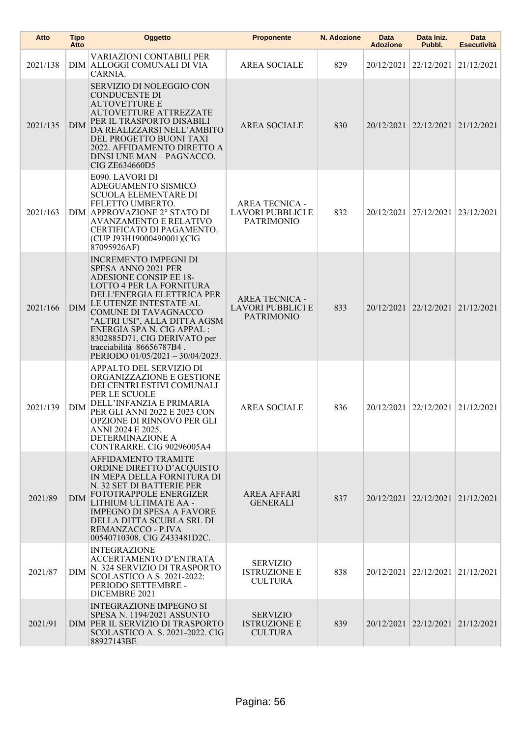| Atto | Tipo Atto | Oggetto | Proponente | N. Adozione | Data Adozione | Data Iniz. Pubbl. | Data Esecutività |
|---|---|---|---|---|---|---|---|
| 2021/138 | DIM | VARIAZIONI CONTABILI PER ALLOGGI COMUNALI DI VIA CARNIA. | AREA SOCIALE | 829 | 20/12/2021 | 22/12/2021 | 21/12/2021 |
| 2021/135 | DIM | SERVIZIO DI NOLEGGIO CON CONDUCENTE DI AUTOVETTURE E AUTOVETTURE ATTREZZATE PER IL TRASPORTO DISABILI DA REALIZZARSI NELL'AMBITO DEL PROGETTO BUONI TAXI 2022. AFFIDAMENTO DIRETTO A DINSI UNE MAN – PAGNACCO. CIG ZE634660D5 | AREA SOCIALE | 830 | 20/12/2021 | 22/12/2021 | 21/12/2021 |
| 2021/163 | DIM | E090. LAVORI DI ADEGUAMENTO SISMICO SCUOLA ELEMENTARE DI FELETTO UMBERTO. APPROVAZIONE 2° STATO DI AVANZAMENTO E RELATIVO CERTIFICATO DI PAGAMENTO. (CUP J93H19000490001)(CIG 87095926AF) | AREA TECNICA - LAVORI PUBBLICI E PATRIMONIO | 832 | 20/12/2021 | 27/12/2021 | 23/12/2021 |
| 2021/166 | DIM | INCREMENTO IMPEGNI DI SPESA ANNO 2021 PER ADESIONE CONSIP EE 18-LOTTO 4 PER LA FORNITURA DELL'ENERGIA ELETTRICA PER LE UTENZE INTESTATE AL COMUNE DI TAVAGNACCO "ALTRI USI", ALLA DITTA AGSM ENERGIA SPA N. CIG APPAL : 8302885D71, CIG DERIVATO per tracciabilità 86656787B4 . PERIODO 01/05/2021 – 30/04/2023. | AREA TECNICA - LAVORI PUBBLICI E PATRIMONIO | 833 | 20/12/2021 | 22/12/2021 | 21/12/2021 |
| 2021/139 | DIM | APPALTO DEL SERVIZIO DI ORGANIZZAZIONE E GESTIONE DEI CENTRI ESTIVI COMUNALI PER LE SCUOLE DELL'INFANZIA E PRIMARIA PER GLI ANNI 2022 E 2023 CON OPZIONE DI RINNOVO PER GLI ANNI 2024 E 2025. DETERMINAZIONE A CONTRARRE. CIG 90296005A4 | AREA SOCIALE | 836 | 20/12/2021 | 22/12/2021 | 21/12/2021 |
| 2021/89 | DIM | AFFIDAMENTO TRAMITE ORDINE DIRETTO D'ACQUISTO IN MEPA DELLA FORNITURA DI N. 32 SET DI BATTERIE PER FOTOTRAPPOLE ENERGIZER LITHIUM ULTIMATE AA - IMPEGNO DI SPESA A FAVORE DELLA DITTA SCUBLA SRL DI REMANZACCO - P.IVA 00540710308. CIG Z433481D2C. | AREA AFFARI GENERALI | 837 | 20/12/2021 | 22/12/2021 | 21/12/2021 |
| 2021/87 | DIM | INTEGRAZIONE ACCERTAMENTO D'ENTRATA N. 324 SERVIZIO DI TRASPORTO SCOLASTICO A.S. 2021-2022: PERIODO SETTEMBRE - DICEMBRE 2021 | SERVIZIO ISTRUZIONE E CULTURA | 838 | 20/12/2021 | 22/12/2021 | 21/12/2021 |
| 2021/91 | DIM | INTEGRAZIONE IMPEGNO SI SPESA N. 1194/2021 ASSUNTO PER IL SERVIZIO DI TRASPORTO SCOLASTICO A. S. 2021-2022. CIG 88927143BE | SERVIZIO ISTRUZIONE E CULTURA | 839 | 20/12/2021 | 22/12/2021 | 21/12/2021 |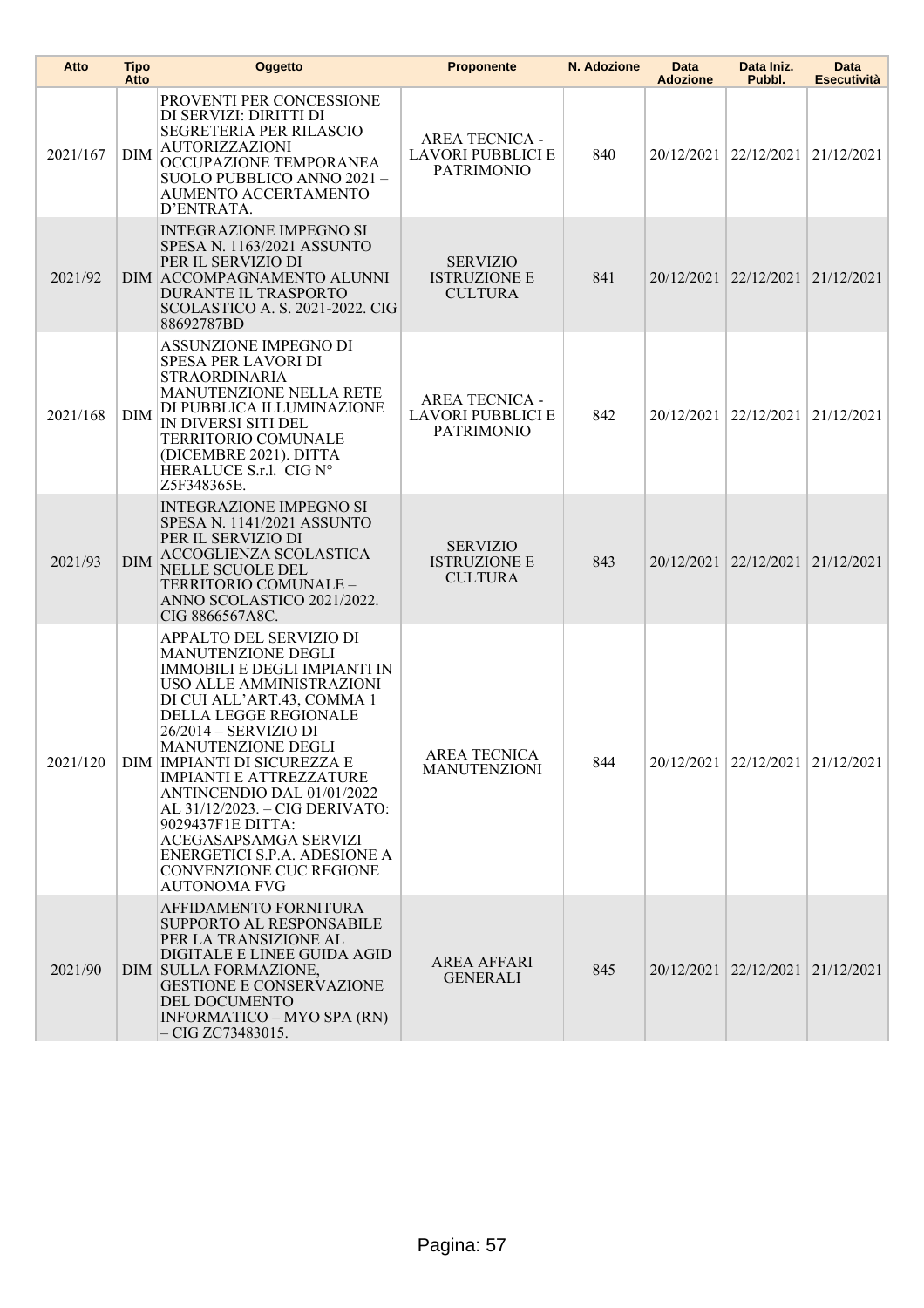| Atto | Tipo Atto | Oggetto | Proponente | N. Adozione | Data Adozione | Data Iniz. Pubbl. | Data Esecutività |
|---|---|---|---|---|---|---|---|
| 2021/167 | DIM | PROVENTI PER CONCESSIONE DI SERVIZI: DIRITTI DI SEGRETERIA PER RILASCIO AUTORIZZAZIONI OCCUPAZIONE TEMPORANEA SUOLO PUBBLICO ANNO 2021 – AUMENTO ACCERTAMENTO D'ENTRATA. | AREA TECNICA - LAVORI PUBBLICI E PATRIMONIO | 840 | 20/12/2021 | 22/12/2021 | 21/12/2021 |
| 2021/92 | DIM | INTEGRAZIONE IMPEGNO SI SPESA N. 1163/2021 ASSUNTO PER IL SERVIZIO DI ACCOMPAGNAMENTO ALUNNI DURANTE IL TRASPORTO SCOLASTICO A. S. 2021-2022. CIG 88692787BD | SERVIZIO ISTRUZIONE E CULTURA | 841 | 20/12/2021 | 22/12/2021 | 21/12/2021 |
| 2021/168 | DIM | ASSUNZIONE IMPEGNO DI SPESA PER LAVORI DI STRAORDINARIA MANUTENZIONE NELLA RETE DI PUBBLICA ILLUMINAZIONE IN DIVERSI SITI DEL TERRITORIO COMUNALE (DICEMBRE 2021). DITTA HERALUCE S.r.l. CIG N° Z5F348365E. | AREA TECNICA - LAVORI PUBBLICI E PATRIMONIO | 842 | 20/12/2021 | 22/12/2021 | 21/12/2021 |
| 2021/93 | DIM | INTEGRAZIONE IMPEGNO SI SPESA N. 1141/2021 ASSUNTO PER IL SERVIZIO DI ACCOGLIENZA SCOLASTICA NELLE SCUOLE DEL TERRITORIO COMUNALE – ANNO SCOLASTICO 2021/2022. CIG 8866567A8C. | SERVIZIO ISTRUZIONE E CULTURA | 843 | 20/12/2021 | 22/12/2021 | 21/12/2021 |
| 2021/120 | DIM | APPALTO DEL SERVIZIO DI MANUTENZIONE DEGLI IMMOBILI E DEGLI IMPIANTI IN USO ALLE AMMINISTRAZIONI DI CUI ALL'ART.43, COMMA 1 DELLA LEGGE REGIONALE 26/2014 – SERVIZIO DI MANUTENZIONE DEGLI IMPIANTI DI SICUREZZA E IMPIANTI E ATTREZZATURE ANTINCENDIO DAL 01/01/2022 AL 31/12/2023. – CIG DERIVATO: 9029437F1E DITTA: ACEGASAPSAMGA SERVIZI ENERGETICI S.P.A. ADESIONE A CONVENZIONE CUC REGIONE AUTONOMA FVG | AREA TECNICA MANUTENZIONI | 844 | 20/12/2021 | 22/12/2021 | 21/12/2021 |
| 2021/90 | DIM | AFFIDAMENTO FORNITURA SUPPORTO AL RESPONSABILE PER LA TRANSIZIONE AL DIGITALE E LINEE GUIDA AGID SULLA FORMAZIONE, GESTIONE E CONSERVAZIONE DEL DOCUMENTO INFORMATICO – MYO SPA (RN) – CIG ZC73483015. | AREA AFFARI GENERALI | 845 | 20/12/2021 | 22/12/2021 | 21/12/2021 |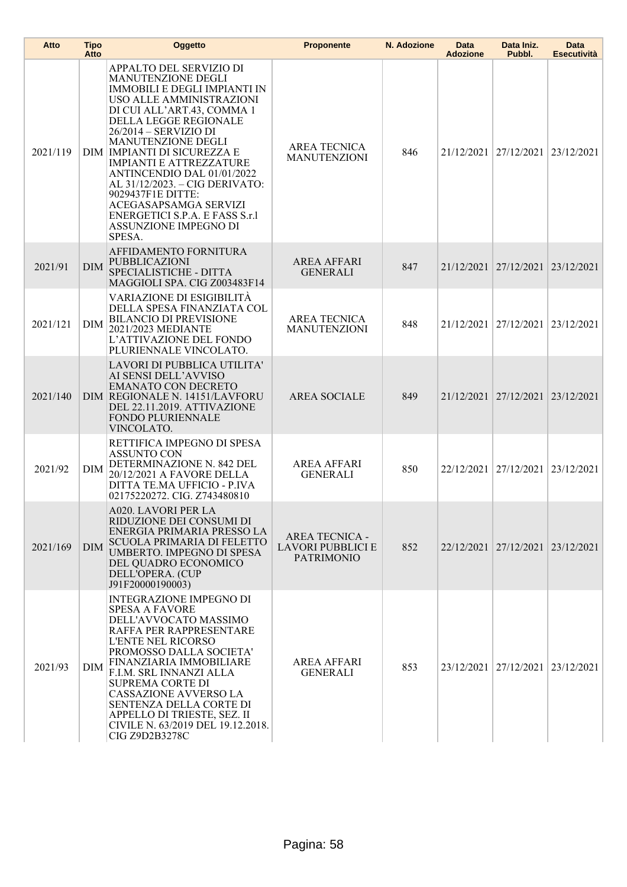| Atto | Tipo Atto | Oggetto | Proponente | N. Adozione | Data Adozione | Data Iniz. Pubbl. | Data Esecutività |
|---|---|---|---|---|---|---|---|
| 2021/119 | DIM | APPALTO DEL SERVIZIO DI MANUTENZIONE DEGLI IMMOBILI E DEGLI IMPIANTI IN USO ALLE AMMINISTRAZIONI DI CUI ALL'ART.43, COMMA 1 DELLA LEGGE REGIONALE 26/2014 – SERVIZIO DI MANUTENZIONE DEGLI IMPIANTI DI SICUREZZA E IMPIANTI E ATTREZZATURE ANTINCENDIO DAL 01/01/2022 AL 31/12/2023. – CIG DERIVATO: 9029437F1E DITTE: ACEGASAPSAMGA SERVIZI ENERGETICI S.P.A. E FASS S.r.l ASSUNZIONE IMPEGNO DI SPESA. | AREA TECNICA MANUTENZIONI | 846 | 21/12/2021 | 27/12/2021 | 23/12/2021 |
| 2021/91 | DIM | AFFIDAMENTO FORNITURA PUBBLICAZIONI SPECIALISTICHE - DITTA MAGGIOLI SPA. CIG Z003483F14 | AREA AFFARI GENERALI | 847 | 21/12/2021 | 27/12/2021 | 23/12/2021 |
| 2021/121 | DIM | VARIAZIONE DI ESIGIBILITÀ DELLA SPESA FINANZIATA COL BILANCIO DI PREVISIONE 2021/2023 MEDIANTE L'ATTIVAZIONE DEL FONDO PLURIENNALE VINCOLATO. | AREA TECNICA MANUTENZIONI | 848 | 21/12/2021 | 27/12/2021 | 23/12/2021 |
| 2021/140 | DIM | LAVORI DI PUBBLICA UTILITA' AI SENSI DELL'AVVISO EMANATO CON DECRETO REGIONALE N. 14151/LAVFORU DEL 22.11.2019. ATTIVAZIONE FONDO PLURIENNALE VINCOLATO. | AREA SOCIALE | 849 | 21/12/2021 | 27/12/2021 | 23/12/2021 |
| 2021/92 | DIM | RETTIFICA IMPEGNO DI SPESA ASSUNTO CON DETERMINAZIONE N. 842 DEL 20/12/2021 A FAVORE DELLA DITTA TE.MA UFFICIO - P.IVA 02175220272. CIG. Z743480810 | AREA AFFARI GENERALI | 850 | 22/12/2021 | 27/12/2021 | 23/12/2021 |
| 2021/169 | DIM | A020. LAVORI PER LA RIDUZIONE DEI CONSUMI DI ENERGIA PRIMARIA PRESSO LA SCUOLA PRIMARIA DI FELETTO UMBERTO. IMPEGNO DI SPESA DEL QUADRO ECONOMICO DELL'OPERA. (CUP J91F20000190003) | AREA TECNICA - LAVORI PUBBLICI E PATRIMONIO | 852 | 22/12/2021 | 27/12/2021 | 23/12/2021 |
| 2021/93 | DIM | INTEGRAZIONE IMPEGNO DI SPESA A FAVORE DELL'AVVOCATO MASSIMO RAFFA PER RAPPRESENTARE L'ENTE NEL RICORSO PROMOSSO DALLA SOCIETA' FINANZIARIA IMMOBILIARE F.I.M. SRL INNANZI ALLA SUPREMA CORTE DI CASSAZIONE AVVERSO LA SENTENZA DELLA CORTE DI APPELLO DI TRIESTE, SEZ. II CIVILE N. 63/2019 DEL 19.12.2018. CIG Z9D2B3278C | AREA AFFARI GENERALI | 853 | 23/12/2021 | 27/12/2021 | 23/12/2021 |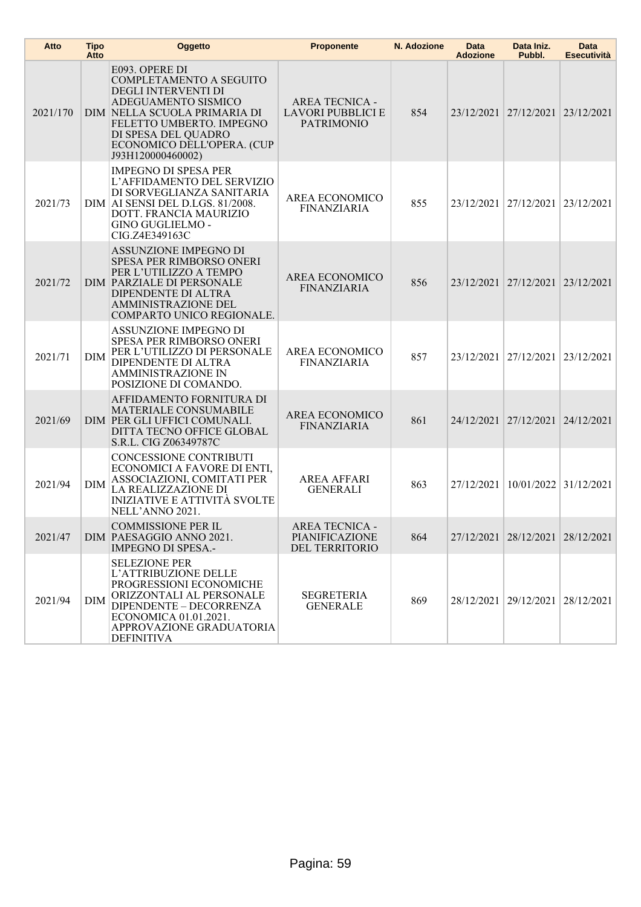| Atto | Tipo Atto | Oggetto | Proponente | N. Adozione | Data Adozione | Data Iniz. Pubbl. | Data Esecutività |
|---|---|---|---|---|---|---|---|
| 2021/170 | DIM | E093. OPERE DI COMPLETAMENTO A SEGUITO DEGLI INTERVENTI DI ADEGUAMENTO SISMICO NELLA SCUOLA PRIMARIA DI FELETTO UMBERTO. IMPEGNO DI SPESA DEL QUADRO ECONOMICO DELL'OPERA. (CUP J93H120000460002) | AREA TECNICA - LAVORI PUBBLICI E PATRIMONIO | 854 | 23/12/2021 | 27/12/2021 | 23/12/2021 |
| 2021/73 | DIM | IMPEGNO DI SPESA PER L’AFFIDAMENTO DEL SERVIZIO DI SORVEGLIANZA SANITARIA AI SENSI DEL D.LGS. 81/2008. DOTT. FRANCIA MAURIZIO GINO GUGLIELMO - CIG.Z4E349163C | AREA ECONOMICO FINANZIARIA | 855 | 23/12/2021 | 27/12/2021 | 23/12/2021 |
| 2021/72 | DIM | ASSUNZIONE IMPEGNO DI SPESA PER RIMBORSO ONERI PER L’UTILIZZO A TEMPO PARZIALE DI PERSONALE DIPENDENTE DI ALTRA AMMINISTRAZIONE DEL COMPARTO UNICO REGIONALE. | AREA ECONOMICO FINANZIARIA | 856 | 23/12/2021 | 27/12/2021 | 23/12/2021 |
| 2021/71 | DIM | ASSUNZIONE IMPEGNO DI SPESA PER RIMBORSO ONERI PER L’UTILIZZO DI PERSONALE DIPENDENTE DI ALTRA AMMINISTRAZIONE IN POSIZIONE DI COMANDO. | AREA ECONOMICO FINANZIARIA | 857 | 23/12/2021 | 27/12/2021 | 23/12/2021 |
| 2021/69 | DIM | AFFIDAMENTO FORNITURA DI MATERIALE CONSUMABILE PER GLI UFFICI COMUNALI. DITTA TECNO OFFICE GLOBAL S.R.L. CIG Z06349787C | AREA ECONOMICO FINANZIARIA | 861 | 24/12/2021 | 27/12/2021 | 24/12/2021 |
| 2021/94 | DIM | CONCESSIONE CONTRIBUTI ECONOMICI A FAVORE DI ENTI, ASSOCIAZIONI, COMITATI PER LA REALIZZAZIONE DI INIZIATIVE E ATTIVITÀ SVOLTE NELL’ANNO 2021. | AREA AFFARI GENERALI | 863 | 27/12/2021 | 10/01/2022 | 31/12/2021 |
| 2021/47 | DIM | COMMISSIONE PER IL PAESAGGIO ANNO 2021. IMPEGNO DI SPESA.- | AREA TECNICA - PIANIFICAZIONE DEL TERRITORIO | 864 | 27/12/2021 | 28/12/2021 | 28/12/2021 |
| 2021/94 | DIM | SELEZIONE PER L’ATTRIBUZIONE DELLE PROGRESSIONI ECONOMICHE ORIZZONTALI AL PERSONALE DIPENDENTE – DECORRENZA ECONOMICA 01.01.2021. APPROVAZIONE GRADUATORIA DEFINITIVA | SEGRETERIA GENERALE | 869 | 28/12/2021 | 29/12/2021 | 28/12/2021 |